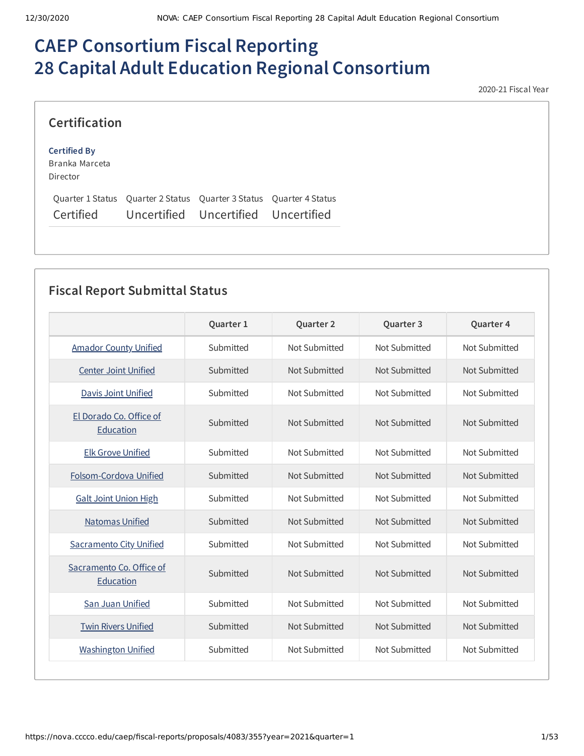# CAEP Consortium Fiscal Reporting
# 28 Capital Adult Education Regional Consortium

2020-21 Fiscal Year

## Certification

**Certified By**
Branka Marceta
Director

| Quarter 1 Status | Quarter 2 Status | Quarter 3 Status | Quarter 4 Status |
| --- | --- | --- | --- |
| Certified | Uncertified | Uncertified | Uncertified |

## Fiscal Report Submittal Status

| | Quarter 1 | Quarter 2 | Quarter 3 | Quarter 4 |
| --- | --- | --- | --- | --- |
| Amador County Unified | Submitted | Not Submitted | Not Submitted | Not Submitted |
| Center Joint Unified | Submitted | Not Submitted | Not Submitted | Not Submitted |
| Davis Joint Unified | Submitted | Not Submitted | Not Submitted | Not Submitted |
| El Dorado Co. Office of Education | Submitted | Not Submitted | Not Submitted | Not Submitted |
| Elk Grove Unified | Submitted | Not Submitted | Not Submitted | Not Submitted |
| Folsom-Cordova Unified | Submitted | Not Submitted | Not Submitted | Not Submitted |
| Galt Joint Union High | Submitted | Not Submitted | Not Submitted | Not Submitted |
| Natomas Unified | Submitted | Not Submitted | Not Submitted | Not Submitted |
| Sacramento City Unified | Submitted | Not Submitted | Not Submitted | Not Submitted |
| Sacramento Co. Office of Education | Submitted | Not Submitted | Not Submitted | Not Submitted |
| San Juan Unified | Submitted | Not Submitted | Not Submitted | Not Submitted |
| Twin Rivers Unified | Submitted | Not Submitted | Not Submitted | Not Submitted |
| Washington Unified | Submitted | Not Submitted | Not Submitted | Not Submitted |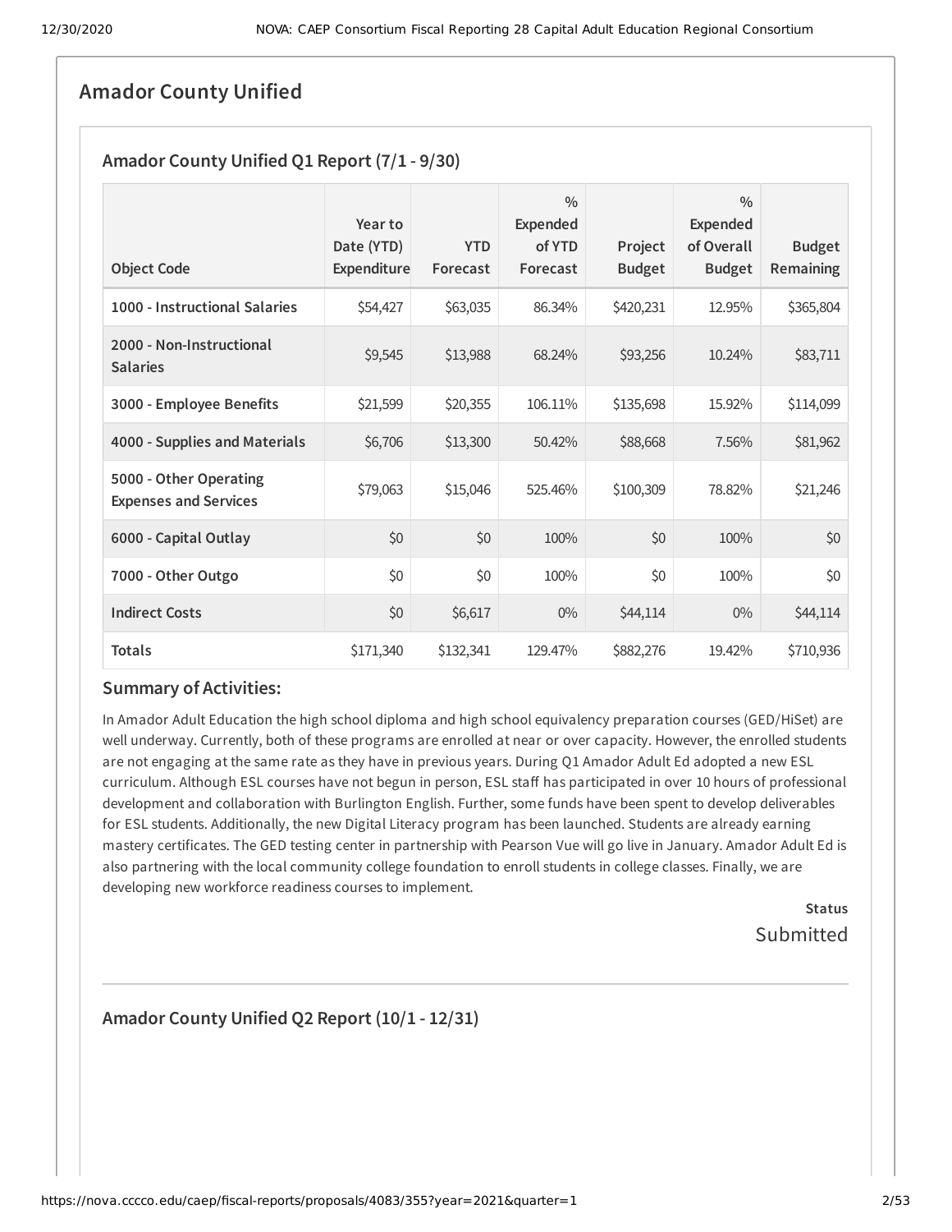# Amador County Unified

## Amador County Unified Q1 Report (7/1 - 9/30)

| Object Code | Year to Date (YTD) Expenditure | YTD Forecast | % Expended of YTD Forecast | Project Budget | % Expended of Overall Budget | Budget Remaining |
|---|---|---|---|---|---|---|
| **1000 - Instructional Salaries** | $54,427 | $63,035 | 86.34% | $420,231 | 12.95% | $365,804 |
| **2000 - Non-Instructional Salaries** | $9,545 | $13,988 | 68.24% | $93,256 | 10.24% | $83,711 |
| **3000 - Employee Benefits** | $21,599 | $20,355 | 106.11% | $135,698 | 15.92% | $114,099 |
| **4000 - Supplies and Materials** | $6,706 | $13,300 | 50.42% | $88,668 | 7.56% | $81,962 |
| **5000 - Other Operating Expenses and Services** | $79,063 | $15,046 | 525.46% | $100,309 | 78.82% | $21,246 |
| **6000 - Capital Outlay** | $0 | $0 | 100% | $0 | 100% | $0 |
| **7000 - Other Outgo** | $0 | $0 | 100% | $0 | 100% | $0 |
| **Indirect Costs** | $0 | $6,617 | 0% | $44,114 | 0% | $44,114 |
| **Totals** | $171,340 | $132,341 | 129.47% | $882,276 | 19.42% | $710,936 |

### Summary of Activities:

In Amador Adult Education the high school diploma and high school equivalency preparation courses (GED/HiSet) are well underway. Currently, both of these programs are enrolled at near or over capacity. However, the enrolled students are not engaging at the same rate as they have in previous years. During Q1 Amador Adult Ed adopted a new ESL curriculum. Although ESL courses have not begun in person, ESL staff has participated in over 10 hours of professional development and collaboration with Burlington English. Further, some funds have been spent to develop deliverables for ESL students. Additionally, the new Digital Literacy program has been launched. Students are already earning mastery certificates. The GED testing center in partnership with Pearson Vue will go live in January. Amador Adult Ed is also partnering with the local community college foundation to enroll students in college classes. Finally, we are developing new workforce readiness courses to implement.

**Status**

Submitted

## Amador County Unified Q2 Report (10/1 - 12/31)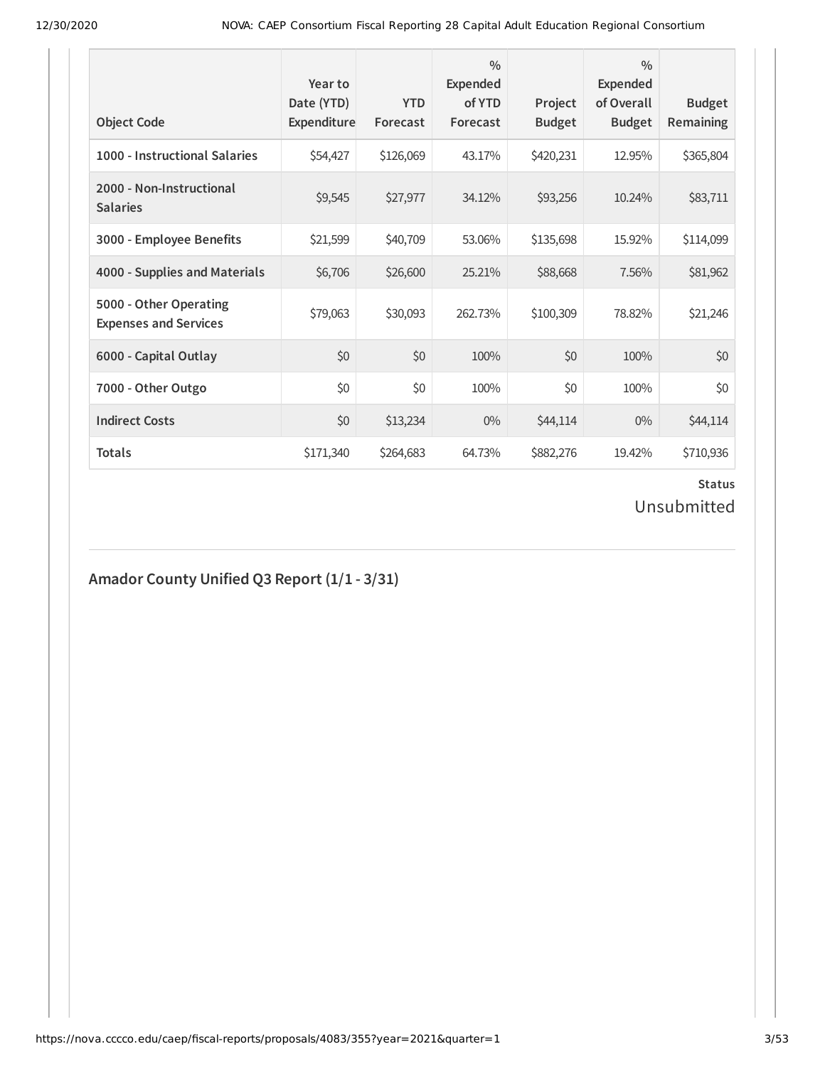| Object Code | Year to Date (YTD) Expenditure | YTD Forecast | % Expended of YTD Forecast | Project Budget | % Expended of Overall Budget | Budget Remaining |
|---|---|---|---|---|---|---|
| **1000 - Instructional Salaries** | $54,427 | $126,069 | 43.17% | $420,231 | 12.95% | $365,804 |
| **2000 - Non-Instructional Salaries** | $9,545 | $27,977 | 34.12% | $93,256 | 10.24% | $83,711 |
| **3000 - Employee Benefits** | $21,599 | $40,709 | 53.06% | $135,698 | 15.92% | $114,099 |
| **4000 - Supplies and Materials** | $6,706 | $26,600 | 25.21% | $88,668 | 7.56% | $81,962 |
| **5000 - Other Operating Expenses and Services** | $79,063 | $30,093 | 262.73% | $100,309 | 78.82% | $21,246 |
| **6000 - Capital Outlay** | $0 | $0 | 100% | $0 | 100% | $0 |
| **7000 - Other Outgo** | $0 | $0 | 100% | $0 | 100% | $0 |
| **Indirect Costs** | $0 | $13,234 | 0% | $44,114 | 0% | $44,114 |
| **Totals** | $171,340 | $264,683 | 64.73% | $882,276 | 19.42% | $710,936 |

**Status**

Unsubmitted

## Amador County Unified Q3 Report (1/1 - 3/31)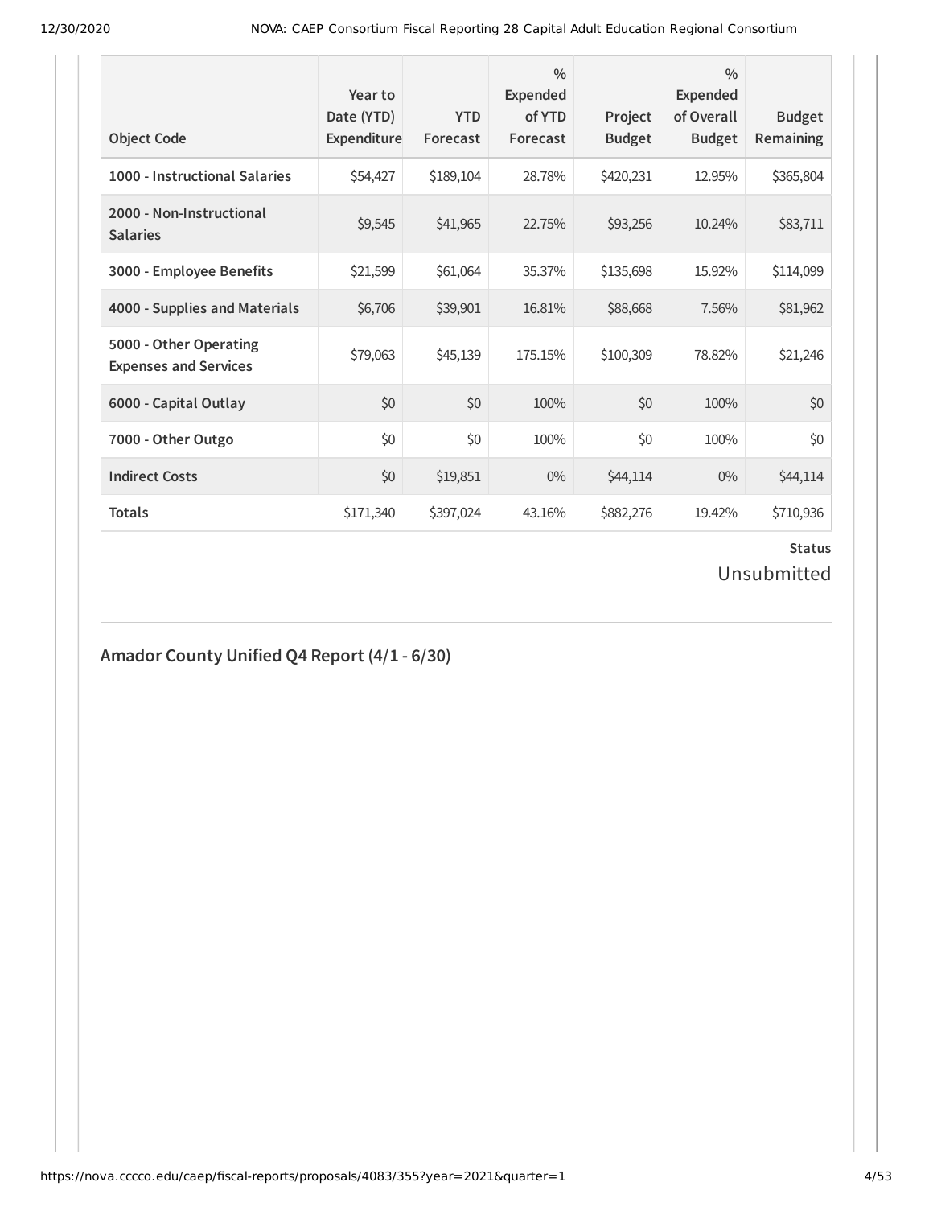| Object Code | Year to Date (YTD) Expenditure | YTD Forecast | % Expended of YTD Forecast | Project Budget | % Expended of Overall Budget | Budget Remaining |
|---|---|---|---|---|---|---|
| **1000 - Instructional Salaries** | $54,427 | $189,104 | 28.78% | $420,231 | 12.95% | $365,804 |
| **2000 - Non-Instructional Salaries** | $9,545 | $41,965 | 22.75% | $93,256 | 10.24% | $83,711 |
| **3000 - Employee Benefits** | $21,599 | $61,064 | 35.37% | $135,698 | 15.92% | $114,099 |
| **4000 - Supplies and Materials** | $6,706 | $39,901 | 16.81% | $88,668 | 7.56% | $81,962 |
| **5000 - Other Operating Expenses and Services** | $79,063 | $45,139 | 175.15% | $100,309 | 78.82% | $21,246 |
| **6000 - Capital Outlay** | $0 | $0 | 100% | $0 | 100% | $0 |
| **7000 - Other Outgo** | $0 | $0 | 100% | $0 | 100% | $0 |
| **Indirect Costs** | $0 | $19,851 | 0% | $44,114 | 0% | $44,114 |
| **Totals** | $171,340 | $397,024 | 43.16% | $882,276 | 19.42% | $710,936 |

**Status**

Unsubmitted

## Amador County Unified Q4 Report (4/1 - 6/30)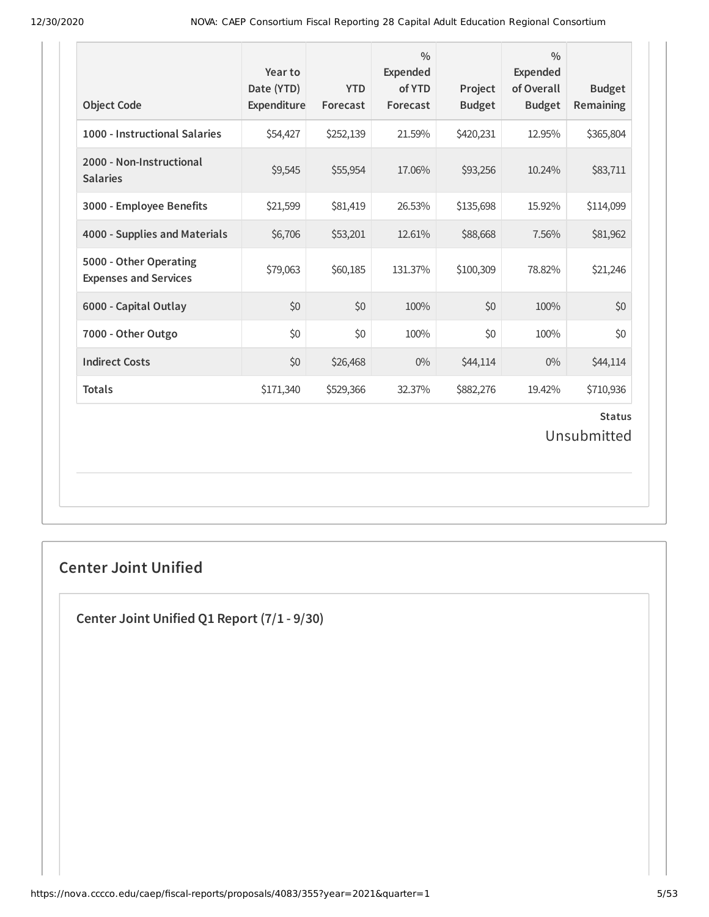| Object Code | Year to Date (YTD) Expenditure | YTD Forecast | % Expended of YTD Forecast | Project Budget | % Expended of Overall Budget | Budget Remaining |
|---|---|---|---|---|---|---|
| 1000 - Instructional Salaries | $54,427 | $252,139 | 21.59% | $420,231 | 12.95% | $365,804 |
| 2000 - Non-Instructional Salaries | $9,545 | $55,954 | 17.06% | $93,256 | 10.24% | $83,711 |
| 3000 - Employee Benefits | $21,599 | $81,419 | 26.53% | $135,698 | 15.92% | $114,099 |
| 4000 - Supplies and Materials | $6,706 | $53,201 | 12.61% | $88,668 | 7.56% | $81,962 |
| 5000 - Other Operating Expenses and Services | $79,063 | $60,185 | 131.37% | $100,309 | 78.82% | $21,246 |
| 6000 - Capital Outlay | $0 | $0 | 100% | $0 | 100% | $0 |
| 7000 - Other Outgo | $0 | $0 | 100% | $0 | 100% | $0 |
| Indirect Costs | $0 | $26,468 | 0% | $44,114 | 0% | $44,114 |
| Totals | $171,340 | $529,366 | 32.37% | $882,276 | 19.42% | $710,936 |

**Status**

Unsubmitted

## Center Joint Unified

### Center Joint Unified Q1 Report (7/1 - 9/30)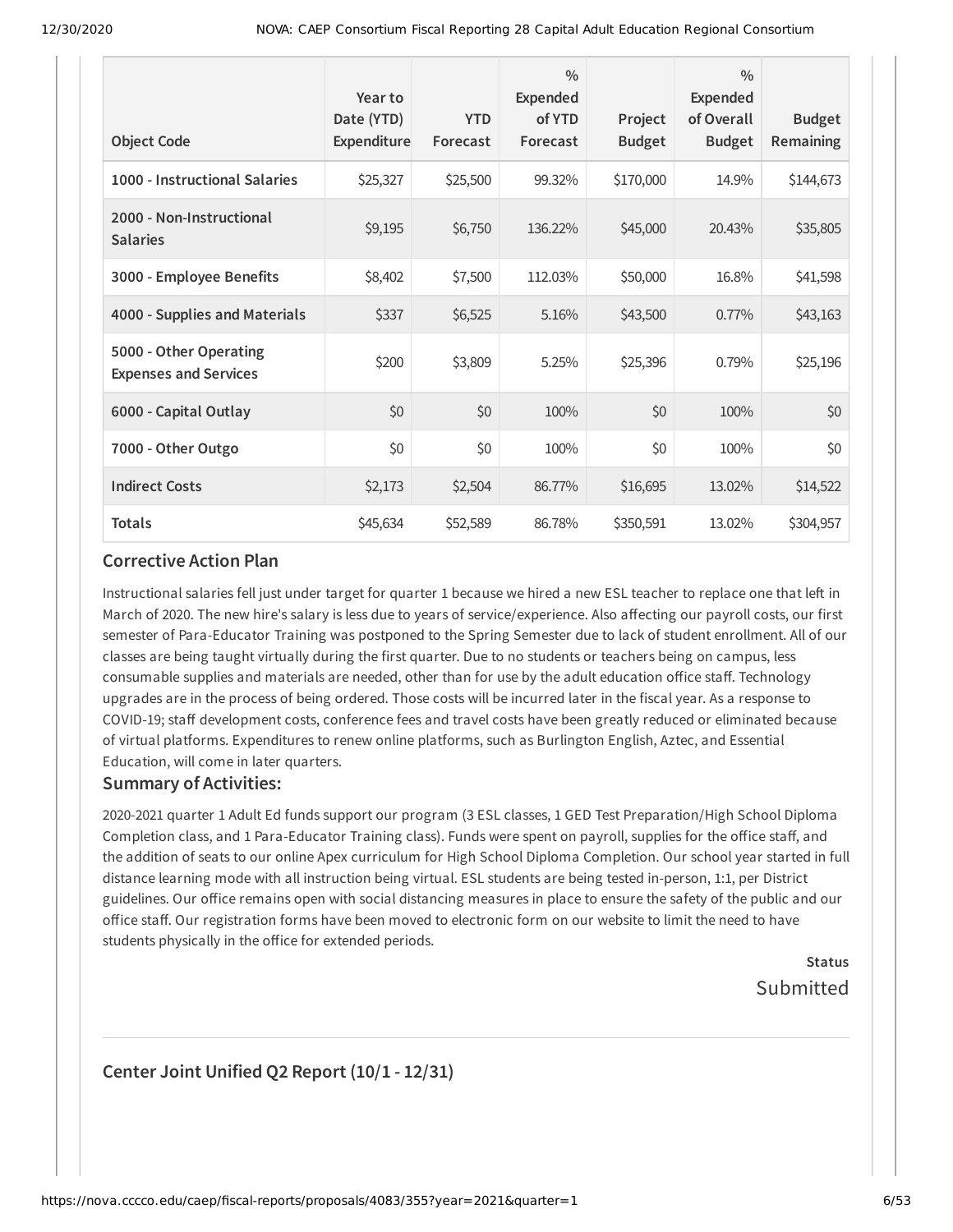| Object Code | Year to Date (YTD) Expenditure | YTD Forecast | % Expended of YTD Forecast | Project Budget | % Expended of Overall Budget | Budget Remaining |
|---|---|---|---|---|---|---|
| 1000 - Instructional Salaries | $25,327 | $25,500 | 99.32% | $170,000 | 14.9% | $144,673 |
| 2000 - Non-Instructional Salaries | $9,195 | $6,750 | 136.22% | $45,000 | 20.43% | $35,805 |
| 3000 - Employee Benefits | $8,402 | $7,500 | 112.03% | $50,000 | 16.8% | $41,598 |
| 4000 - Supplies and Materials | $337 | $6,525 | 5.16% | $43,500 | 0.77% | $43,163 |
| 5000 - Other Operating Expenses and Services | $200 | $3,809 | 5.25% | $25,396 | 0.79% | $25,196 |
| 6000 - Capital Outlay | $0 | $0 | 100% | $0 | 100% | $0 |
| 7000 - Other Outgo | $0 | $0 | 100% | $0 | 100% | $0 |
| Indirect Costs | $2,173 | $2,504 | 86.77% | $16,695 | 13.02% | $14,522 |
| Totals | $45,634 | $52,589 | 86.78% | $350,591 | 13.02% | $304,957 |

## Corrective Action Plan

Instructional salaries fell just under target for quarter 1 because we hired a new ESL teacher to replace one that left in March of 2020. The new hire's salary is less due to years of service/experience. Also affecting our payroll costs, our first semester of Para-Educator Training was postponed to the Spring Semester due to lack of student enrollment. All of our classes are being taught virtually during the first quarter. Due to no students or teachers being on campus, less consumable supplies and materials are needed, other than for use by the adult education office staff. Technology upgrades are in the process of being ordered. Those costs will be incurred later in the fiscal year. As a response to COVID-19; staff development costs, conference fees and travel costs have been greatly reduced or eliminated because of virtual platforms. Expenditures to renew online platforms, such as Burlington English, Aztec, and Essential Education, will come in later quarters.

## Summary of Activities:

2020-2021 quarter 1 Adult Ed funds support our program (3 ESL classes, 1 GED Test Preparation/High School Diploma Completion class, and 1 Para-Educator Training class). Funds were spent on payroll, supplies for the office staff, and the addition of seats to our online Apex curriculum for High School Diploma Completion. Our school year started in full distance learning mode with all instruction being virtual. ESL students are being tested in-person, 1:1, per District guidelines. Our office remains open with social distancing measures in place to ensure the safety of the public and our office staff. Our registration forms have been moved to electronic form on our website to limit the need to have students physically in the office for extended periods.

**Status**
Submitted

## Center Joint Unified Q2 Report (10/1 - 12/31)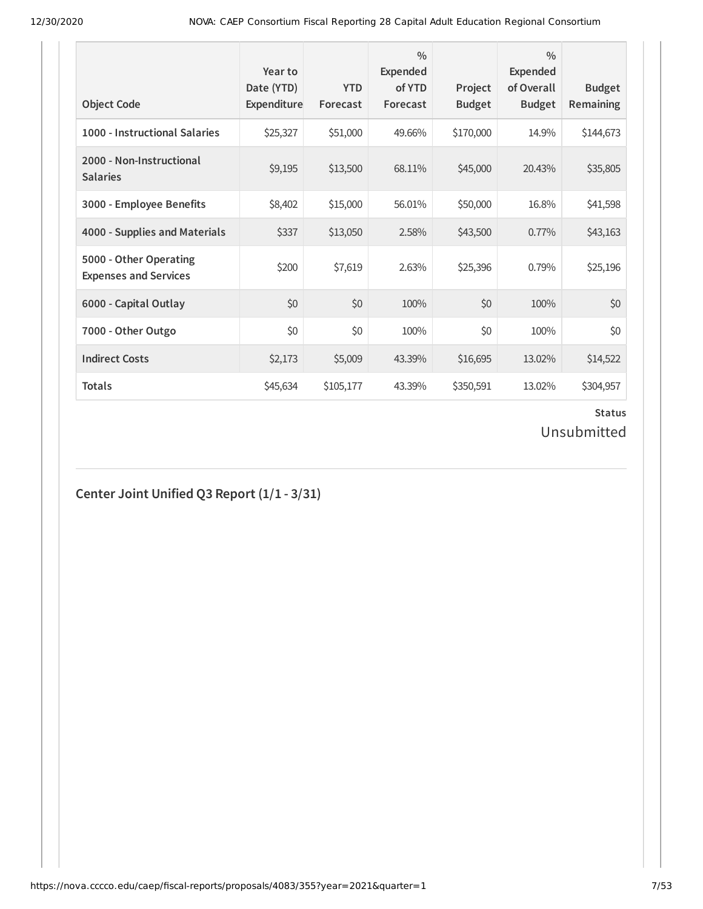| Object Code | Year to Date (YTD) Expenditure | YTD Forecast | % Expended of YTD Forecast | Project Budget | % Expended of Overall Budget | Budget Remaining |
|---|---|---|---|---|---|---|
| **1000 - Instructional Salaries** | $25,327 | $51,000 | 49.66% | $170,000 | 14.9% | $144,673 |
| **2000 - Non-Instructional Salaries** | $9,195 | $13,500 | 68.11% | $45,000 | 20.43% | $35,805 |
| **3000 - Employee Benefits** | $8,402 | $15,000 | 56.01% | $50,000 | 16.8% | $41,598 |
| **4000 - Supplies and Materials** | $337 | $13,050 | 2.58% | $43,500 | 0.77% | $43,163 |
| **5000 - Other Operating Expenses and Services** | $200 | $7,619 | 2.63% | $25,396 | 0.79% | $25,196 |
| **6000 - Capital Outlay** | $0 | $0 | 100% | $0 | 100% | $0 |
| **7000 - Other Outgo** | $0 | $0 | 100% | $0 | 100% | $0 |
| **Indirect Costs** | $2,173 | $5,009 | 43.39% | $16,695 | 13.02% | $14,522 |
| **Totals** | $45,634 | $105,177 | 43.39% | $350,591 | 13.02% | $304,957 |

**Status**

Unsubmitted

## Center Joint Unified Q3 Report (1/1 - 3/31)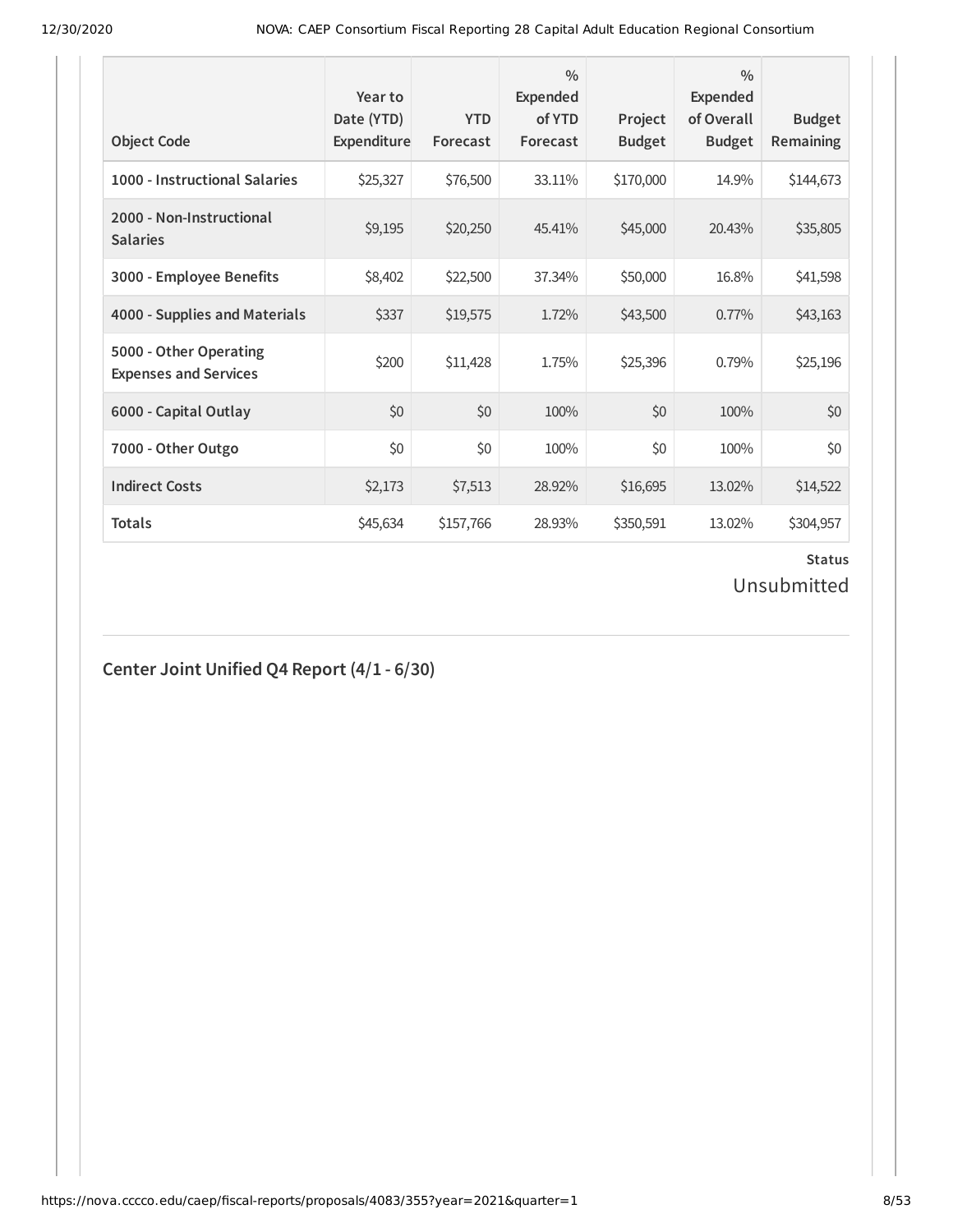| Object Code | Year to Date (YTD) Expenditure | YTD Forecast | % Expended of YTD Forecast | Project Budget | % Expended of Overall Budget | Budget Remaining |
|---|---|---|---|---|---|---|
| 1000 - Instructional Salaries | $25,327 | $76,500 | 33.11% | $170,000 | 14.9% | $144,673 |
| 2000 - Non-Instructional Salaries | $9,195 | $20,250 | 45.41% | $45,000 | 20.43% | $35,805 |
| 3000 - Employee Benefits | $8,402 | $22,500 | 37.34% | $50,000 | 16.8% | $41,598 |
| 4000 - Supplies and Materials | $337 | $19,575 | 1.72% | $43,500 | 0.77% | $43,163 |
| 5000 - Other Operating Expenses and Services | $200 | $11,428 | 1.75% | $25,396 | 0.79% | $25,196 |
| 6000 - Capital Outlay | $0 | $0 | 100% | $0 | 100% | $0 |
| 7000 - Other Outgo | $0 | $0 | 100% | $0 | 100% | $0 |
| Indirect Costs | $2,173 | $7,513 | 28.92% | $16,695 | 13.02% | $14,522 |
| Totals | $45,634 | $157,766 | 28.93% | $350,591 | 13.02% | $304,957 |

**Status**

Unsubmitted

## Center Joint Unified Q4 Report (4/1 - 6/30)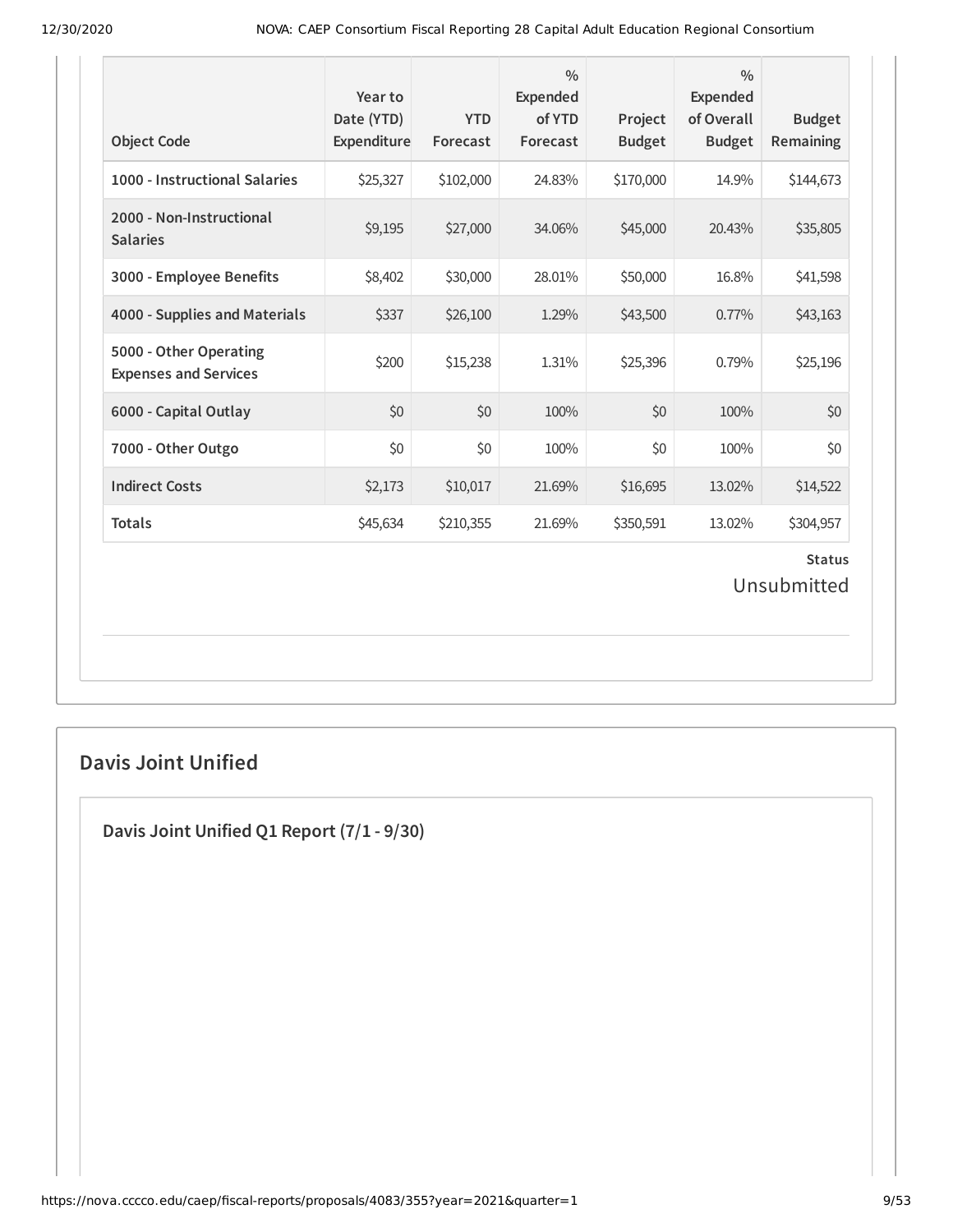| Object Code | Year to Date (YTD) Expenditure | YTD Forecast | % Expended of YTD Forecast | Project Budget | % Expended of Overall Budget | Budget Remaining |
|---|---|---|---|---|---|---|
| 1000 - Instructional Salaries | $25,327 | $102,000 | 24.83% | $170,000 | 14.9% | $144,673 |
| 2000 - Non-Instructional Salaries | $9,195 | $27,000 | 34.06% | $45,000 | 20.43% | $35,805 |
| 3000 - Employee Benefits | $8,402 | $30,000 | 28.01% | $50,000 | 16.8% | $41,598 |
| 4000 - Supplies and Materials | $337 | $26,100 | 1.29% | $43,500 | 0.77% | $43,163 |
| 5000 - Other Operating Expenses and Services | $200 | $15,238 | 1.31% | $25,396 | 0.79% | $25,196 |
| 6000 - Capital Outlay | $0 | $0 | 100% | $0 | 100% | $0 |
| 7000 - Other Outgo | $0 | $0 | 100% | $0 | 100% | $0 |
| Indirect Costs | $2,173 | $10,017 | 21.69% | $16,695 | 13.02% | $14,522 |
| Totals | $45,634 | $210,355 | 21.69% | $350,591 | 13.02% | $304,957 |

**Status**

Unsubmitted

## Davis Joint Unified

### Davis Joint Unified Q1 Report (7/1 - 9/30)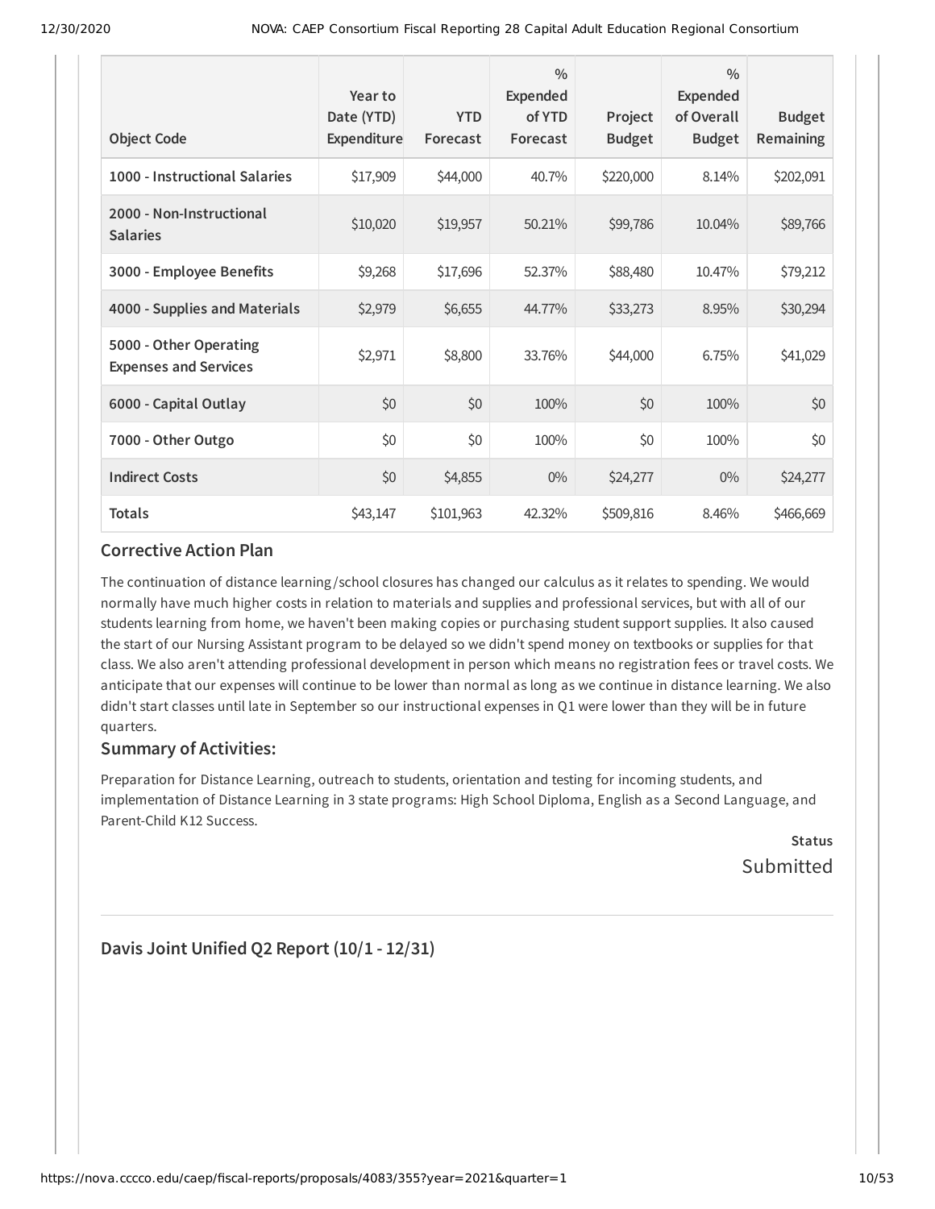| Object Code | Year to Date (YTD) Expenditure | YTD Forecast | % Expended of YTD Forecast | Project Budget | % Expended of Overall Budget | Budget Remaining |
|---|---|---|---|---|---|---|
| **1000 - Instructional Salaries** | $17,909 | $44,000 | 40.7% | $220,000 | 8.14% | $202,091 |
| **2000 - Non-Instructional Salaries** | $10,020 | $19,957 | 50.21% | $99,786 | 10.04% | $89,766 |
| **3000 - Employee Benefits** | $9,268 | $17,696 | 52.37% | $88,480 | 10.47% | $79,212 |
| **4000 - Supplies and Materials** | $2,979 | $6,655 | 44.77% | $33,273 | 8.95% | $30,294 |
| **5000 - Other Operating Expenses and Services** | $2,971 | $8,800 | 33.76% | $44,000 | 6.75% | $41,029 |
| **6000 - Capital Outlay** | $0 | $0 | 100% | $0 | 100% | $0 |
| **7000 - Other Outgo** | $0 | $0 | 100% | $0 | 100% | $0 |
| **Indirect Costs** | $0 | $4,855 | 0% | $24,277 | 0% | $24,277 |
| **Totals** | $43,147 | $101,963 | 42.32% | $509,816 | 8.46% | $466,669 |

### Corrective Action Plan

The continuation of distance learning/school closures has changed our calculus as it relates to spending. We would normally have much higher costs in relation to materials and supplies and professional services, but with all of our students learning from home, we haven't been making copies or purchasing student support supplies. It also caused the start of our Nursing Assistant program to be delayed so we didn't spend money on textbooks or supplies for that class. We also aren't attending professional development in person which means no registration fees or travel costs. We anticipate that our expenses will continue to be lower than normal as long as we continue in distance learning. We also didn't start classes until late in September so our instructional expenses in Q1 were lower than they will be in future quarters.

### Summary of Activities:

Preparation for Distance Learning, outreach to students, orientation and testing for incoming students, and implementation of Distance Learning in 3 state programs: High School Diploma, English as a Second Language, and Parent-Child K12 Success.

**Status**

Submitted

---

## Davis Joint Unified Q2 Report (10/1 - 12/31)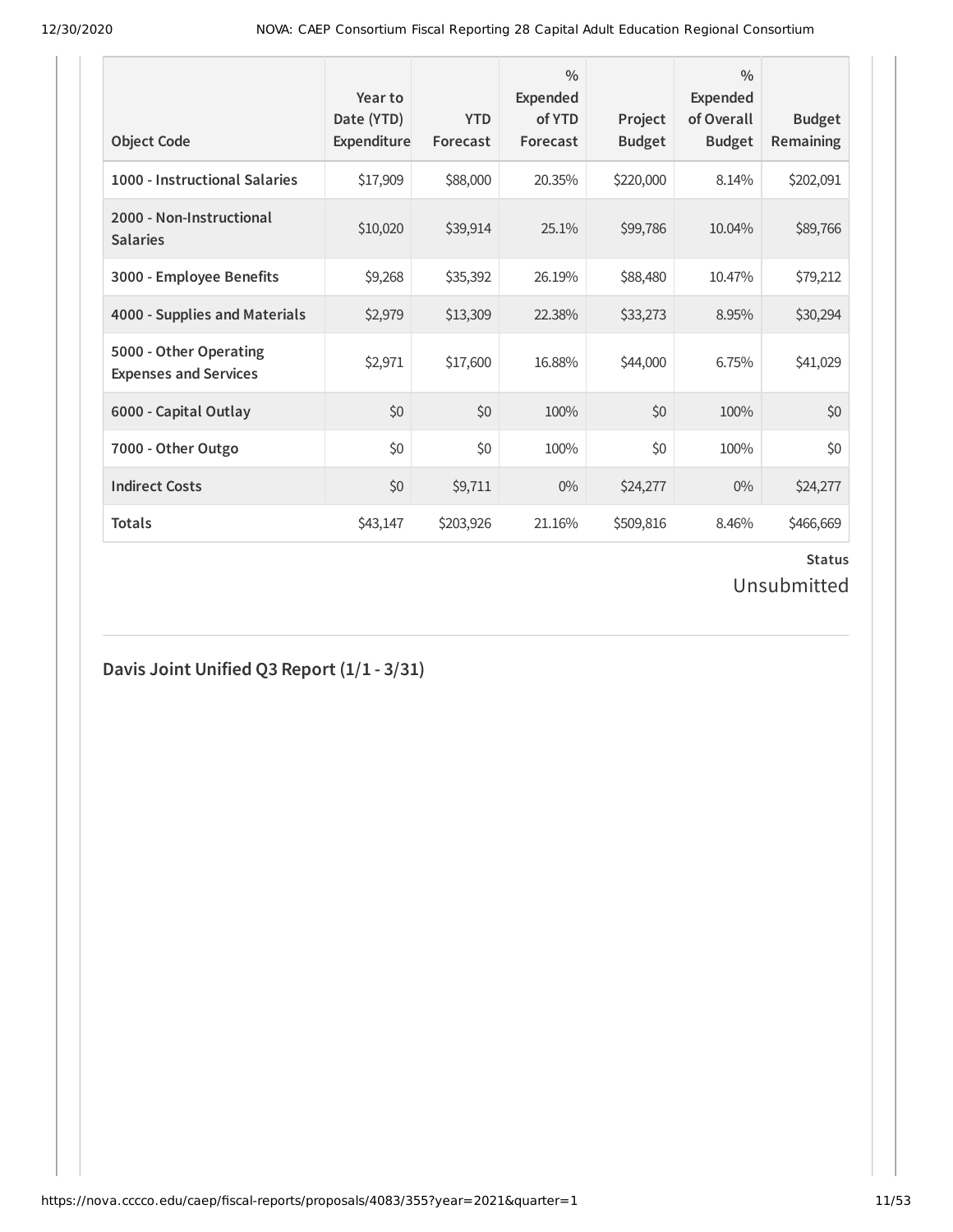| Object Code | Year to Date (YTD) Expenditure | YTD Forecast | % Expended of YTD Forecast | Project Budget | % Expended of Overall Budget | Budget Remaining |
|---|---|---|---|---|---|---|
| 1000 - Instructional Salaries | $17,909 | $88,000 | 20.35% | $220,000 | 8.14% | $202,091 |
| 2000 - Non-Instructional Salaries | $10,020 | $39,914 | 25.1% | $99,786 | 10.04% | $89,766 |
| 3000 - Employee Benefits | $9,268 | $35,392 | 26.19% | $88,480 | 10.47% | $79,212 |
| 4000 - Supplies and Materials | $2,979 | $13,309 | 22.38% | $33,273 | 8.95% | $30,294 |
| 5000 - Other Operating Expenses and Services | $2,971 | $17,600 | 16.88% | $44,000 | 6.75% | $41,029 |
| 6000 - Capital Outlay | $0 | $0 | 100% | $0 | 100% | $0 |
| 7000 - Other Outgo | $0 | $0 | 100% | $0 | 100% | $0 |
| Indirect Costs | $0 | $9,711 | 0% | $24,277 | 0% | $24,277 |
| **Totals** | $43,147 | $203,926 | 21.16% | $509,816 | 8.46% | $466,669 |

**Status**

Unsubmitted

## Davis Joint Unified Q3 Report (1/1 - 3/31)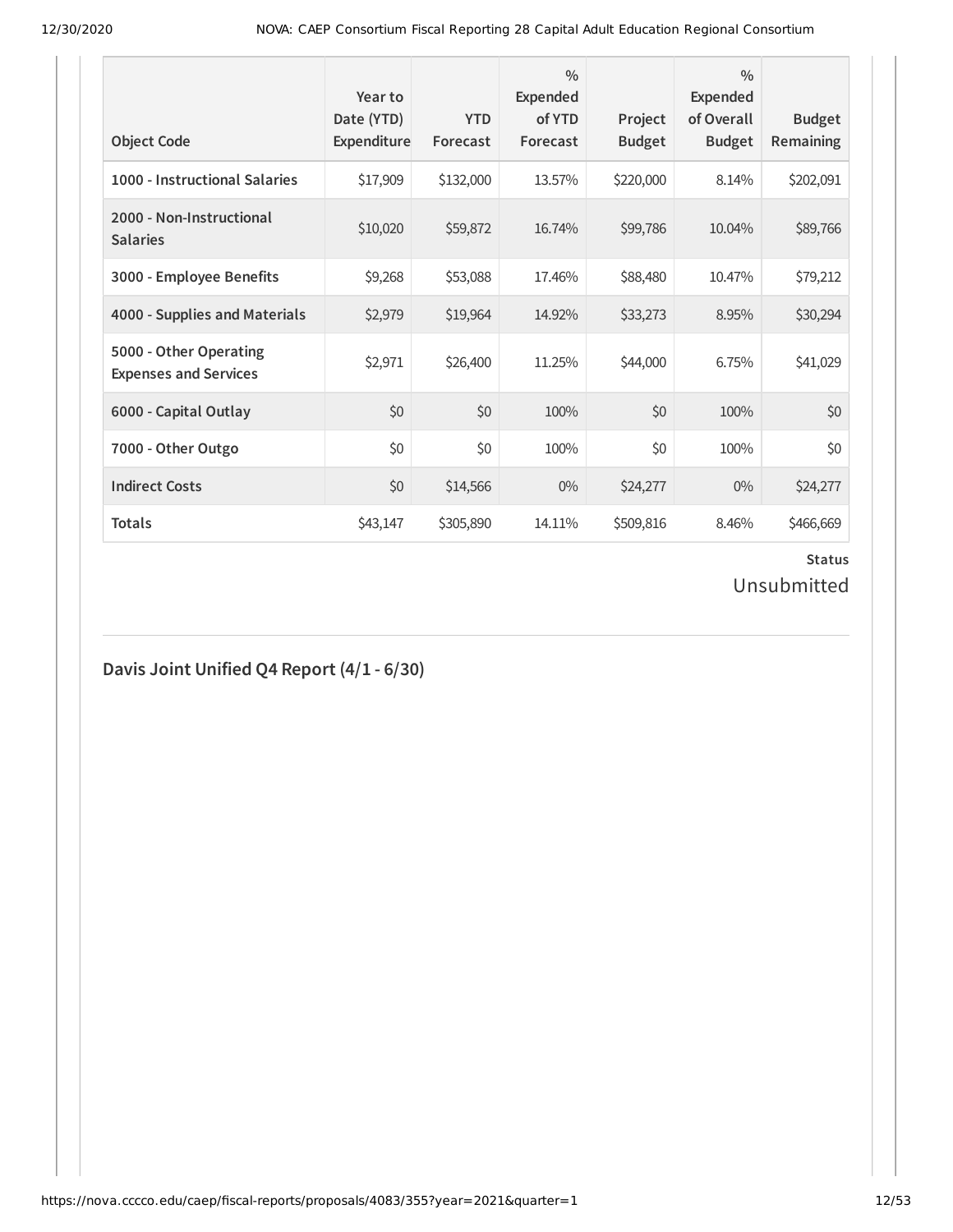| Object Code | Year to Date (YTD) Expenditure | YTD Forecast | % Expended of YTD Forecast | Project Budget | % Expended of Overall Budget | Budget Remaining |
|---|---|---|---|---|---|---|
| 1000 - Instructional Salaries | $17,909 | $132,000 | 13.57% | $220,000 | 8.14% | $202,091 |
| 2000 - Non-Instructional Salaries | $10,020 | $59,872 | 16.74% | $99,786 | 10.04% | $89,766 |
| 3000 - Employee Benefits | $9,268 | $53,088 | 17.46% | $88,480 | 10.47% | $79,212 |
| 4000 - Supplies and Materials | $2,979 | $19,964 | 14.92% | $33,273 | 8.95% | $30,294 |
| 5000 - Other Operating Expenses and Services | $2,971 | $26,400 | 11.25% | $44,000 | 6.75% | $41,029 |
| 6000 - Capital Outlay | $0 | $0 | 100% | $0 | 100% | $0 |
| 7000 - Other Outgo | $0 | $0 | 100% | $0 | 100% | $0 |
| Indirect Costs | $0 | $14,566 | 0% | $24,277 | 0% | $24,277 |
| Totals | $43,147 | $305,890 | 14.11% | $509,816 | 8.46% | $466,669 |

**Status**

Unsubmitted

## Davis Joint Unified Q4 Report (4/1 - 6/30)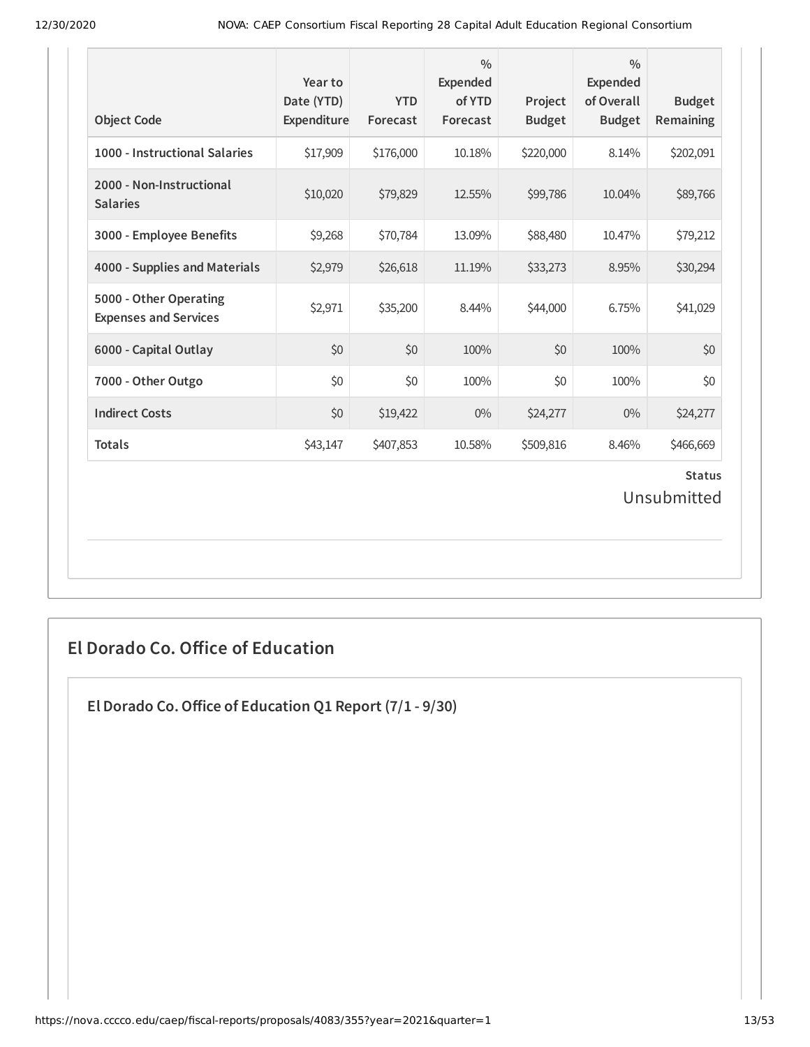| Object Code | Year to Date (YTD) Expenditure | YTD Forecast | % Expended of YTD Forecast | Project Budget | % Expended of Overall Budget | Budget Remaining |
|---|---|---|---|---|---|---|
| **1000 - Instructional Salaries** | $17,909 | $176,000 | 10.18% | $220,000 | 8.14% | $202,091 |
| **2000 - Non-Instructional Salaries** | $10,020 | $79,829 | 12.55% | $99,786 | 10.04% | $89,766 |
| **3000 - Employee Benefits** | $9,268 | $70,784 | 13.09% | $88,480 | 10.47% | $79,212 |
| **4000 - Supplies and Materials** | $2,979 | $26,618 | 11.19% | $33,273 | 8.95% | $30,294 |
| **5000 - Other Operating Expenses and Services** | $2,971 | $35,200 | 8.44% | $44,000 | 6.75% | $41,029 |
| **6000 - Capital Outlay** | $0 | $0 | 100% | $0 | 100% | $0 |
| **7000 - Other Outgo** | $0 | $0 | 100% | $0 | 100% | $0 |
| **Indirect Costs** | $0 | $19,422 | 0% | $24,277 | 0% | $24,277 |
| **Totals** | $43,147 | $407,853 | 10.58% | $509,816 | 8.46% | $466,669 |

**Status**

Unsubmitted

## El Dorado Co. Office of Education

### El Dorado Co. Office of Education Q1 Report (7/1 - 9/30)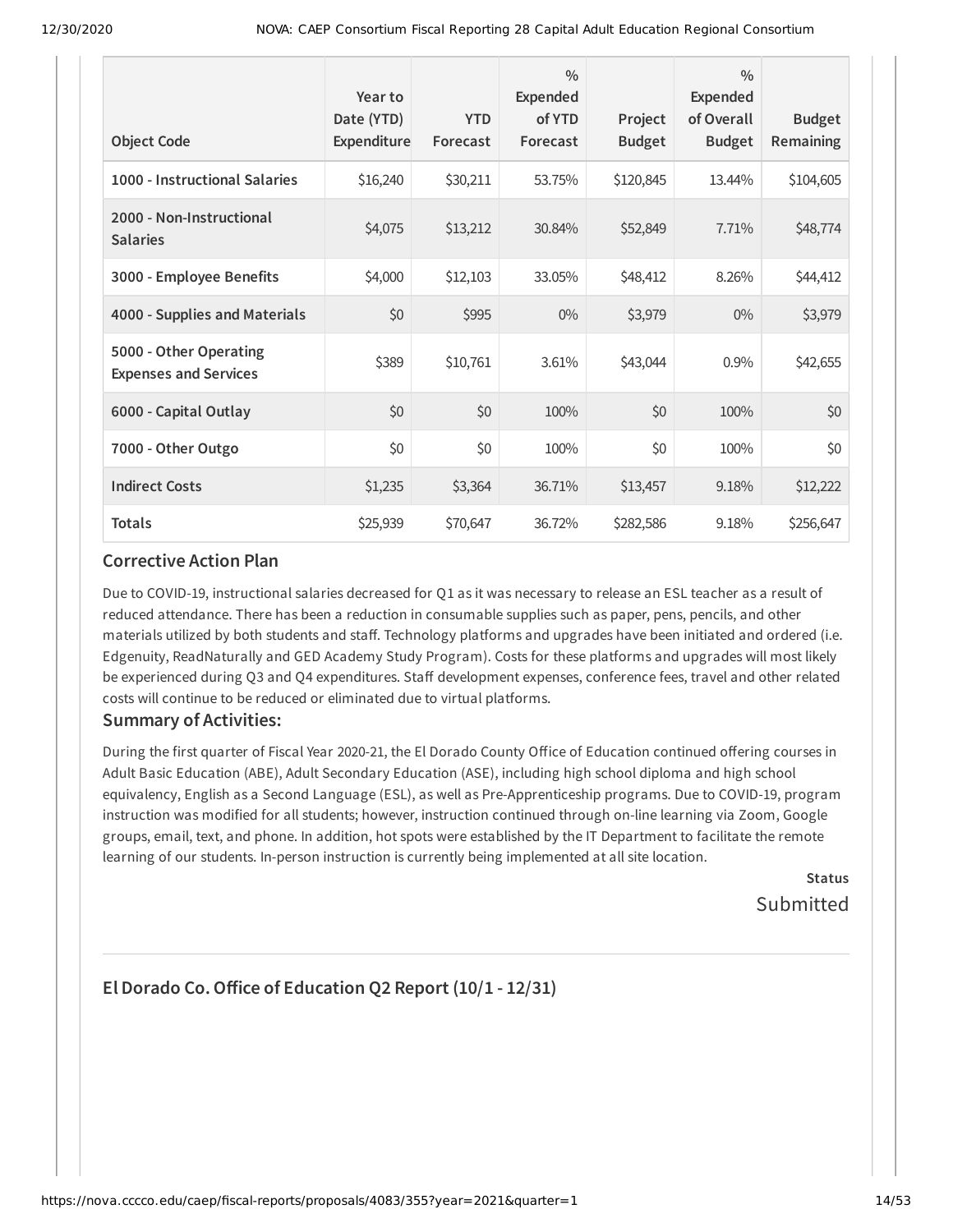| Object Code | Year to Date (YTD) Expenditure | YTD Forecast | % Expended of YTD Forecast | Project Budget | % Expended of Overall Budget | Budget Remaining |
|---|---|---|---|---|---|---|
| 1000 - Instructional Salaries | $16,240 | $30,211 | 53.75% | $120,845 | 13.44% | $104,605 |
| 2000 - Non-Instructional Salaries | $4,075 | $13,212 | 30.84% | $52,849 | 7.71% | $48,774 |
| 3000 - Employee Benefits | $4,000 | $12,103 | 33.05% | $48,412 | 8.26% | $44,412 |
| 4000 - Supplies and Materials | $0 | $995 | 0% | $3,979 | 0% | $3,979 |
| 5000 - Other Operating Expenses and Services | $389 | $10,761 | 3.61% | $43,044 | 0.9% | $42,655 |
| 6000 - Capital Outlay | $0 | $0 | 100% | $0 | 100% | $0 |
| 7000 - Other Outgo | $0 | $0 | 100% | $0 | 100% | $0 |
| Indirect Costs | $1,235 | $3,364 | 36.71% | $13,457 | 9.18% | $12,222 |
| Totals | $25,939 | $70,647 | 36.72% | $282,586 | 9.18% | $256,647 |

### Corrective Action Plan

Due to COVID-19, instructional salaries decreased for Q1 as it was necessary to release an ESL teacher as a result of reduced attendance. There has been a reduction in consumable supplies such as paper, pens, pencils, and other materials utilized by both students and staff. Technology platforms and upgrades have been initiated and ordered (i.e. Edgenuity, ReadNaturally and GED Academy Study Program). Costs for these platforms and upgrades will most likely be experienced during Q3 and Q4 expenditures. Staff development expenses, conference fees, travel and other related costs will continue to be reduced or eliminated due to virtual platforms.

### Summary of Activities:

During the first quarter of Fiscal Year 2020-21, the El Dorado County Office of Education continued offering courses in Adult Basic Education (ABE), Adult Secondary Education (ASE), including high school diploma and high school equivalency, English as a Second Language (ESL), as well as Pre-Apprenticeship programs. Due to COVID-19, program instruction was modified for all students; however, instruction continued through on-line learning via Zoom, Google groups, email, text, and phone. In addition, hot spots were established by the IT Department to facilitate the remote learning of our students. In-person instruction is currently being implemented at all site location.

**Status**

Submitted

## El Dorado Co. Office of Education Q2 Report (10/1 - 12/31)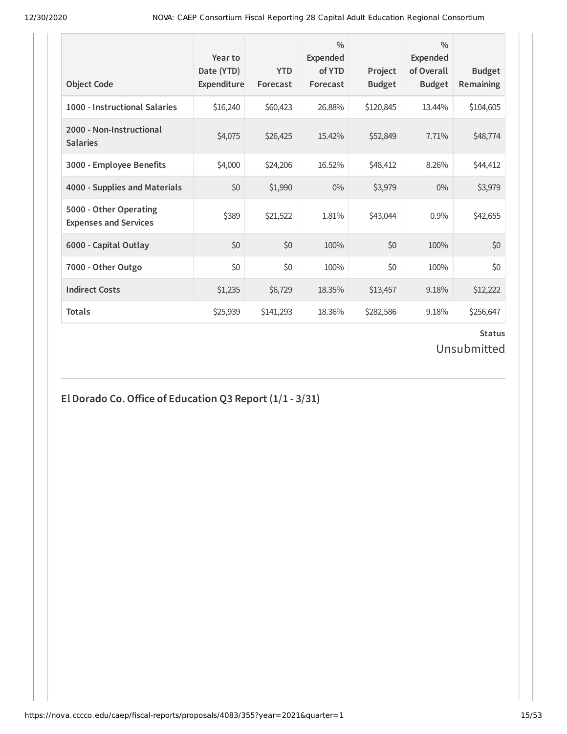| Object Code | Year to Date (YTD) Expenditure | YTD Forecast | % Expended of YTD Forecast | Project Budget | % Expended of Overall Budget | Budget Remaining |
|---|---|---|---|---|---|---|
| 1000 - Instructional Salaries | $16,240 | $60,423 | 26.88% | $120,845 | 13.44% | $104,605 |
| 2000 - Non-Instructional Salaries | $4,075 | $26,425 | 15.42% | $52,849 | 7.71% | $48,774 |
| 3000 - Employee Benefits | $4,000 | $24,206 | 16.52% | $48,412 | 8.26% | $44,412 |
| 4000 - Supplies and Materials | $0 | $1,990 | 0% | $3,979 | 0% | $3,979 |
| 5000 - Other Operating Expenses and Services | $389 | $21,522 | 1.81% | $43,044 | 0.9% | $42,655 |
| 6000 - Capital Outlay | $0 | $0 | 100% | $0 | 100% | $0 |
| 7000 - Other Outgo | $0 | $0 | 100% | $0 | 100% | $0 |
| Indirect Costs | $1,235 | $6,729 | 18.35% | $13,457 | 9.18% | $12,222 |
| Totals | $25,939 | $141,293 | 18.36% | $282,586 | 9.18% | $256,647 |

**Status**

Unsubmitted

## El Dorado Co. Office of Education Q3 Report (1/1 - 3/31)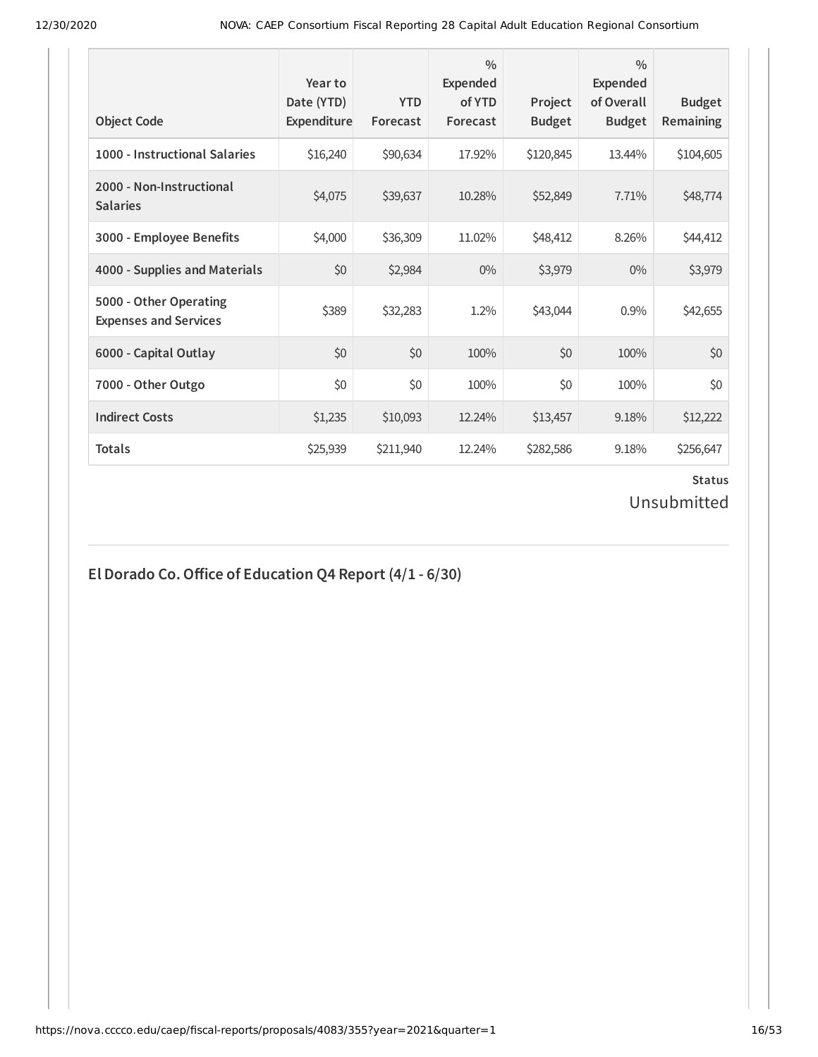| Object Code | Year to Date (YTD) Expenditure | YTD Forecast | % Expended of YTD Forecast | Project Budget | % Expended of Overall Budget | Budget Remaining |
|---|---|---|---|---|---|---|
| **1000 - Instructional Salaries** | $16,240 | $90,634 | 17.92% | $120,845 | 13.44% | $104,605 |
| **2000 - Non-Instructional Salaries** | $4,075 | $39,637 | 10.28% | $52,849 | 7.71% | $48,774 |
| **3000 - Employee Benefits** | $4,000 | $36,309 | 11.02% | $48,412 | 8.26% | $44,412 |
| **4000 - Supplies and Materials** | $0 | $2,984 | 0% | $3,979 | 0% | $3,979 |
| **5000 - Other Operating Expenses and Services** | $389 | $32,283 | 1.2% | $43,044 | 0.9% | $42,655 |
| **6000 - Capital Outlay** | $0 | $0 | 100% | $0 | 100% | $0 |
| **7000 - Other Outgo** | $0 | $0 | 100% | $0 | 100% | $0 |
| **Indirect Costs** | $1,235 | $10,093 | 12.24% | $13,457 | 9.18% | $12,222 |
| **Totals** | $25,939 | $211,940 | 12.24% | $282,586 | 9.18% | $256,647 |

**Status**

Unsubmitted

## El Dorado Co. Office of Education Q4 Report (4/1 - 6/30)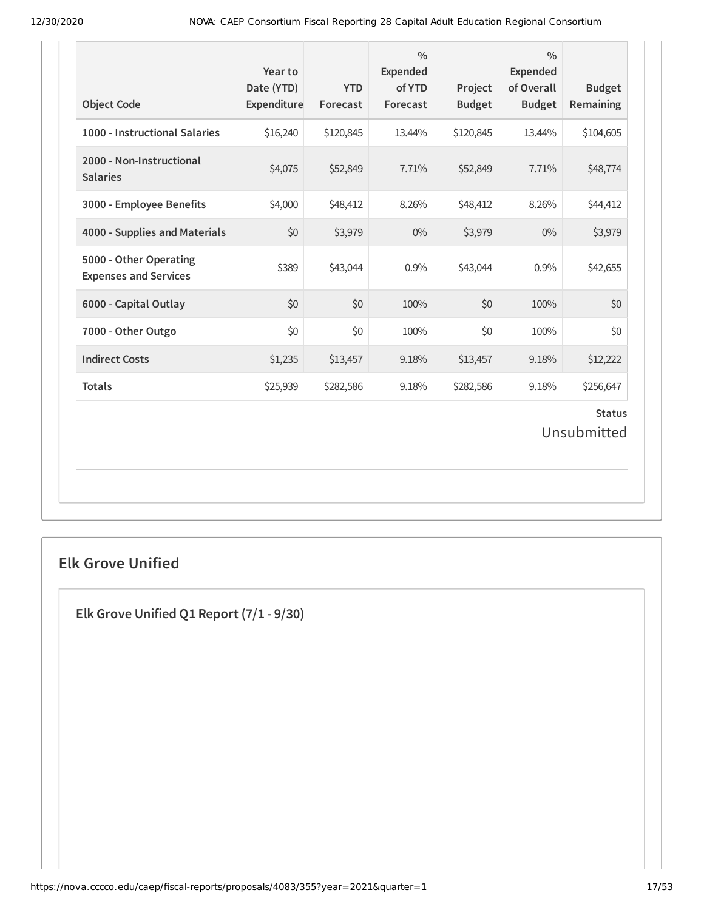| Object Code | Year to Date (YTD) Expenditure | YTD Forecast | % Expended of YTD Forecast | Project Budget | % Expended of Overall Budget | Budget Remaining |
|---|---|---|---|---|---|---|
| 1000 - Instructional Salaries | $16,240 | $120,845 | 13.44% | $120,845 | 13.44% | $104,605 |
| 2000 - Non-Instructional Salaries | $4,075 | $52,849 | 7.71% | $52,849 | 7.71% | $48,774 |
| 3000 - Employee Benefits | $4,000 | $48,412 | 8.26% | $48,412 | 8.26% | $44,412 |
| 4000 - Supplies and Materials | $0 | $3,979 | 0% | $3,979 | 0% | $3,979 |
| 5000 - Other Operating Expenses and Services | $389 | $43,044 | 0.9% | $43,044 | 0.9% | $42,655 |
| 6000 - Capital Outlay | $0 | $0 | 100% | $0 | 100% | $0 |
| 7000 - Other Outgo | $0 | $0 | 100% | $0 | 100% | $0 |
| Indirect Costs | $1,235 | $13,457 | 9.18% | $13,457 | 9.18% | $12,222 |
| Totals | $25,939 | $282,586 | 9.18% | $282,586 | 9.18% | $256,647 |

**Status**

Unsubmitted

## Elk Grove Unified

### Elk Grove Unified Q1 Report (7/1 - 9/30)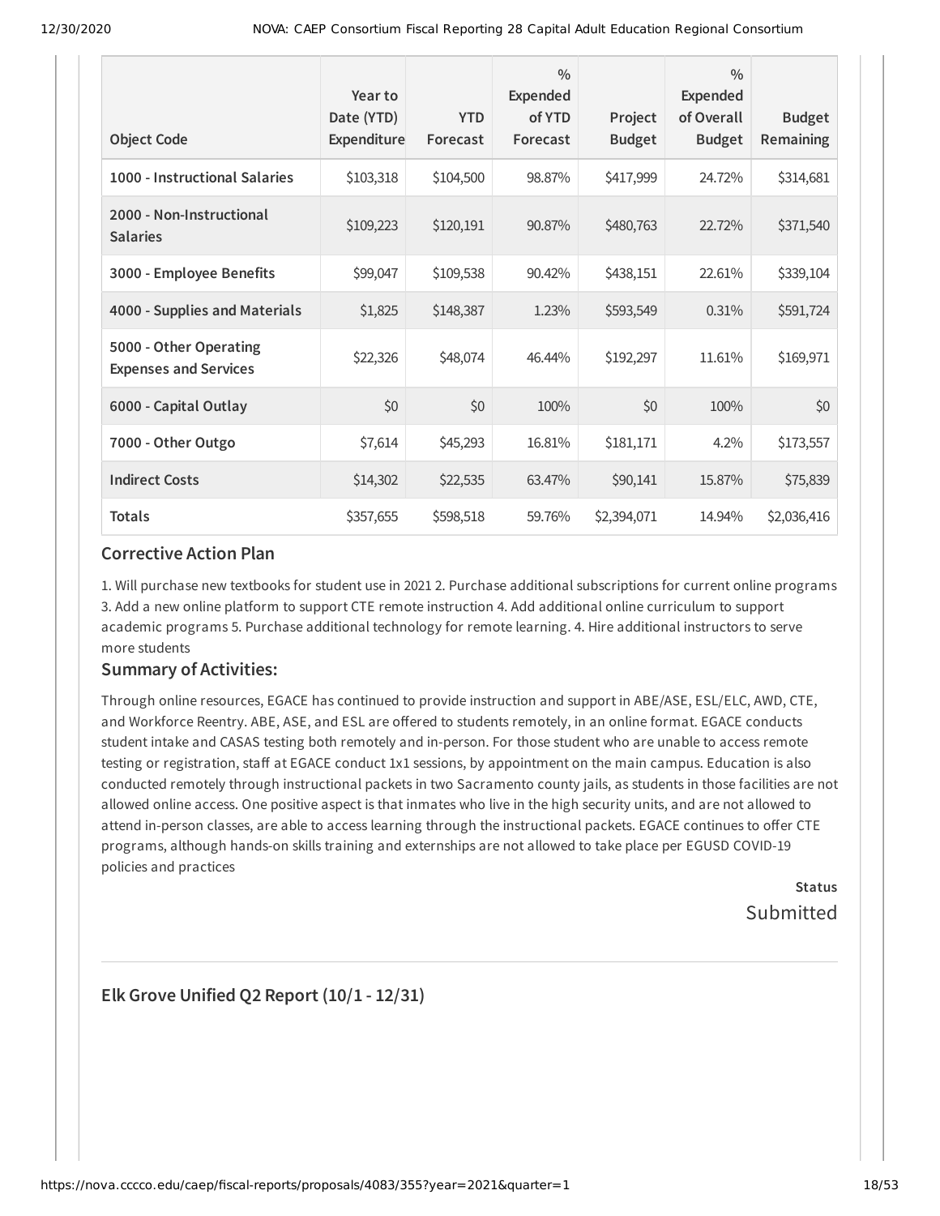| Object Code | Year to Date (YTD) Expenditure | YTD Forecast | % Expended of YTD Forecast | Project Budget | % Expended of Overall Budget | Budget Remaining |
|---|---|---|---|---|---|---|
| 1000 - Instructional Salaries | $103,318 | $104,500 | 98.87% | $417,999 | 24.72% | $314,681 |
| 2000 - Non-Instructional Salaries | $109,223 | $120,191 | 90.87% | $480,763 | 22.72% | $371,540 |
| 3000 - Employee Benefits | $99,047 | $109,538 | 90.42% | $438,151 | 22.61% | $339,104 |
| 4000 - Supplies and Materials | $1,825 | $148,387 | 1.23% | $593,549 | 0.31% | $591,724 |
| 5000 - Other Operating Expenses and Services | $22,326 | $48,074 | 46.44% | $192,297 | 11.61% | $169,971 |
| 6000 - Capital Outlay | $0 | $0 | 100% | $0 | 100% | $0 |
| 7000 - Other Outgo | $7,614 | $45,293 | 16.81% | $181,171 | 4.2% | $173,557 |
| Indirect Costs | $14,302 | $22,535 | 63.47% | $90,141 | 15.87% | $75,839 |
| Totals | $357,655 | $598,518 | 59.76% | $2,394,071 | 14.94% | $2,036,416 |

### Corrective Action Plan

1. Will purchase new textbooks for student use in 2021 2. Purchase additional subscriptions for current online programs 3. Add a new online platform to support CTE remote instruction 4. Add additional online curriculum to support academic programs 5. Purchase additional technology for remote learning. 4. Hire additional instructors to serve more students

### Summary of Activities:

Through online resources, EGACE has continued to provide instruction and support in ABE/ASE, ESL/ELC, AWD, CTE, and Workforce Reentry. ABE, ASE, and ESL are offered to students remotely, in an online format. EGACE conducts student intake and CASAS testing both remotely and in-person. For those student who are unable to access remote testing or registration, staff at EGACE conduct 1x1 sessions, by appointment on the main campus. Education is also conducted remotely through instructional packets in two Sacramento county jails, as students in those facilities are not allowed online access. One positive aspect is that inmates who live in the high security units, and are not allowed to attend in-person classes, are able to access learning through the instructional packets. EGACE continues to offer CTE programs, although hands-on skills training and externships are not allowed to take place per EGUSD COVID-19 policies and practices

**Status**

Submitted

## Elk Grove Unified Q2 Report (10/1 - 12/31)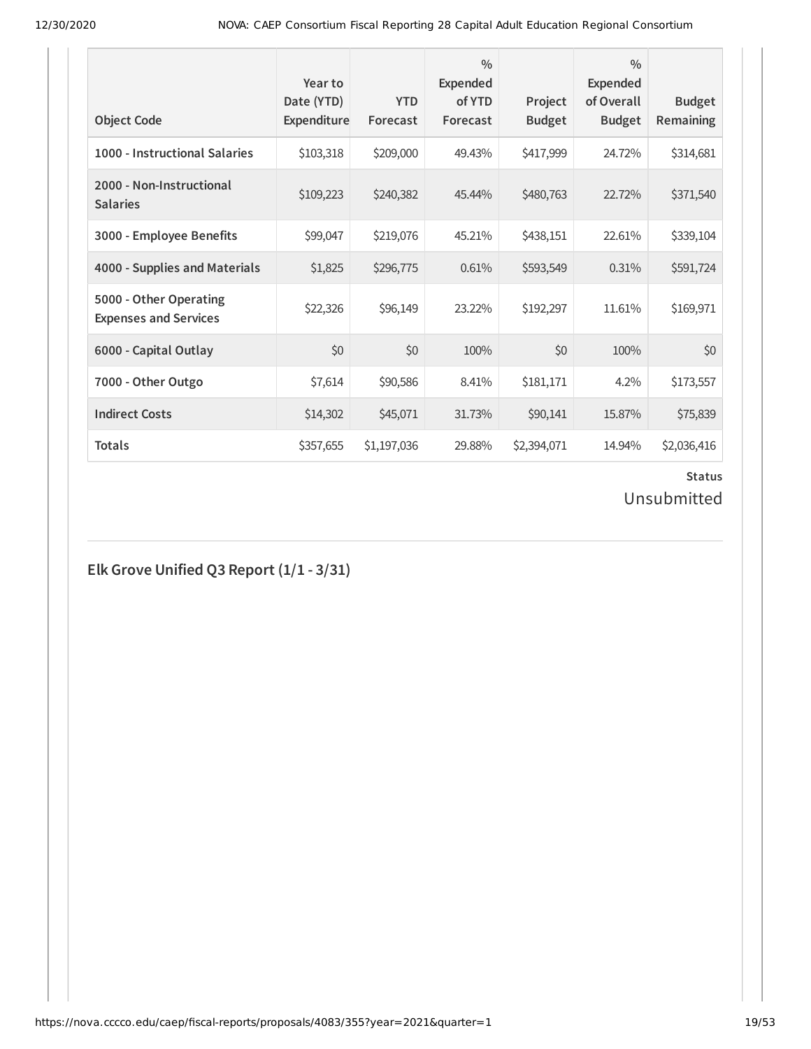| Object Code | Year to Date (YTD) Expenditure | YTD Forecast | % Expended of YTD Forecast | Project Budget | % Expended of Overall Budget | Budget Remaining |
|---|---|---|---|---|---|---|
| 1000 - Instructional Salaries | $103,318 | $209,000 | 49.43% | $417,999 | 24.72% | $314,681 |
| 2000 - Non-Instructional Salaries | $109,223 | $240,382 | 45.44% | $480,763 | 22.72% | $371,540 |
| 3000 - Employee Benefits | $99,047 | $219,076 | 45.21% | $438,151 | 22.61% | $339,104 |
| 4000 - Supplies and Materials | $1,825 | $296,775 | 0.61% | $593,549 | 0.31% | $591,724 |
| 5000 - Other Operating Expenses and Services | $22,326 | $96,149 | 23.22% | $192,297 | 11.61% | $169,971 |
| 6000 - Capital Outlay | $0 | $0 | 100% | $0 | 100% | $0 |
| 7000 - Other Outgo | $7,614 | $90,586 | 8.41% | $181,171 | 4.2% | $173,557 |
| Indirect Costs | $14,302 | $45,071 | 31.73% | $90,141 | 15.87% | $75,839 |
| Totals | $357,655 | $1,197,036 | 29.88% | $2,394,071 | 14.94% | $2,036,416 |

**Status**

Unsubmitted

## Elk Grove Unified Q3 Report (1/1 - 3/31)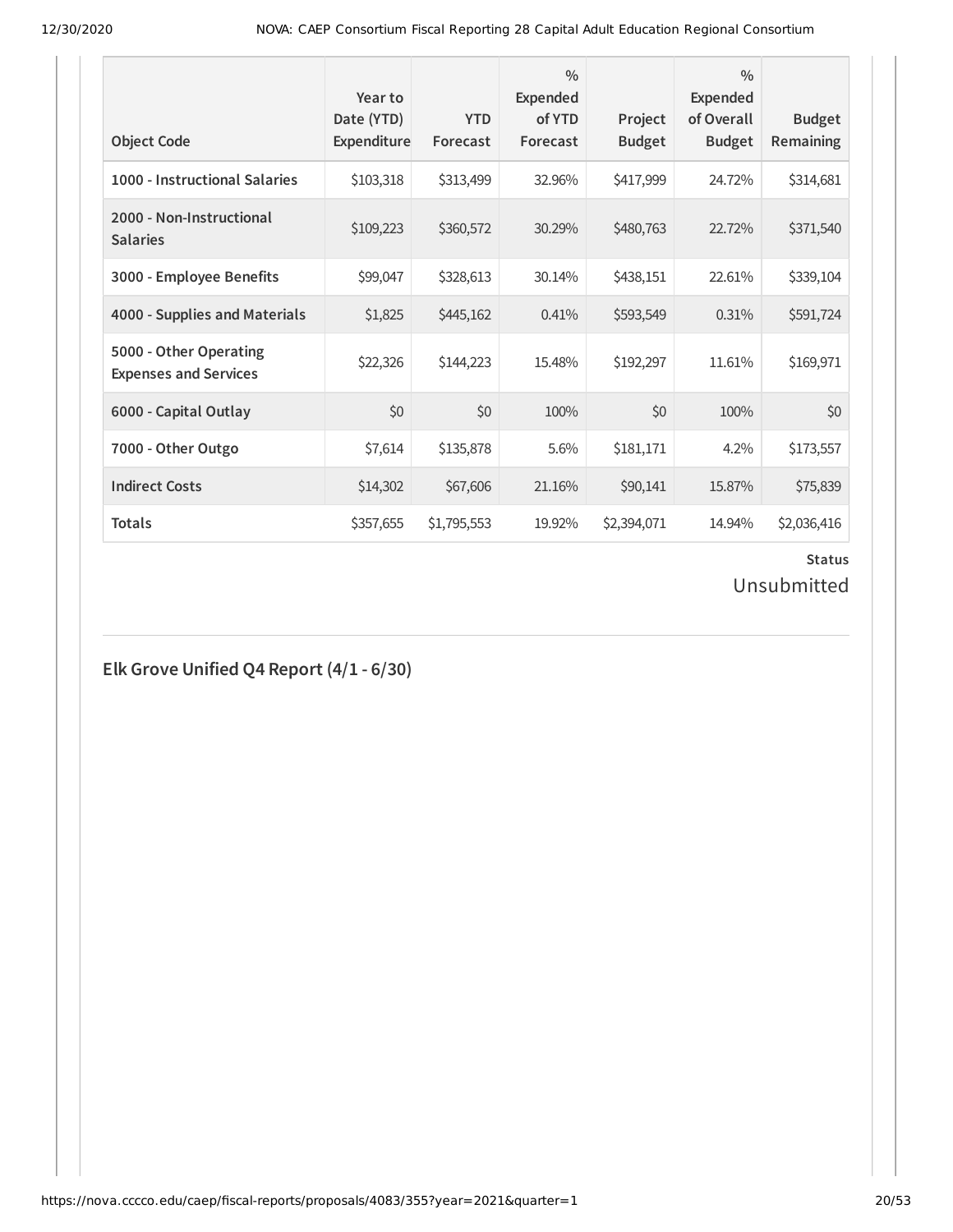| Object Code | Year to Date (YTD) Expenditure | YTD Forecast | % Expended of YTD Forecast | Project Budget | % Expended of Overall Budget | Budget Remaining |
|---|---|---|---|---|---|---|
| 1000 - Instructional Salaries | $103,318 | $313,499 | 32.96% | $417,999 | 24.72% | $314,681 |
| 2000 - Non-Instructional Salaries | $109,223 | $360,572 | 30.29% | $480,763 | 22.72% | $371,540 |
| 3000 - Employee Benefits | $99,047 | $328,613 | 30.14% | $438,151 | 22.61% | $339,104 |
| 4000 - Supplies and Materials | $1,825 | $445,162 | 0.41% | $593,549 | 0.31% | $591,724 |
| 5000 - Other Operating Expenses and Services | $22,326 | $144,223 | 15.48% | $192,297 | 11.61% | $169,971 |
| 6000 - Capital Outlay | $0 | $0 | 100% | $0 | 100% | $0 |
| 7000 - Other Outgo | $7,614 | $135,878 | 5.6% | $181,171 | 4.2% | $173,557 |
| Indirect Costs | $14,302 | $67,606 | 21.16% | $90,141 | 15.87% | $75,839 |
| Totals | $357,655 | $1,795,553 | 19.92% | $2,394,071 | 14.94% | $2,036,416 |

**Status**

Unsubmitted

## Elk Grove Unified Q4 Report (4/1 - 6/30)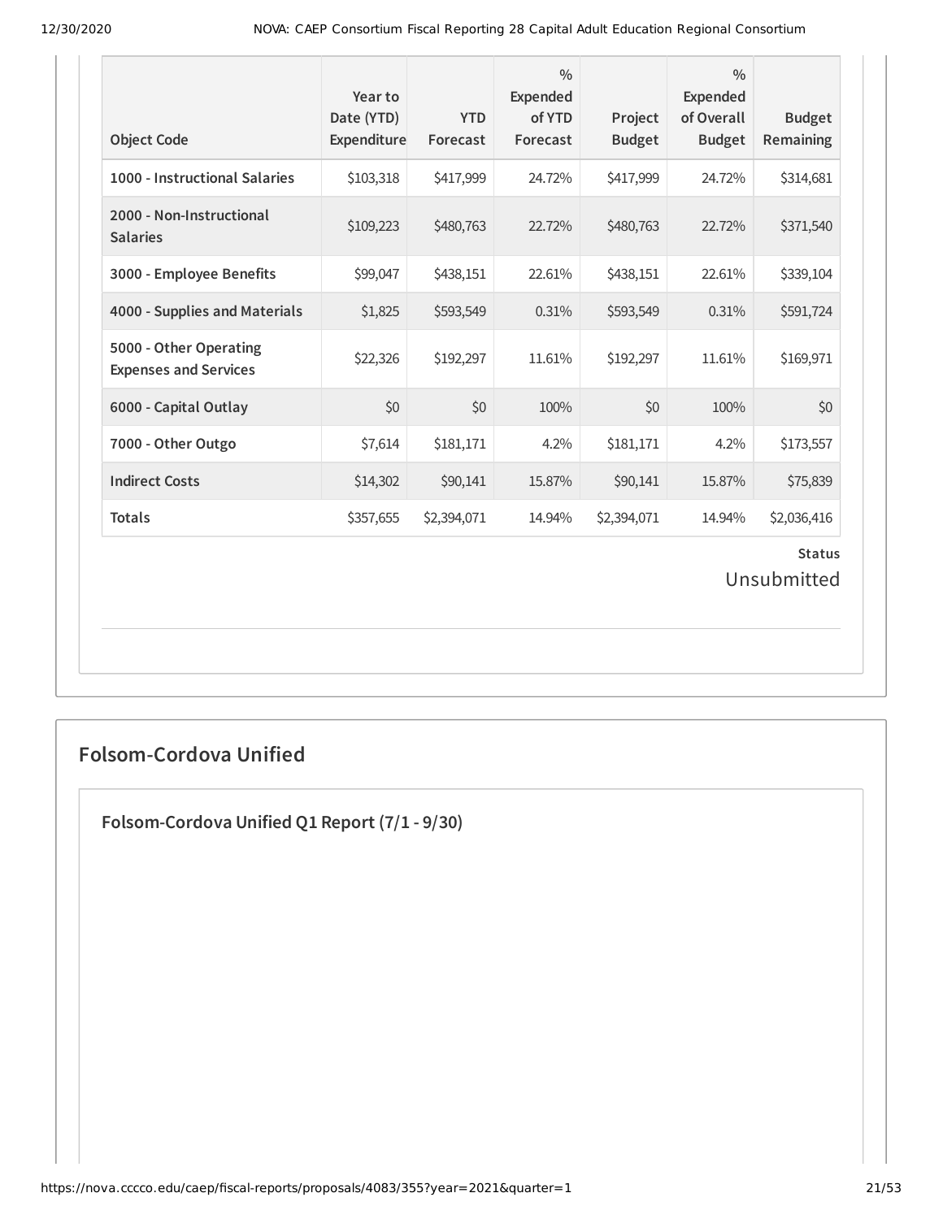| Object Code | Year to Date (YTD) Expenditure | YTD Forecast | % Expended of YTD Forecast | Project Budget | % Expended of Overall Budget | Budget Remaining |
|---|---|---|---|---|---|---|
| 1000 - Instructional Salaries | $103,318 | $417,999 | 24.72% | $417,999 | 24.72% | $314,681 |
| 2000 - Non-Instructional Salaries | $109,223 | $480,763 | 22.72% | $480,763 | 22.72% | $371,540 |
| 3000 - Employee Benefits | $99,047 | $438,151 | 22.61% | $438,151 | 22.61% | $339,104 |
| 4000 - Supplies and Materials | $1,825 | $593,549 | 0.31% | $593,549 | 0.31% | $591,724 |
| 5000 - Other Operating Expenses and Services | $22,326 | $192,297 | 11.61% | $192,297 | 11.61% | $169,971 |
| 6000 - Capital Outlay | $0 | $0 | 100% | $0 | 100% | $0 |
| 7000 - Other Outgo | $7,614 | $181,171 | 4.2% | $181,171 | 4.2% | $173,557 |
| Indirect Costs | $14,302 | $90,141 | 15.87% | $90,141 | 15.87% | $75,839 |
| Totals | $357,655 | $2,394,071 | 14.94% | $2,394,071 | 14.94% | $2,036,416 |

**Status**

Unsubmitted

## Folsom-Cordova Unified

### Folsom-Cordova Unified Q1 Report (7/1 - 9/30)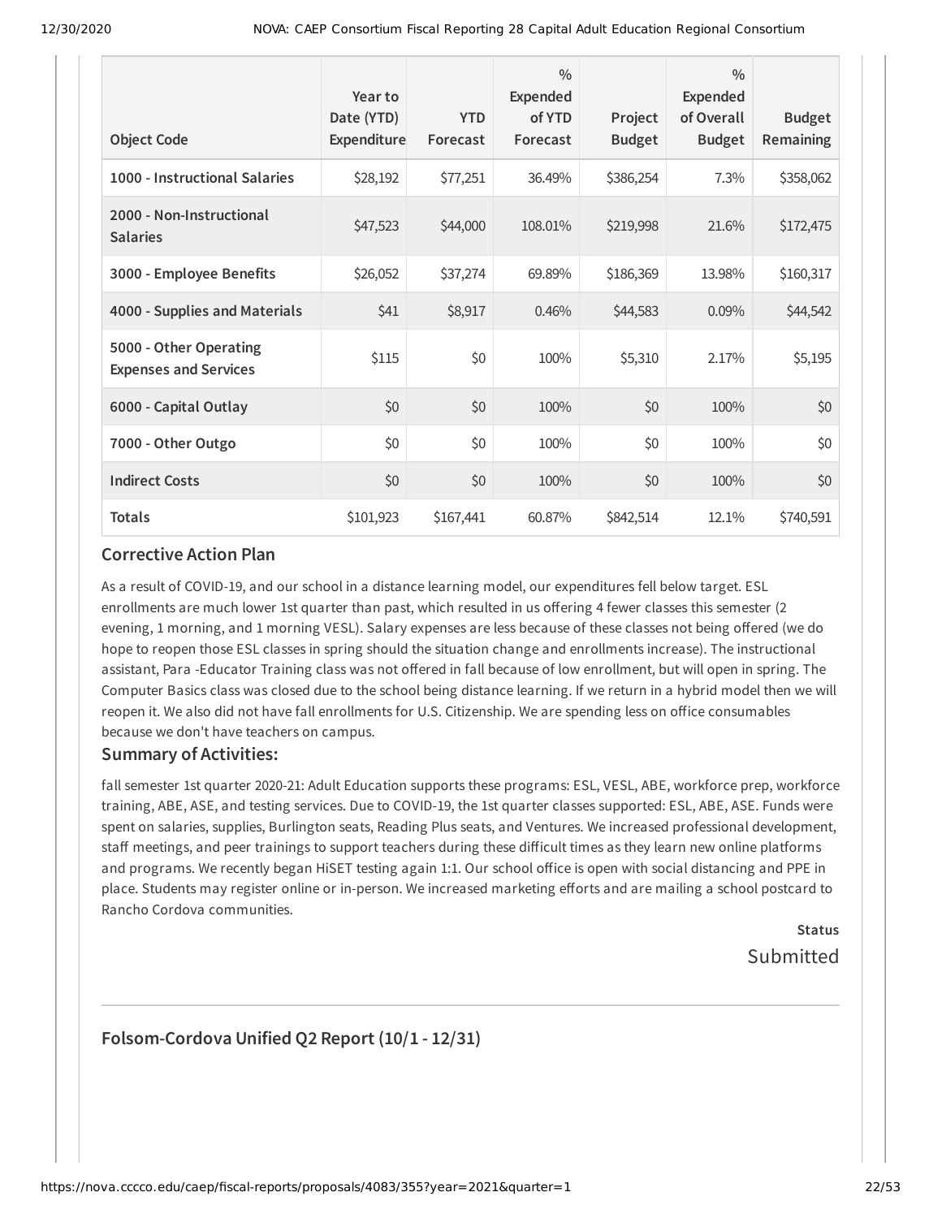| Object Code | Year to Date (YTD) Expenditure | YTD Forecast | % Expended of YTD Forecast | Project Budget | % Expended of Overall Budget | Budget Remaining |
|---|---|---|---|---|---|---|
| **1000 - Instructional Salaries** | $28,192 | $77,251 | 36.49% | $386,254 | 7.3% | $358,062 |
| **2000 - Non-Instructional Salaries** | $47,523 | $44,000 | 108.01% | $219,998 | 21.6% | $172,475 |
| **3000 - Employee Benefits** | $26,052 | $37,274 | 69.89% | $186,369 | 13.98% | $160,317 |
| **4000 - Supplies and Materials** | $41 | $8,917 | 0.46% | $44,583 | 0.09% | $44,542 |
| **5000 - Other Operating Expenses and Services** | $115 | $0 | 100% | $5,310 | 2.17% | $5,195 |
| **6000 - Capital Outlay** | $0 | $0 | 100% | $0 | 100% | $0 |
| **7000 - Other Outgo** | $0 | $0 | 100% | $0 | 100% | $0 |
| **Indirect Costs** | $0 | $0 | 100% | $0 | 100% | $0 |
| **Totals** | $101,923 | $167,441 | 60.87% | $842,514 | 12.1% | $740,591 |

### Corrective Action Plan

As a result of COVID-19, and our school in a distance learning model, our expenditures fell below target. ESL enrollments are much lower 1st quarter than past, which resulted in us offering 4 fewer classes this semester (2 evening, 1 morning, and 1 morning VESL). Salary expenses are less because of these classes not being offered (we do hope to reopen those ESL classes in spring should the situation change and enrollments increase). The instructional assistant, Para -Educator Training class was not offered in fall because of low enrollment, but will open in spring. The Computer Basics class was closed due to the school being distance learning. If we return in a hybrid model then we will reopen it. We also did not have fall enrollments for U.S. Citizenship. We are spending less on office consumables because we don't have teachers on campus.

### Summary of Activities:

fall semester 1st quarter 2020-21: Adult Education supports these programs: ESL, VESL, ABE, workforce prep, workforce training, ABE, ASE, and testing services. Due to COVID-19, the 1st quarter classes supported: ESL, ABE, ASE. Funds were spent on salaries, supplies, Burlington seats, Reading Plus seats, and Ventures. We increased professional development, staff meetings, and peer trainings to support teachers during these difficult times as they learn new online platforms and programs. We recently began HiSET testing again 1:1. Our school office is open with social distancing and PPE in place. Students may register online or in-person. We increased marketing efforts and are mailing a school postcard to Rancho Cordova communities.

**Status**

Submitted

---

## Folsom-Cordova Unified Q2 Report (10/1 - 12/31)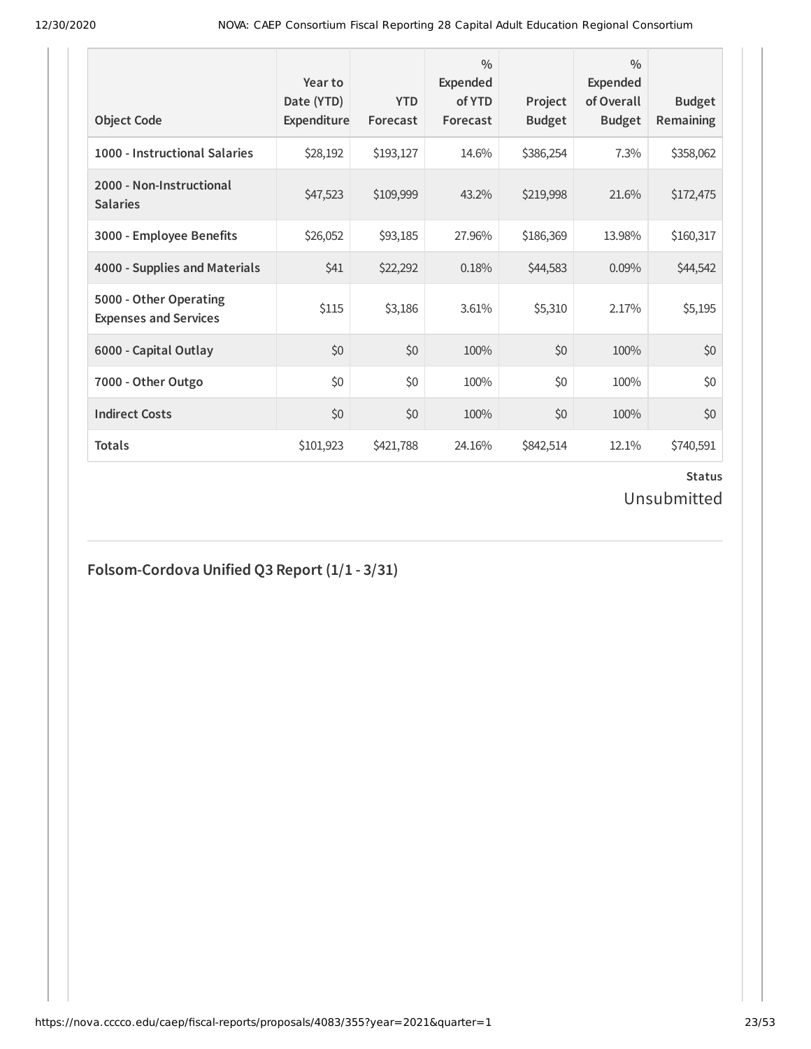| Object Code | Year to Date (YTD) Expenditure | YTD Forecast | % Expended of YTD Forecast | Project Budget | % Expended of Overall Budget | Budget Remaining |
|---|---|---|---|---|---|---|
| 1000 - Instructional Salaries | $28,192 | $193,127 | 14.6% | $386,254 | 7.3% | $358,062 |
| 2000 - Non-Instructional Salaries | $47,523 | $109,999 | 43.2% | $219,998 | 21.6% | $172,475 |
| 3000 - Employee Benefits | $26,052 | $93,185 | 27.96% | $186,369 | 13.98% | $160,317 |
| 4000 - Supplies and Materials | $41 | $22,292 | 0.18% | $44,583 | 0.09% | $44,542 |
| 5000 - Other Operating Expenses and Services | $115 | $3,186 | 3.61% | $5,310 | 2.17% | $5,195 |
| 6000 - Capital Outlay | $0 | $0 | 100% | $0 | 100% | $0 |
| 7000 - Other Outgo | $0 | $0 | 100% | $0 | 100% | $0 |
| Indirect Costs | $0 | $0 | 100% | $0 | 100% | $0 |
| Totals | $101,923 | $421,788 | 24.16% | $842,514 | 12.1% | $740,591 |

**Status**

Unsubmitted

## Folsom-Cordova Unified Q3 Report (1/1 - 3/31)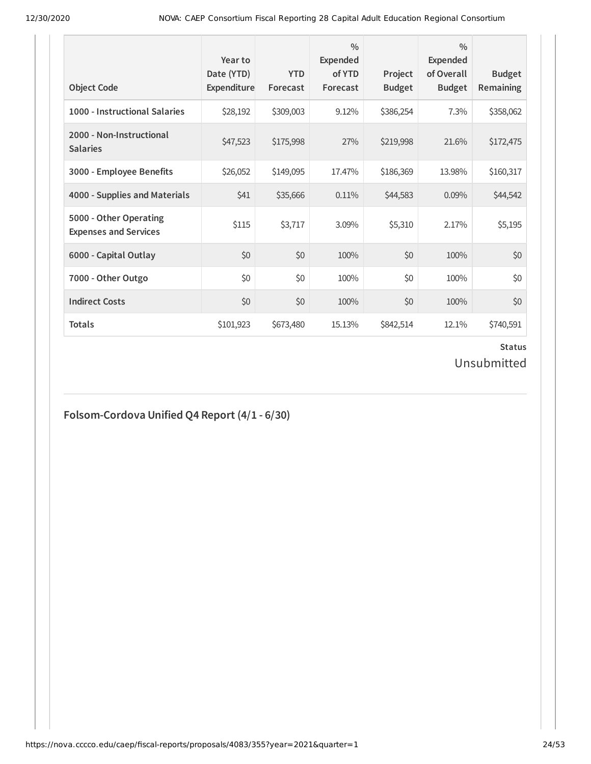| Object Code | Year to Date (YTD) Expenditure | YTD Forecast | % Expended of YTD Forecast | Project Budget | % Expended of Overall Budget | Budget Remaining |
|---|---|---|---|---|---|---|
| **1000 - Instructional Salaries** | $28,192 | $309,003 | 9.12% | $386,254 | 7.3% | $358,062 |
| **2000 - Non-Instructional Salaries** | $47,523 | $175,998 | 27% | $219,998 | 21.6% | $172,475 |
| **3000 - Employee Benefits** | $26,052 | $149,095 | 17.47% | $186,369 | 13.98% | $160,317 |
| **4000 - Supplies and Materials** | $41 | $35,666 | 0.11% | $44,583 | 0.09% | $44,542 |
| **5000 - Other Operating Expenses and Services** | $115 | $3,717 | 3.09% | $5,310 | 2.17% | $5,195 |
| **6000 - Capital Outlay** | $0 | $0 | 100% | $0 | 100% | $0 |
| **7000 - Other Outgo** | $0 | $0 | 100% | $0 | 100% | $0 |
| **Indirect Costs** | $0 | $0 | 100% | $0 | 100% | $0 |
| **Totals** | $101,923 | $673,480 | 15.13% | $842,514 | 12.1% | $740,591 |

**Status**

Unsubmitted

## Folsom-Cordova Unified Q4 Report (4/1 - 6/30)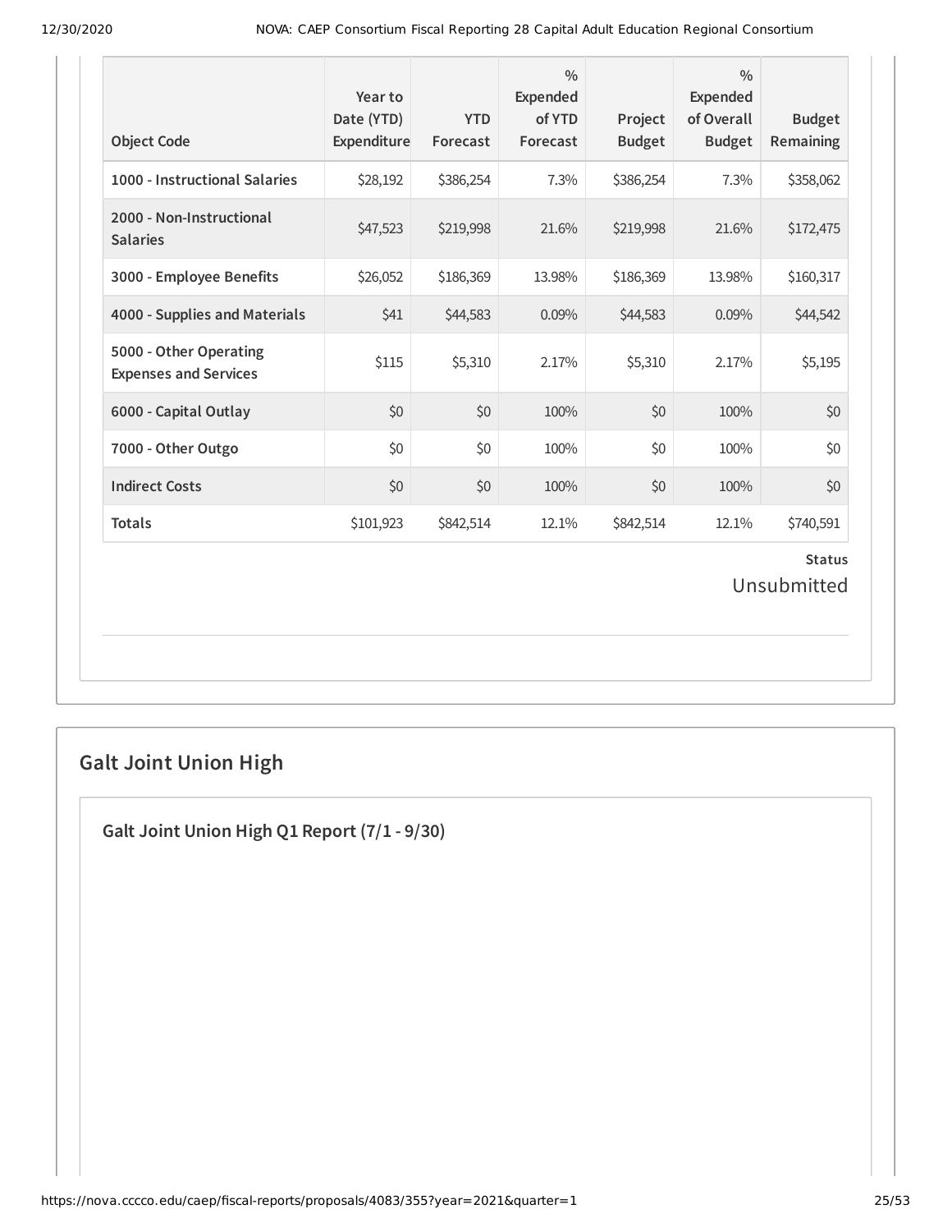| Object Code | Year to Date (YTD) Expenditure | YTD Forecast | % Expended of YTD Forecast | Project Budget | % Expended of Overall Budget | Budget Remaining |
|---|---|---|---|---|---|---|
| 1000 - Instructional Salaries | $28,192 | $386,254 | 7.3% | $386,254 | 7.3% | $358,062 |
| 2000 - Non-Instructional Salaries | $47,523 | $219,998 | 21.6% | $219,998 | 21.6% | $172,475 |
| 3000 - Employee Benefits | $26,052 | $186,369 | 13.98% | $186,369 | 13.98% | $160,317 |
| 4000 - Supplies and Materials | $41 | $44,583 | 0.09% | $44,583 | 0.09% | $44,542 |
| 5000 - Other Operating Expenses and Services | $115 | $5,310 | 2.17% | $5,310 | 2.17% | $5,195 |
| 6000 - Capital Outlay | $0 | $0 | 100% | $0 | 100% | $0 |
| 7000 - Other Outgo | $0 | $0 | 100% | $0 | 100% | $0 |
| Indirect Costs | $0 | $0 | 100% | $0 | 100% | $0 |
| Totals | $101,923 | $842,514 | 12.1% | $842,514 | 12.1% | $740,591 |

**Status**

Unsubmitted

## Galt Joint Union High

### Galt Joint Union High Q1 Report (7/1 - 9/30)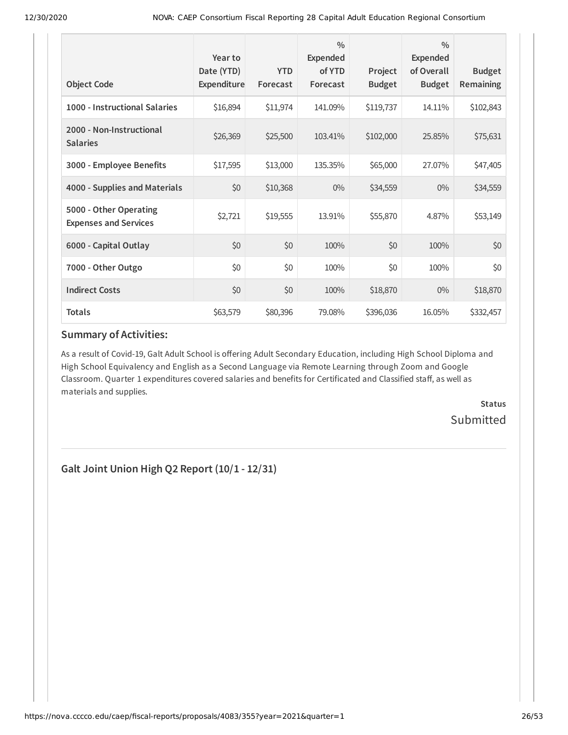| Object Code | Year to Date (YTD) Expenditure | YTD Forecast | % Expended of YTD Forecast | Project Budget | % Expended of Overall Budget | Budget Remaining |
|---|---|---|---|---|---|---|
| **1000 - Instructional Salaries** | $16,894 | $11,974 | 141.09% | $119,737 | 14.11% | $102,843 |
| **2000 - Non-Instructional Salaries** | $26,369 | $25,500 | 103.41% | $102,000 | 25.85% | $75,631 |
| **3000 - Employee Benefits** | $17,595 | $13,000 | 135.35% | $65,000 | 27.07% | $47,405 |
| **4000 - Supplies and Materials** | $0 | $10,368 | 0% | $34,559 | 0% | $34,559 |
| **5000 - Other Operating Expenses and Services** | $2,721 | $19,555 | 13.91% | $55,870 | 4.87% | $53,149 |
| **6000 - Capital Outlay** | $0 | $0 | 100% | $0 | 100% | $0 |
| **7000 - Other Outgo** | $0 | $0 | 100% | $0 | 100% | $0 |
| **Indirect Costs** | $0 | $0 | 100% | $18,870 | 0% | $18,870 |
| **Totals** | $63,579 | $80,396 | 79.08% | $396,036 | 16.05% | $332,457 |

### Summary of Activities:

As a result of Covid-19, Galt Adult School is offering Adult Secondary Education, including High School Diploma and High School Equivalency and English as a Second Language via Remote Learning through Zoom and Google Classroom. Quarter 1 expenditures covered salaries and benefits for Certificated and Classified staff, as well as materials and supplies.

**Status**

Submitted

---

## Galt Joint Union High Q2 Report (10/1 - 12/31)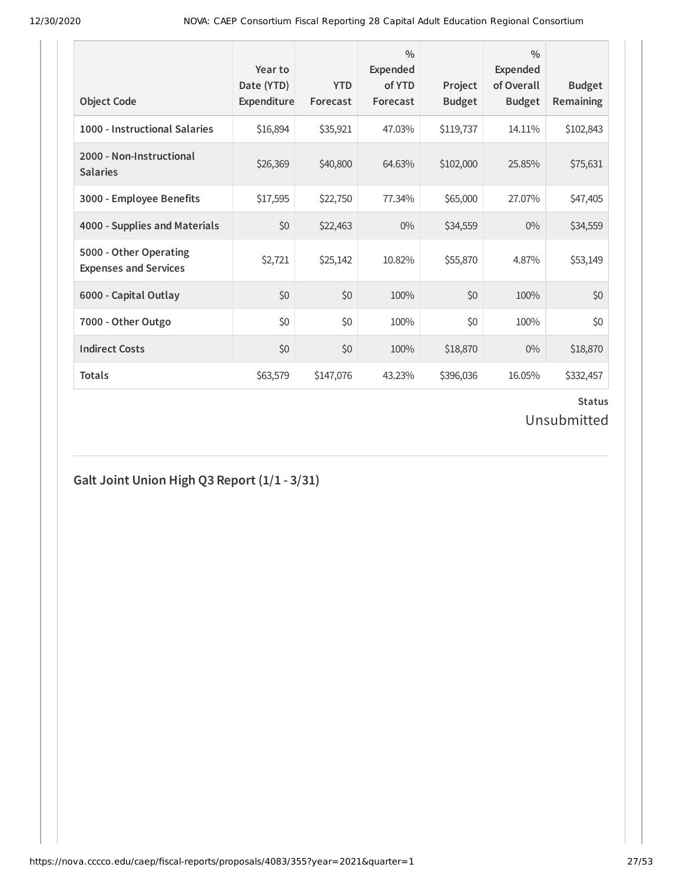| Object Code | Year to Date (YTD) Expenditure | YTD Forecast | % Expended of YTD Forecast | Project Budget | % Expended of Overall Budget | Budget Remaining |
| --- | --- | --- | --- | --- | --- | --- |
| 1000 - Instructional Salaries | $16,894 | $35,921 | 47.03% | $119,737 | 14.11% | $102,843 |
| 2000 - Non-Instructional Salaries | $26,369 | $40,800 | 64.63% | $102,000 | 25.85% | $75,631 |
| 3000 - Employee Benefits | $17,595 | $22,750 | 77.34% | $65,000 | 27.07% | $47,405 |
| 4000 - Supplies and Materials | $0 | $22,463 | 0% | $34,559 | 0% | $34,559 |
| 5000 - Other Operating Expenses and Services | $2,721 | $25,142 | 10.82% | $55,870 | 4.87% | $53,149 |
| 6000 - Capital Outlay | $0 | $0 | 100% | $0 | 100% | $0 |
| 7000 - Other Outgo | $0 | $0 | 100% | $0 | 100% | $0 |
| Indirect Costs | $0 | $0 | 100% | $18,870 | 0% | $18,870 |
| Totals | $63,579 | $147,076 | 43.23% | $396,036 | 16.05% | $332,457 |

**Status**

Unsubmitted

## Galt Joint Union High Q3 Report (1/1 - 3/31)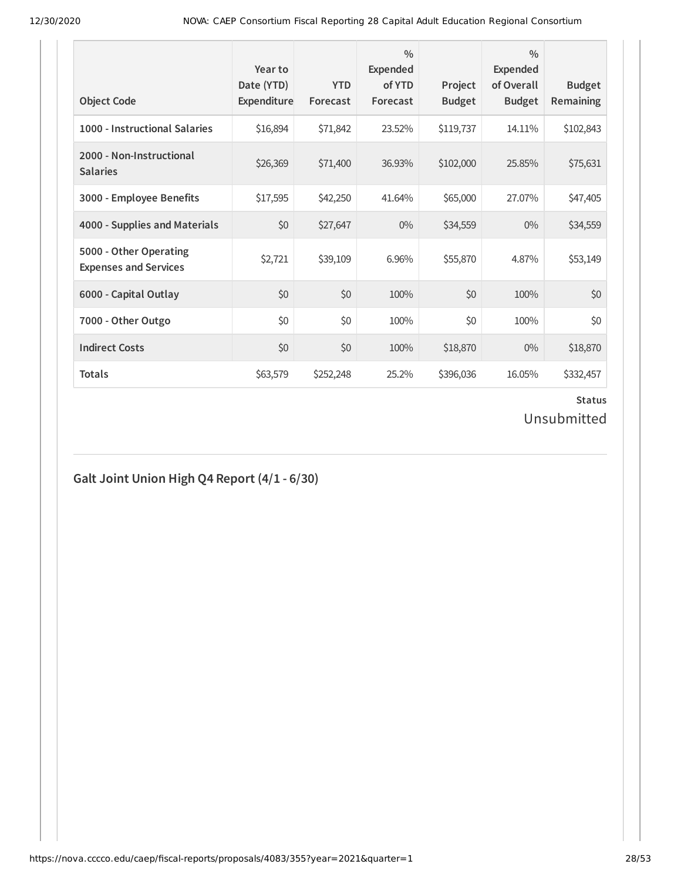| Object Code | Year to Date (YTD) Expenditure | YTD Forecast | % Expended of YTD Forecast | Project Budget | % Expended of Overall Budget | Budget Remaining |
|---|---|---|---|---|---|---|
| **1000 - Instructional Salaries** | $16,894 | $71,842 | 23.52% | $119,737 | 14.11% | $102,843 |
| **2000 - Non-Instructional Salaries** | $26,369 | $71,400 | 36.93% | $102,000 | 25.85% | $75,631 |
| **3000 - Employee Benefits** | $17,595 | $42,250 | 41.64% | $65,000 | 27.07% | $47,405 |
| **4000 - Supplies and Materials** | $0 | $27,647 | 0% | $34,559 | 0% | $34,559 |
| **5000 - Other Operating Expenses and Services** | $2,721 | $39,109 | 6.96% | $55,870 | 4.87% | $53,149 |
| **6000 - Capital Outlay** | $0 | $0 | 100% | $0 | 100% | $0 |
| **7000 - Other Outgo** | $0 | $0 | 100% | $0 | 100% | $0 |
| **Indirect Costs** | $0 | $0 | 100% | $18,870 | 0% | $18,870 |
| **Totals** | $63,579 | $252,248 | 25.2% | $396,036 | 16.05% | $332,457 |

**Status**

Unsubmitted

## Galt Joint Union High Q4 Report (4/1 - 6/30)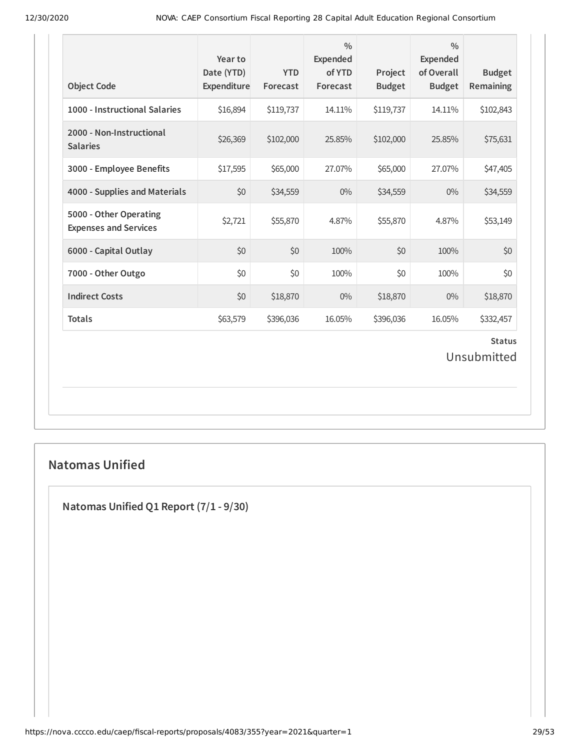| Object Code | Year to Date (YTD) Expenditure | YTD Forecast | % Expended of YTD Forecast | Project Budget | % Expended of Overall Budget | Budget Remaining |
|---|---|---|---|---|---|---|
| 1000 - Instructional Salaries | $16,894 | $119,737 | 14.11% | $119,737 | 14.11% | $102,843 |
| 2000 - Non-Instructional Salaries | $26,369 | $102,000 | 25.85% | $102,000 | 25.85% | $75,631 |
| 3000 - Employee Benefits | $17,595 | $65,000 | 27.07% | $65,000 | 27.07% | $47,405 |
| 4000 - Supplies and Materials | $0 | $34,559 | 0% | $34,559 | 0% | $34,559 |
| 5000 - Other Operating Expenses and Services | $2,721 | $55,870 | 4.87% | $55,870 | 4.87% | $53,149 |
| 6000 - Capital Outlay | $0 | $0 | 100% | $0 | 100% | $0 |
| 7000 - Other Outgo | $0 | $0 | 100% | $0 | 100% | $0 |
| Indirect Costs | $0 | $18,870 | 0% | $18,870 | 0% | $18,870 |
| Totals | $63,579 | $396,036 | 16.05% | $396,036 | 16.05% | $332,457 |

**Status**

Unsubmitted

## Natomas Unified

### Natomas Unified Q1 Report (7/1 - 9/30)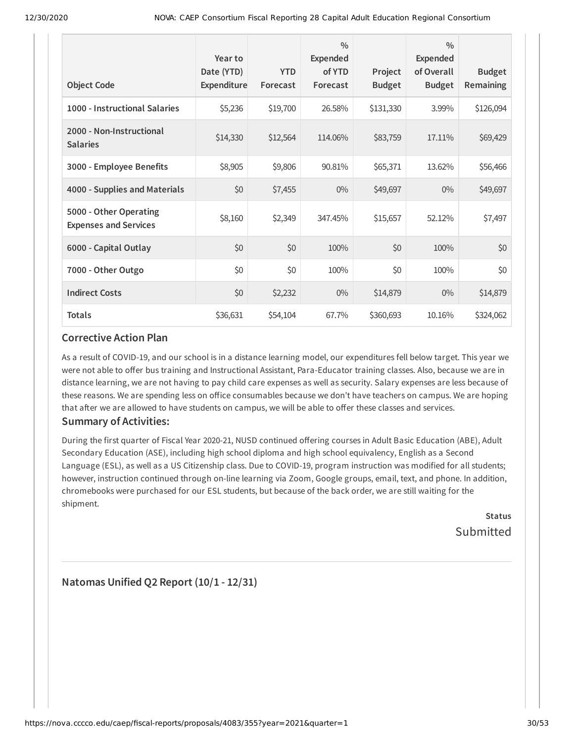| Object Code | Year to Date (YTD) Expenditure | YTD Forecast | % Expended of YTD Forecast | Project Budget | % Expended of Overall Budget | Budget Remaining |
|---|---|---|---|---|---|---|
| **1000 - Instructional Salaries** | $5,236 | $19,700 | 26.58% | $131,330 | 3.99% | $126,094 |
| **2000 - Non-Instructional Salaries** | $14,330 | $12,564 | 114.06% | $83,759 | 17.11% | $69,429 |
| **3000 - Employee Benefits** | $8,905 | $9,806 | 90.81% | $65,371 | 13.62% | $56,466 |
| **4000 - Supplies and Materials** | $0 | $7,455 | 0% | $49,697 | 0% | $49,697 |
| **5000 - Other Operating Expenses and Services** | $8,160 | $2,349 | 347.45% | $15,657 | 52.12% | $7,497 |
| **6000 - Capital Outlay** | $0 | $0 | 100% | $0 | 100% | $0 |
| **7000 - Other Outgo** | $0 | $0 | 100% | $0 | 100% | $0 |
| **Indirect Costs** | $0 | $2,232 | 0% | $14,879 | 0% | $14,879 |
| **Totals** | $36,631 | $54,104 | 67.7% | $360,693 | 10.16% | $324,062 |

### Corrective Action Plan

As a result of COVID-19, and our school is in a distance learning model, our expenditures fell below target. This year we were not able to offer bus training and Instructional Assistant, Para-Educator training classes. Also, because we are in distance learning, we are not having to pay child care expenses as well as security. Salary expenses are less because of these reasons. We are spending less on office consumables because we don't have teachers on campus. We are hoping that after we are allowed to have students on campus, we will be able to offer these classes and services.

### Summary of Activities:

During the first quarter of Fiscal Year 2020-21, NUSD continued offering courses in Adult Basic Education (ABE), Adult Secondary Education (ASE), including high school diploma and high school equivalency, English as a Second Language (ESL), as well as a US Citizenship class. Due to COVID-19, program instruction was modified for all students; however, instruction continued through on-line learning via Zoom, Google groups, email, text, and phone. In addition, chromebooks were purchased for our ESL students, but because of the back order, we are still waiting for the shipment.

**Status**

Submitted

---

## Natomas Unified Q2 Report (10/1 - 12/31)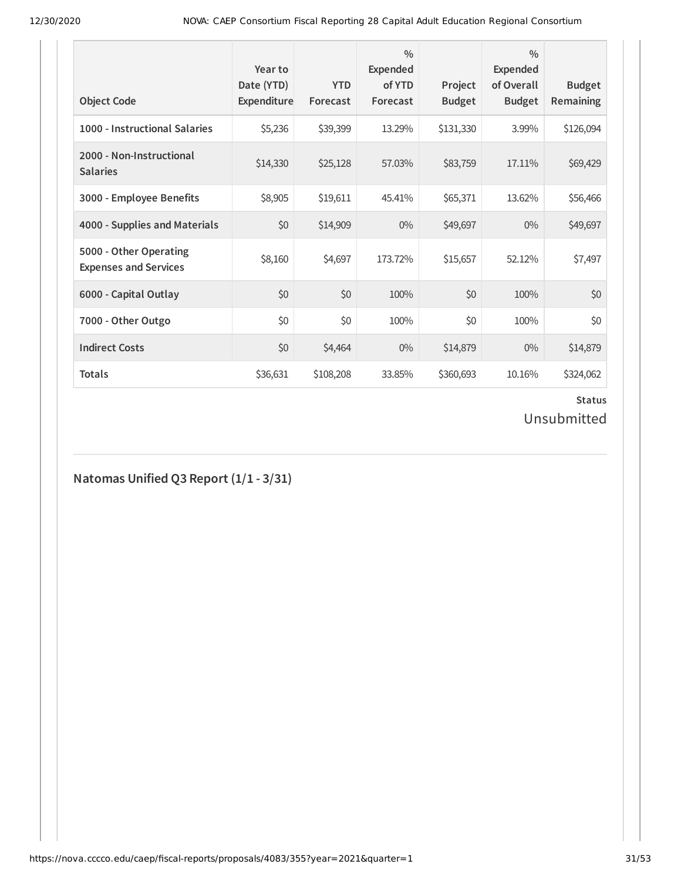| Object Code | Year to Date (YTD) Expenditure | YTD Forecast | % Expended of YTD Forecast | Project Budget | % Expended of Overall Budget | Budget Remaining |
|---|---|---|---|---|---|---|
| **1000 - Instructional Salaries** | $5,236 | $39,399 | 13.29% | $131,330 | 3.99% | $126,094 |
| **2000 - Non-Instructional Salaries** | $14,330 | $25,128 | 57.03% | $83,759 | 17.11% | $69,429 |
| **3000 - Employee Benefits** | $8,905 | $19,611 | 45.41% | $65,371 | 13.62% | $56,466 |
| **4000 - Supplies and Materials** | $0 | $14,909 | 0% | $49,697 | 0% | $49,697 |
| **5000 - Other Operating Expenses and Services** | $8,160 | $4,697 | 173.72% | $15,657 | 52.12% | $7,497 |
| **6000 - Capital Outlay** | $0 | $0 | 100% | $0 | 100% | $0 |
| **7000 - Other Outgo** | $0 | $0 | 100% | $0 | 100% | $0 |
| **Indirect Costs** | $0 | $4,464 | 0% | $14,879 | 0% | $14,879 |
| **Totals** | $36,631 | $108,208 | 33.85% | $360,693 | 10.16% | $324,062 |

**Status**

Unsubmitted

## Natomas Unified Q3 Report (1/1 - 3/31)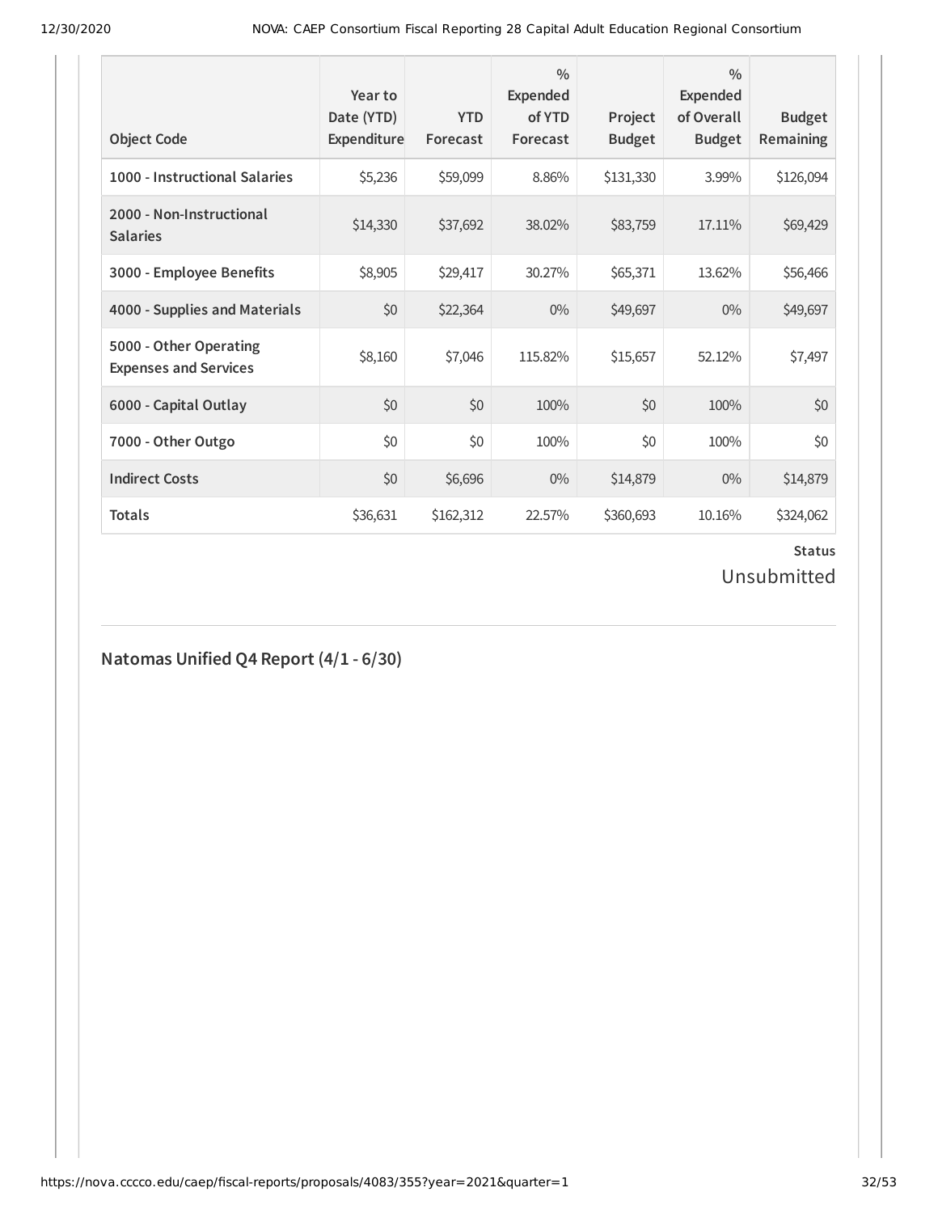| Object Code | Year to Date (YTD) Expenditure | YTD Forecast | % Expended of YTD Forecast | Project Budget | % Expended of Overall Budget | Budget Remaining |
|---|---|---|---|---|---|---|
| **1000 - Instructional Salaries** | $5,236 | $59,099 | 8.86% | $131,330 | 3.99% | $126,094 |
| **2000 - Non-Instructional Salaries** | $14,330 | $37,692 | 38.02% | $83,759 | 17.11% | $69,429 |
| **3000 - Employee Benefits** | $8,905 | $29,417 | 30.27% | $65,371 | 13.62% | $56,466 |
| **4000 - Supplies and Materials** | $0 | $22,364 | 0% | $49,697 | 0% | $49,697 |
| **5000 - Other Operating Expenses and Services** | $8,160 | $7,046 | 115.82% | $15,657 | 52.12% | $7,497 |
| **6000 - Capital Outlay** | $0 | $0 | 100% | $0 | 100% | $0 |
| **7000 - Other Outgo** | $0 | $0 | 100% | $0 | 100% | $0 |
| **Indirect Costs** | $0 | $6,696 | 0% | $14,879 | 0% | $14,879 |
| **Totals** | $36,631 | $162,312 | 22.57% | $360,693 | 10.16% | $324,062 |

**Status**

Unsubmitted

## Natomas Unified Q4 Report (4/1 - 6/30)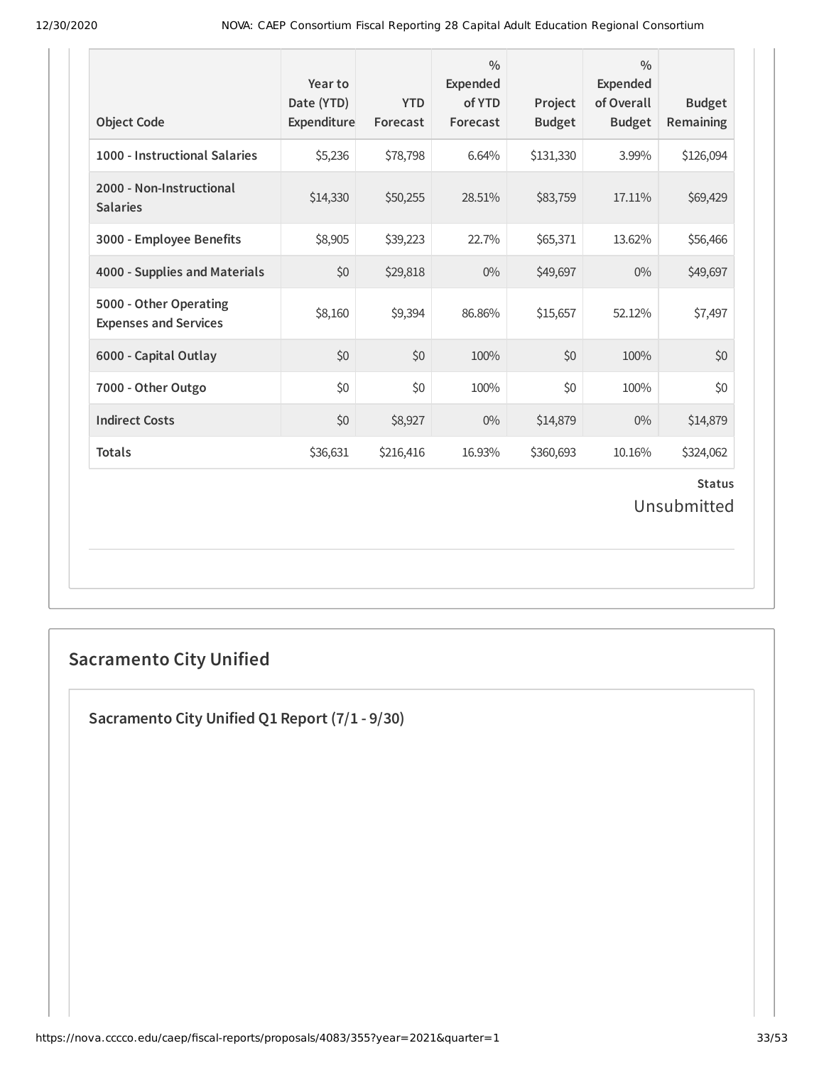| Object Code | Year to Date (YTD) Expenditure | YTD Forecast | % Expended of YTD Forecast | Project Budget | % Expended of Overall Budget | Budget Remaining |
|---|---|---|---|---|---|---|
| 1000 - Instructional Salaries | $5,236 | $78,798 | 6.64% | $131,330 | 3.99% | $126,094 |
| 2000 - Non-Instructional Salaries | $14,330 | $50,255 | 28.51% | $83,759 | 17.11% | $69,429 |
| 3000 - Employee Benefits | $8,905 | $39,223 | 22.7% | $65,371 | 13.62% | $56,466 |
| 4000 - Supplies and Materials | $0 | $29,818 | 0% | $49,697 | 0% | $49,697 |
| 5000 - Other Operating Expenses and Services | $8,160 | $9,394 | 86.86% | $15,657 | 52.12% | $7,497 |
| 6000 - Capital Outlay | $0 | $0 | 100% | $0 | 100% | $0 |
| 7000 - Other Outgo | $0 | $0 | 100% | $0 | 100% | $0 |
| Indirect Costs | $0 | $8,927 | 0% | $14,879 | 0% | $14,879 |
| Totals | $36,631 | $216,416 | 16.93% | $360,693 | 10.16% | $324,062 |

**Status**

Unsubmitted

## Sacramento City Unified

### Sacramento City Unified Q1 Report (7/1 - 9/30)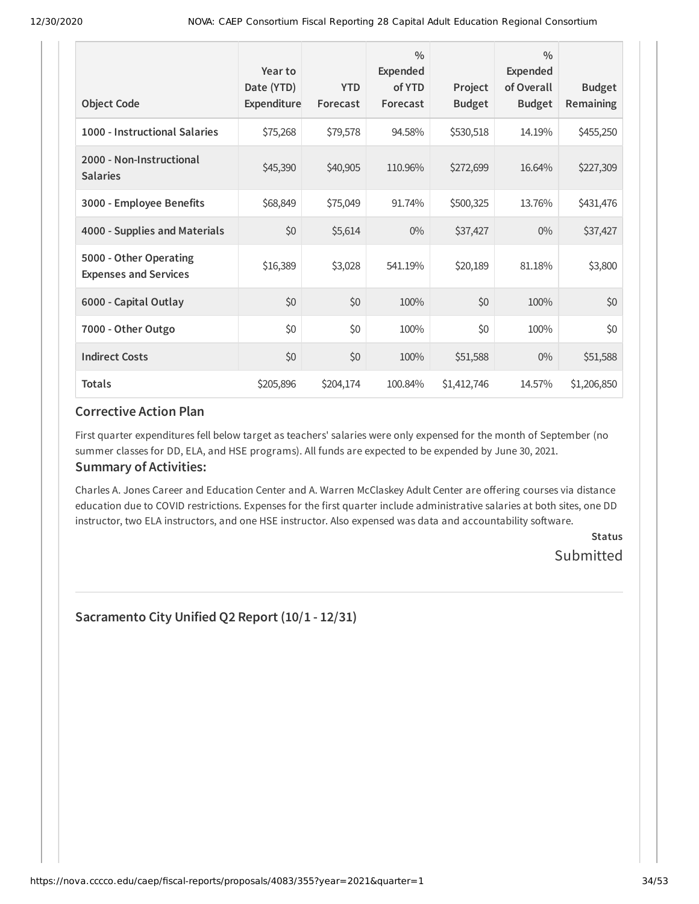| Object Code | Year to Date (YTD) Expenditure | YTD Forecast | % Expended of YTD Forecast | Project Budget | % Expended of Overall Budget | Budget Remaining |
|---|---|---|---|---|---|---|
| **1000 - Instructional Salaries** | $75,268 | $79,578 | 94.58% | $530,518 | 14.19% | $455,250 |
| **2000 - Non-Instructional Salaries** | $45,390 | $40,905 | 110.96% | $272,699 | 16.64% | $227,309 |
| **3000 - Employee Benefits** | $68,849 | $75,049 | 91.74% | $500,325 | 13.76% | $431,476 |
| **4000 - Supplies and Materials** | $0 | $5,614 | 0% | $37,427 | 0% | $37,427 |
| **5000 - Other Operating Expenses and Services** | $16,389 | $3,028 | 541.19% | $20,189 | 81.18% | $3,800 |
| **6000 - Capital Outlay** | $0 | $0 | 100% | $0 | 100% | $0 |
| **7000 - Other Outgo** | $0 | $0 | 100% | $0 | 100% | $0 |
| **Indirect Costs** | $0 | $0 | 100% | $51,588 | 0% | $51,588 |
| **Totals** | $205,896 | $204,174 | 100.84% | $1,412,746 | 14.57% | $1,206,850 |

## Corrective Action Plan

First quarter expenditures fell below target as teachers' salaries were only expensed for the month of September (no summer classes for DD, ELA, and HSE programs). All funds are expected to be expended by June 30, 2021.

## Summary of Activities:

Charles A. Jones Career and Education Center and A. Warren McClaskey Adult Center are offering courses via distance education due to COVID restrictions. Expenses for the first quarter include administrative salaries at both sites, one DD instructor, two ELA instructors, and one HSE instructor. Also expensed was data and accountability software.

**Status**

Submitted

---

## Sacramento City Unified Q2 Report (10/1 - 12/31)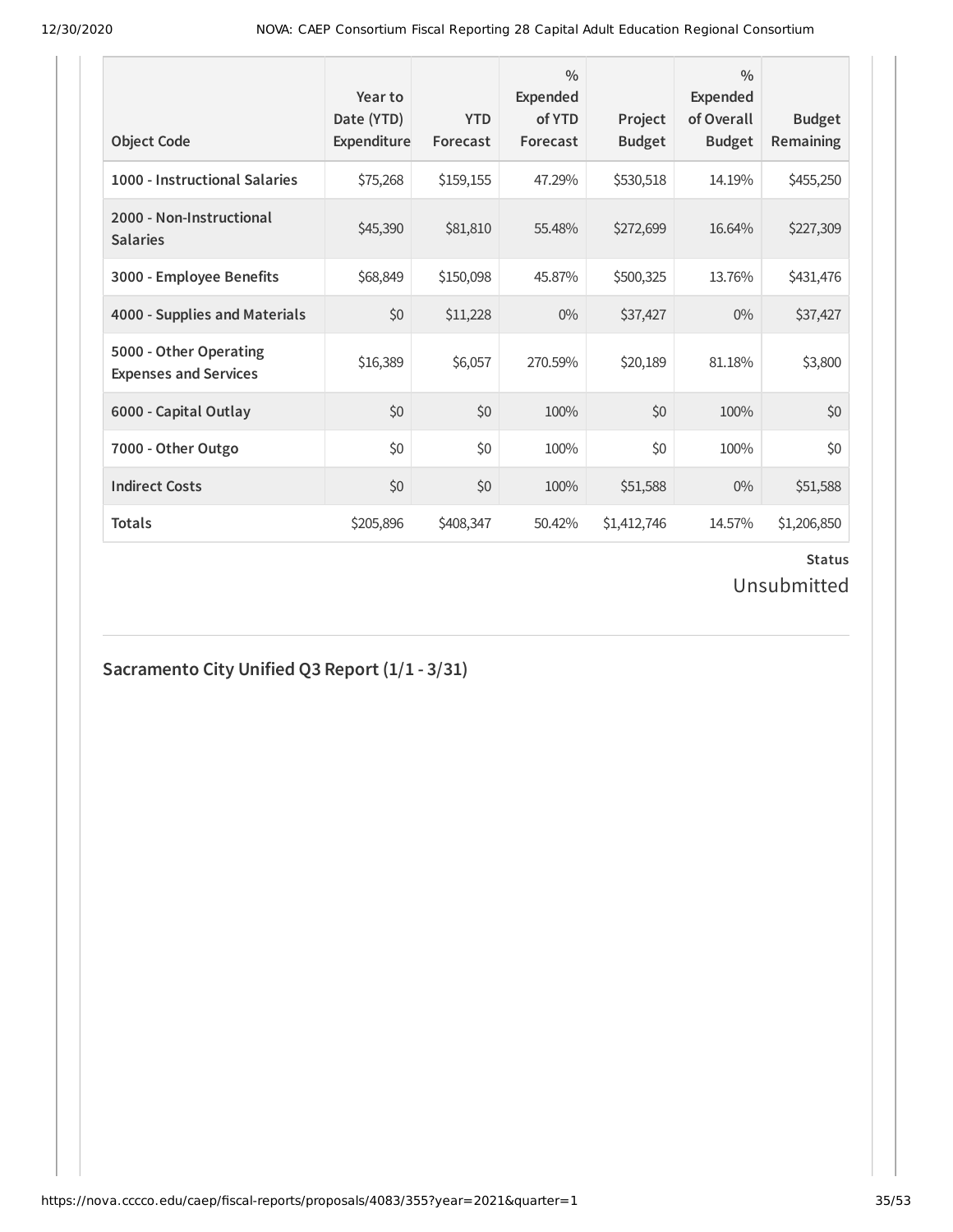| Object Code | Year to Date (YTD) Expenditure | YTD Forecast | % Expended of YTD Forecast | Project Budget | % Expended of Overall Budget | Budget Remaining |
|---|---|---|---|---|---|---|
| **1000 - Instructional Salaries** | $75,268 | $159,155 | 47.29% | $530,518 | 14.19% | $455,250 |
| **2000 - Non-Instructional Salaries** | $45,390 | $81,810 | 55.48% | $272,699 | 16.64% | $227,309 |
| **3000 - Employee Benefits** | $68,849 | $150,098 | 45.87% | $500,325 | 13.76% | $431,476 |
| **4000 - Supplies and Materials** | $0 | $11,228 | 0% | $37,427 | 0% | $37,427 |
| **5000 - Other Operating Expenses and Services** | $16,389 | $6,057 | 270.59% | $20,189 | 81.18% | $3,800 |
| **6000 - Capital Outlay** | $0 | $0 | 100% | $0 | 100% | $0 |
| **7000 - Other Outgo** | $0 | $0 | 100% | $0 | 100% | $0 |
| **Indirect Costs** | $0 | $0 | 100% | $51,588 | 0% | $51,588 |
| **Totals** | $205,896 | $408,347 | 50.42% | $1,412,746 | 14.57% | $1,206,850 |

**Status**

Unsubmitted

## Sacramento City Unified Q3 Report (1/1 - 3/31)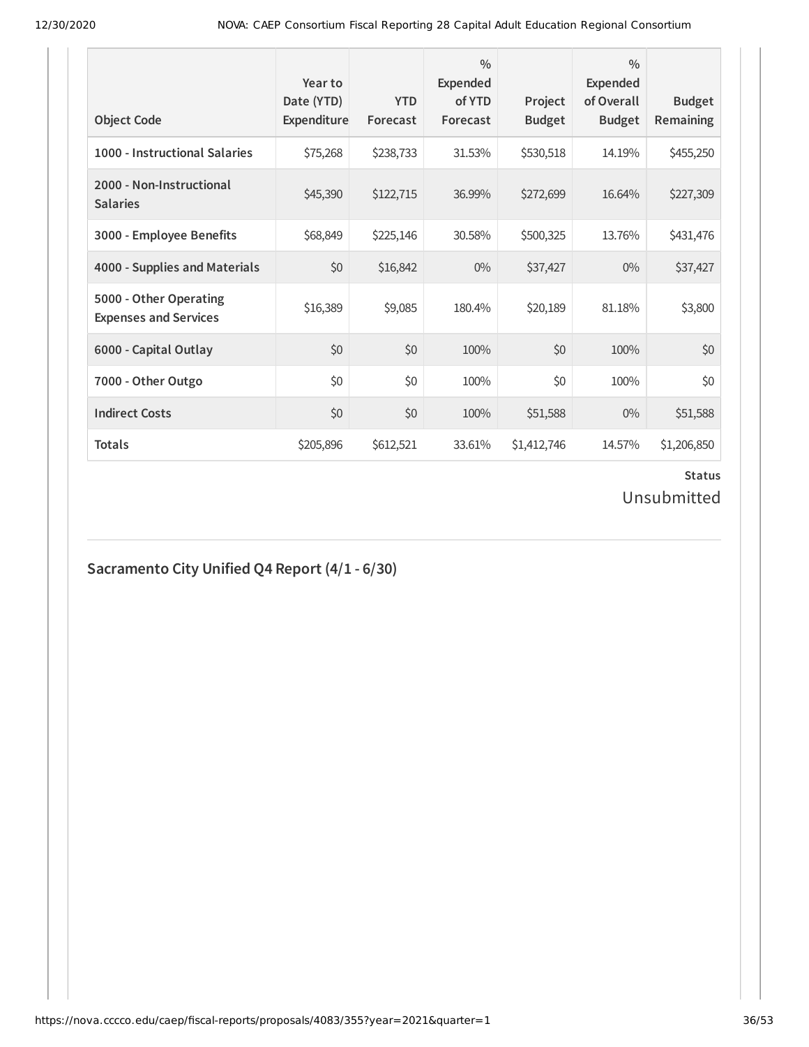| Object Code | Year to Date (YTD) Expenditure | YTD Forecast | % Expended of YTD Forecast | Project Budget | % Expended of Overall Budget | Budget Remaining |
|---|---|---|---|---|---|---|
| **1000 - Instructional Salaries** | $75,268 | $238,733 | 31.53% | $530,518 | 14.19% | $455,250 |
| **2000 - Non-Instructional Salaries** | $45,390 | $122,715 | 36.99% | $272,699 | 16.64% | $227,309 |
| **3000 - Employee Benefits** | $68,849 | $225,146 | 30.58% | $500,325 | 13.76% | $431,476 |
| **4000 - Supplies and Materials** | $0 | $16,842 | 0% | $37,427 | 0% | $37,427 |
| **5000 - Other Operating Expenses and Services** | $16,389 | $9,085 | 180.4% | $20,189 | 81.18% | $3,800 |
| **6000 - Capital Outlay** | $0 | $0 | 100% | $0 | 100% | $0 |
| **7000 - Other Outgo** | $0 | $0 | 100% | $0 | 100% | $0 |
| **Indirect Costs** | $0 | $0 | 100% | $51,588 | 0% | $51,588 |
| **Totals** | $205,896 | $612,521 | 33.61% | $1,412,746 | 14.57% | $1,206,850 |

**Status**

Unsubmitted

## Sacramento City Unified Q4 Report (4/1 - 6/30)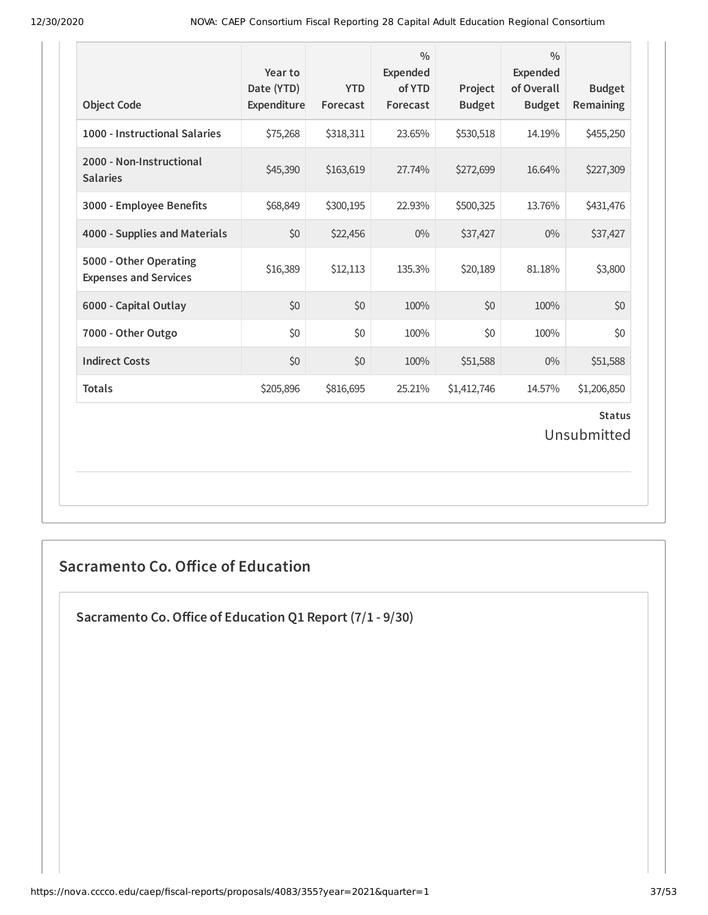| Object Code | Year to Date (YTD) Expenditure | YTD Forecast | % Expended of YTD Forecast | Project Budget | % Expended of Overall Budget | Budget Remaining |
| --- | --- | --- | --- | --- | --- | --- |
| 1000 - Instructional Salaries | $75,268 | $318,311 | 23.65% | $530,518 | 14.19% | $455,250 |
| 2000 - Non-Instructional Salaries | $45,390 | $163,619 | 27.74% | $272,699 | 16.64% | $227,309 |
| 3000 - Employee Benefits | $68,849 | $300,195 | 22.93% | $500,325 | 13.76% | $431,476 |
| 4000 - Supplies and Materials | $0 | $22,456 | 0% | $37,427 | 0% | $37,427 |
| 5000 - Other Operating Expenses and Services | $16,389 | $12,113 | 135.3% | $20,189 | 81.18% | $3,800 |
| 6000 - Capital Outlay | $0 | $0 | 100% | $0 | 100% | $0 |
| 7000 - Other Outgo | $0 | $0 | 100% | $0 | 100% | $0 |
| Indirect Costs | $0 | $0 | 100% | $51,588 | 0% | $51,588 |
| **Totals** | $205,896 | $816,695 | 25.21% | $1,412,746 | 14.57% | $1,206,850 |

**Status**

Unsubmitted

## Sacramento Co. Office of Education

### Sacramento Co. Office of Education Q1 Report (7/1 - 9/30)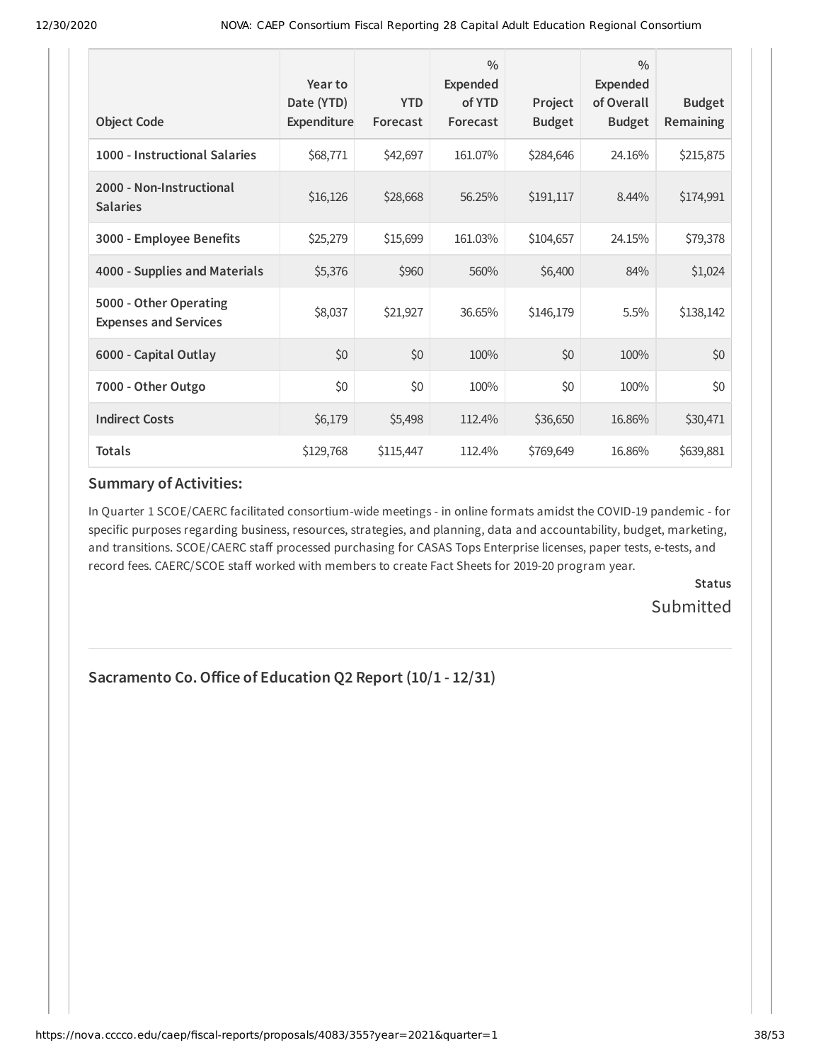| Object Code | Year to Date (YTD) Expenditure | YTD Forecast | % Expended of YTD Forecast | Project Budget | % Expended of Overall Budget | Budget Remaining |
|---|---|---|---|---|---|---|
| **1000 - Instructional Salaries** | $68,771 | $42,697 | 161.07% | $284,646 | 24.16% | $215,875 |
| **2000 - Non-Instructional Salaries** | $16,126 | $28,668 | 56.25% | $191,117 | 8.44% | $174,991 |
| **3000 - Employee Benefits** | $25,279 | $15,699 | 161.03% | $104,657 | 24.15% | $79,378 |
| **4000 - Supplies and Materials** | $5,376 | $960 | 560% | $6,400 | 84% | $1,024 |
| **5000 - Other Operating Expenses and Services** | $8,037 | $21,927 | 36.65% | $146,179 | 5.5% | $138,142 |
| **6000 - Capital Outlay** | $0 | $0 | 100% | $0 | 100% | $0 |
| **7000 - Other Outgo** | $0 | $0 | 100% | $0 | 100% | $0 |
| **Indirect Costs** | $6,179 | $5,498 | 112.4% | $36,650 | 16.86% | $30,471 |
| **Totals** | $129,768 | $115,447 | 112.4% | $769,649 | 16.86% | $639,881 |

### Summary of Activities:

In Quarter 1 SCOE/CAERC facilitated consortium-wide meetings - in online formats amidst the COVID-19 pandemic - for specific purposes regarding business, resources, strategies, and planning, data and accountability, budget, marketing, and transitions. SCOE/CAERC staff processed purchasing for CASAS Tops Enterprise licenses, paper tests, e-tests, and record fees. CAERC/SCOE staff worked with members to create Fact Sheets for 2019-20 program year.

**Status**

Submitted

## Sacramento Co. Office of Education Q2 Report (10/1 - 12/31)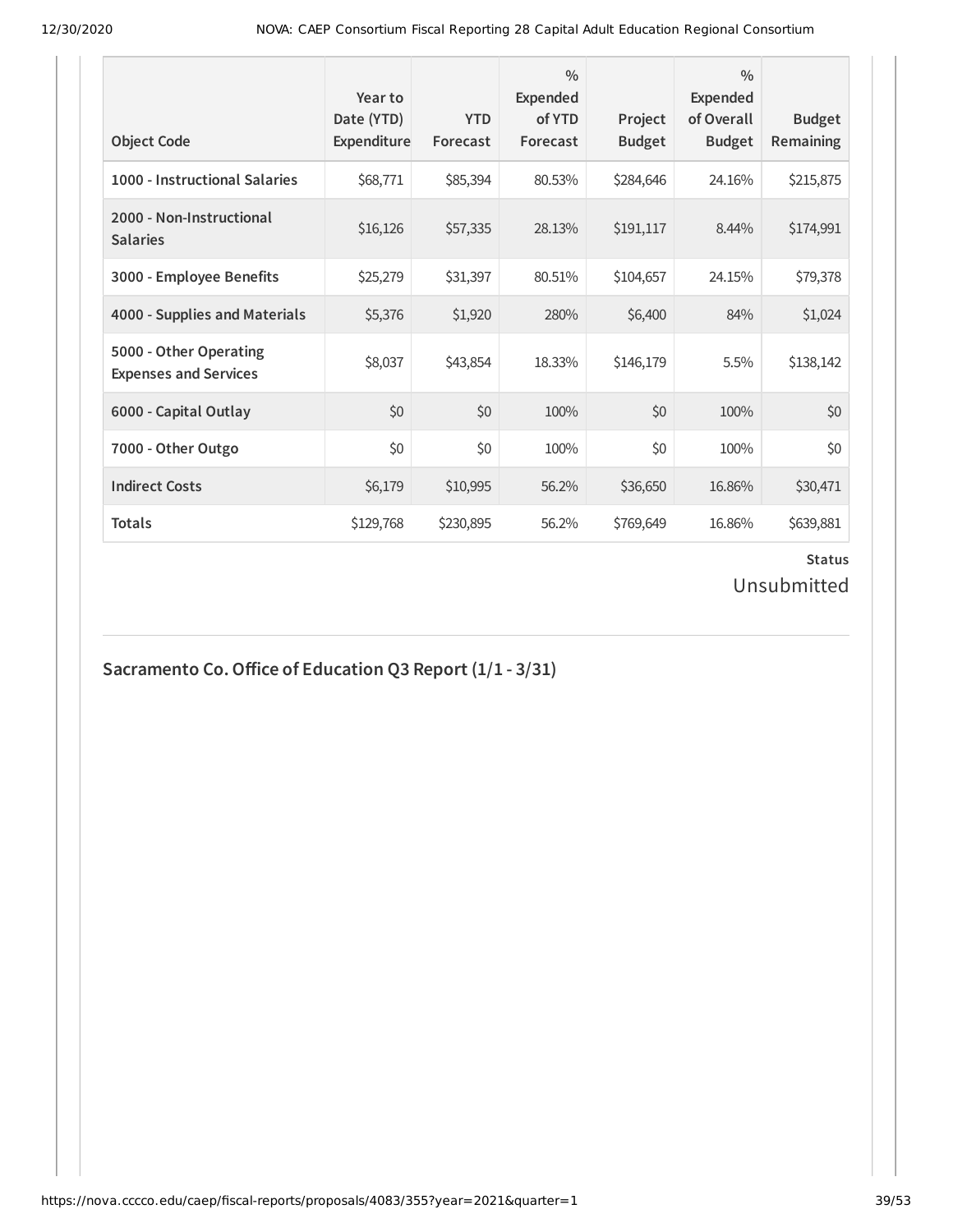| Object Code | Year to Date (YTD) Expenditure | YTD Forecast | % Expended of YTD Forecast | Project Budget | % Expended of Overall Budget | Budget Remaining |
|---|---|---|---|---|---|---|
| 1000 - Instructional Salaries | $68,771 | $85,394 | 80.53% | $284,646 | 24.16% | $215,875 |
| 2000 - Non-Instructional Salaries | $16,126 | $57,335 | 28.13% | $191,117 | 8.44% | $174,991 |
| 3000 - Employee Benefits | $25,279 | $31,397 | 80.51% | $104,657 | 24.15% | $79,378 |
| 4000 - Supplies and Materials | $5,376 | $1,920 | 280% | $6,400 | 84% | $1,024 |
| 5000 - Other Operating Expenses and Services | $8,037 | $43,854 | 18.33% | $146,179 | 5.5% | $138,142 |
| 6000 - Capital Outlay | $0 | $0 | 100% | $0 | 100% | $0 |
| 7000 - Other Outgo | $0 | $0 | 100% | $0 | 100% | $0 |
| Indirect Costs | $6,179 | $10,995 | 56.2% | $36,650 | 16.86% | $30,471 |
| Totals | $129,768 | $230,895 | 56.2% | $769,649 | 16.86% | $639,881 |

**Status**

Unsubmitted

## Sacramento Co. Office of Education Q3 Report (1/1 - 3/31)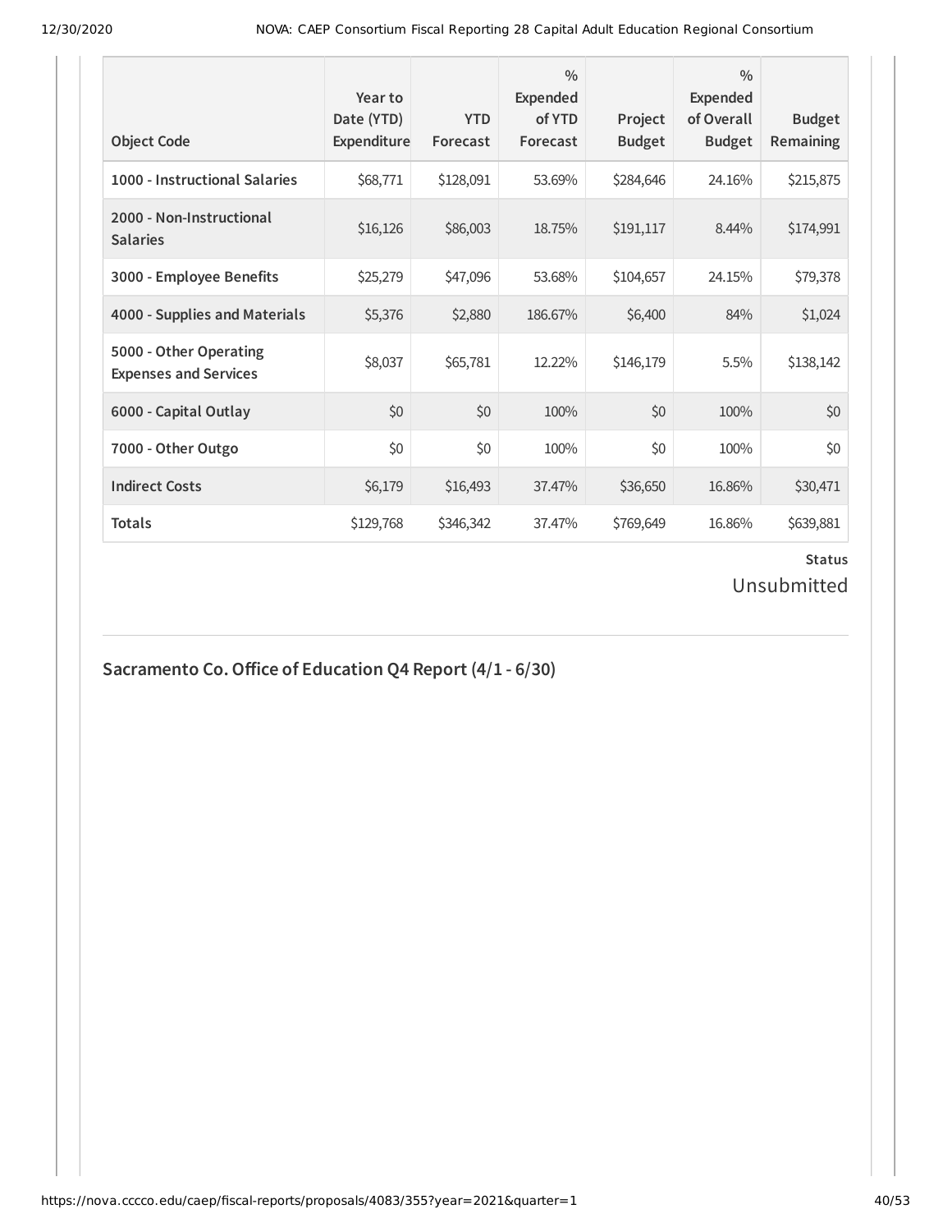| Object Code | Year to Date (YTD) Expenditure | YTD Forecast | % Expended of YTD Forecast | Project Budget | % Expended of Overall Budget | Budget Remaining |
|---|---|---|---|---|---|---|
| **1000 - Instructional Salaries** | $68,771 | $128,091 | 53.69% | $284,646 | 24.16% | $215,875 |
| **2000 - Non-Instructional Salaries** | $16,126 | $86,003 | 18.75% | $191,117 | 8.44% | $174,991 |
| **3000 - Employee Benefits** | $25,279 | $47,096 | 53.68% | $104,657 | 24.15% | $79,378 |
| **4000 - Supplies and Materials** | $5,376 | $2,880 | 186.67% | $6,400 | 84% | $1,024 |
| **5000 - Other Operating Expenses and Services** | $8,037 | $65,781 | 12.22% | $146,179 | 5.5% | $138,142 |
| **6000 - Capital Outlay** | $0 | $0 | 100% | $0 | 100% | $0 |
| **7000 - Other Outgo** | $0 | $0 | 100% | $0 | 100% | $0 |
| **Indirect Costs** | $6,179 | $16,493 | 37.47% | $36,650 | 16.86% | $30,471 |
| **Totals** | $129,768 | $346,342 | 37.47% | $769,649 | 16.86% | $639,881 |

**Status**

Unsubmitted

## Sacramento Co. Office of Education Q4 Report (4/1 - 6/30)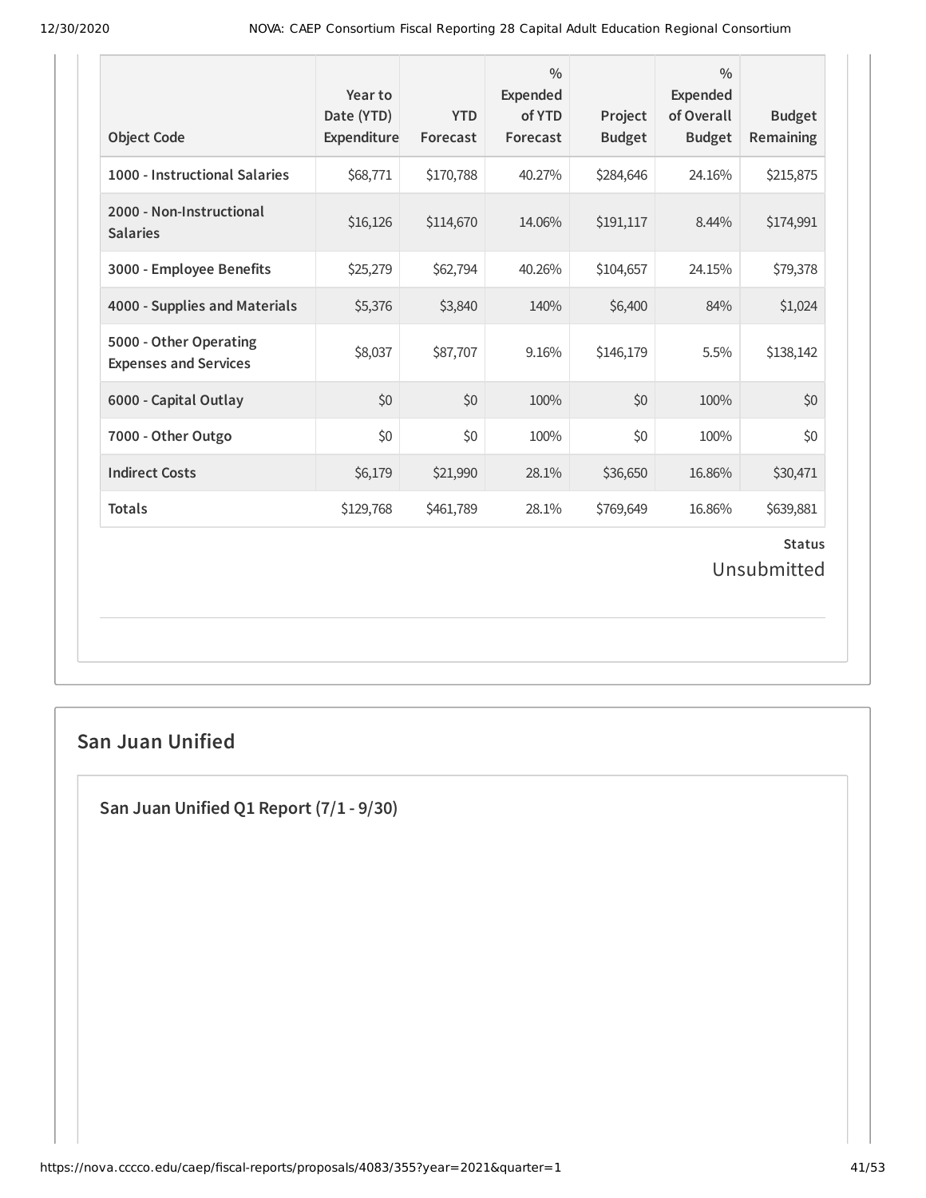| Object Code | Year to Date (YTD) Expenditure | YTD Forecast | % Expended of YTD Forecast | Project Budget | % Expended of Overall Budget | Budget Remaining |
|---|---|---|---|---|---|---|
| **1000 - Instructional Salaries** | $68,771 | $170,788 | 40.27% | $284,646 | 24.16% | $215,875 |
| **2000 - Non-Instructional Salaries** | $16,126 | $114,670 | 14.06% | $191,117 | 8.44% | $174,991 |
| **3000 - Employee Benefits** | $25,279 | $62,794 | 40.26% | $104,657 | 24.15% | $79,378 |
| **4000 - Supplies and Materials** | $5,376 | $3,840 | 140% | $6,400 | 84% | $1,024 |
| **5000 - Other Operating Expenses and Services** | $8,037 | $87,707 | 9.16% | $146,179 | 5.5% | $138,142 |
| **6000 - Capital Outlay** | $0 | $0 | 100% | $0 | 100% | $0 |
| **7000 - Other Outgo** | $0 | $0 | 100% | $0 | 100% | $0 |
| **Indirect Costs** | $6,179 | $21,990 | 28.1% | $36,650 | 16.86% | $30,471 |
| **Totals** | $129,768 | $461,789 | 28.1% | $769,649 | 16.86% | $639,881 |

**Status**

Unsubmitted

## San Juan Unified

### San Juan Unified Q1 Report (7/1 - 9/30)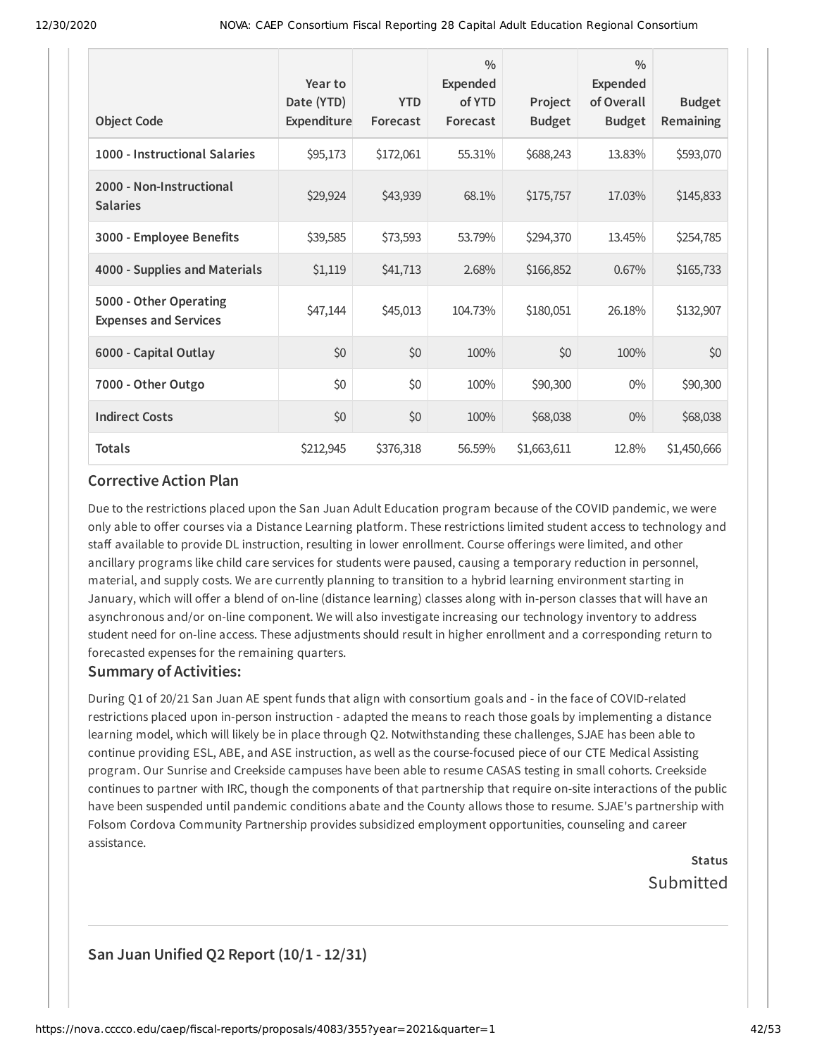| Object Code | Year to Date (YTD) Expenditure | YTD Forecast | % Expended of YTD Forecast | Project Budget | % Expended of Overall Budget | Budget Remaining |
|---|---|---|---|---|---|---|
| **1000 - Instructional Salaries** | $95,173 | $172,061 | 55.31% | $688,243 | 13.83% | $593,070 |
| **2000 - Non-Instructional Salaries** | $29,924 | $43,939 | 68.1% | $175,757 | 17.03% | $145,833 |
| **3000 - Employee Benefits** | $39,585 | $73,593 | 53.79% | $294,370 | 13.45% | $254,785 |
| **4000 - Supplies and Materials** | $1,119 | $41,713 | 2.68% | $166,852 | 0.67% | $165,733 |
| **5000 - Other Operating Expenses and Services** | $47,144 | $45,013 | 104.73% | $180,051 | 26.18% | $132,907 |
| **6000 - Capital Outlay** | $0 | $0 | 100% | $0 | 100% | $0 |
| **7000 - Other Outgo** | $0 | $0 | 100% | $90,300 | 0% | $90,300 |
| **Indirect Costs** | $0 | $0 | 100% | $68,038 | 0% | $68,038 |
| **Totals** | $212,945 | $376,318 | 56.59% | $1,663,611 | 12.8% | $1,450,666 |

### Corrective Action Plan

Due to the restrictions placed upon the San Juan Adult Education program because of the COVID pandemic, we were only able to offer courses via a Distance Learning platform. These restrictions limited student access to technology and staff available to provide DL instruction, resulting in lower enrollment. Course offerings were limited, and other ancillary programs like child care services for students were paused, causing a temporary reduction in personnel, material, and supply costs. We are currently planning to transition to a hybrid learning environment starting in January, which will offer a blend of on-line (distance learning) classes along with in-person classes that will have an asynchronous and/or on-line component. We will also investigate increasing our technology inventory to address student need for on-line access. These adjustments should result in higher enrollment and a corresponding return to forecasted expenses for the remaining quarters.

### Summary of Activities:

During Q1 of 20/21 San Juan AE spent funds that align with consortium goals and - in the face of COVID-related restrictions placed upon in-person instruction - adapted the means to reach those goals by implementing a distance learning model, which will likely be in place through Q2. Notwithstanding these challenges, SJAE has been able to continue providing ESL, ABE, and ASE instruction, as well as the course-focused piece of our CTE Medical Assisting program. Our Sunrise and Creekside campuses have been able to resume CASAS testing in small cohorts. Creekside continues to partner with IRC, though the components of that partnership that require on-site interactions of the public have been suspended until pandemic conditions abate and the County allows those to resume. SJAE's partnership with Folsom Cordova Community Partnership provides subsidized employment opportunities, counseling and career assistance.

**Status**
Submitted

---

### San Juan Unified Q2 Report (10/1 - 12/31)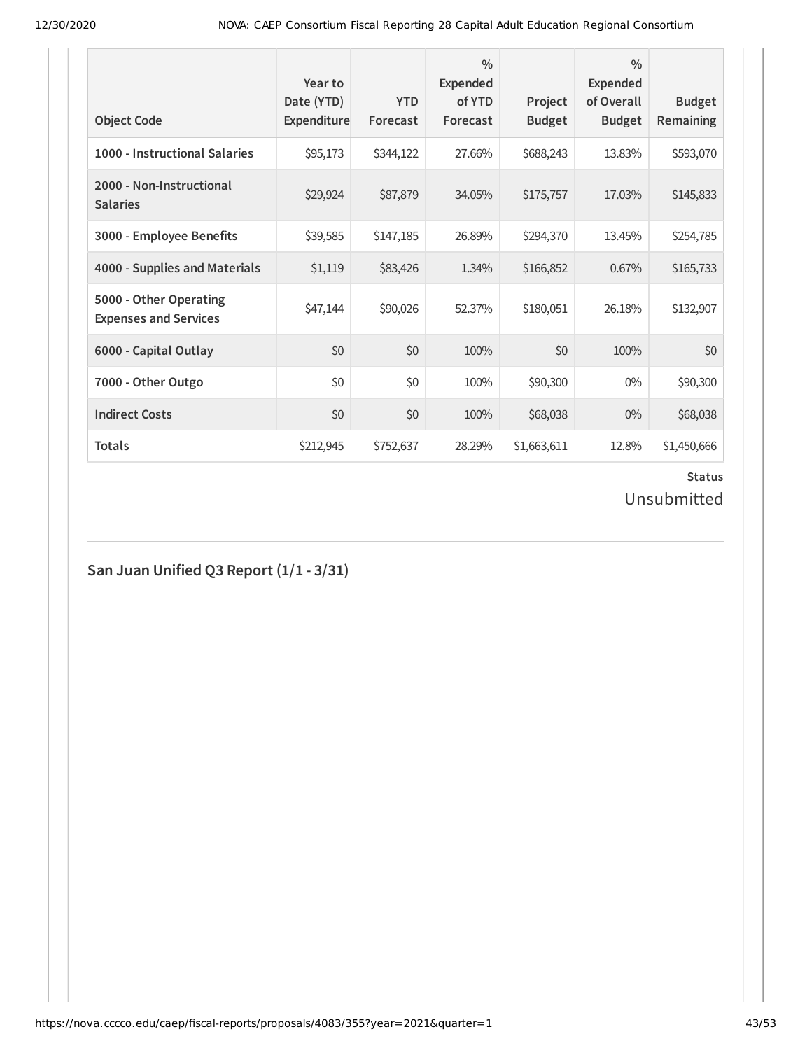| Object Code | Year to Date (YTD) Expenditure | YTD Forecast | % Expended of YTD Forecast | Project Budget | % Expended of Overall Budget | Budget Remaining |
|---|---|---|---|---|---|---|
| 1000 - Instructional Salaries | $95,173 | $344,122 | 27.66% | $688,243 | 13.83% | $593,070 |
| 2000 - Non-Instructional Salaries | $29,924 | $87,879 | 34.05% | $175,757 | 17.03% | $145,833 |
| 3000 - Employee Benefits | $39,585 | $147,185 | 26.89% | $294,370 | 13.45% | $254,785 |
| 4000 - Supplies and Materials | $1,119 | $83,426 | 1.34% | $166,852 | 0.67% | $165,733 |
| 5000 - Other Operating Expenses and Services | $47,144 | $90,026 | 52.37% | $180,051 | 26.18% | $132,907 |
| 6000 - Capital Outlay | $0 | $0 | 100% | $0 | 100% | $0 |
| 7000 - Other Outgo | $0 | $0 | 100% | $90,300 | 0% | $90,300 |
| Indirect Costs | $0 | $0 | 100% | $68,038 | 0% | $68,038 |
| Totals | $212,945 | $752,637 | 28.29% | $1,663,611 | 12.8% | $1,450,666 |

**Status**

Unsubmitted

## San Juan Unified Q3 Report (1/1 - 3/31)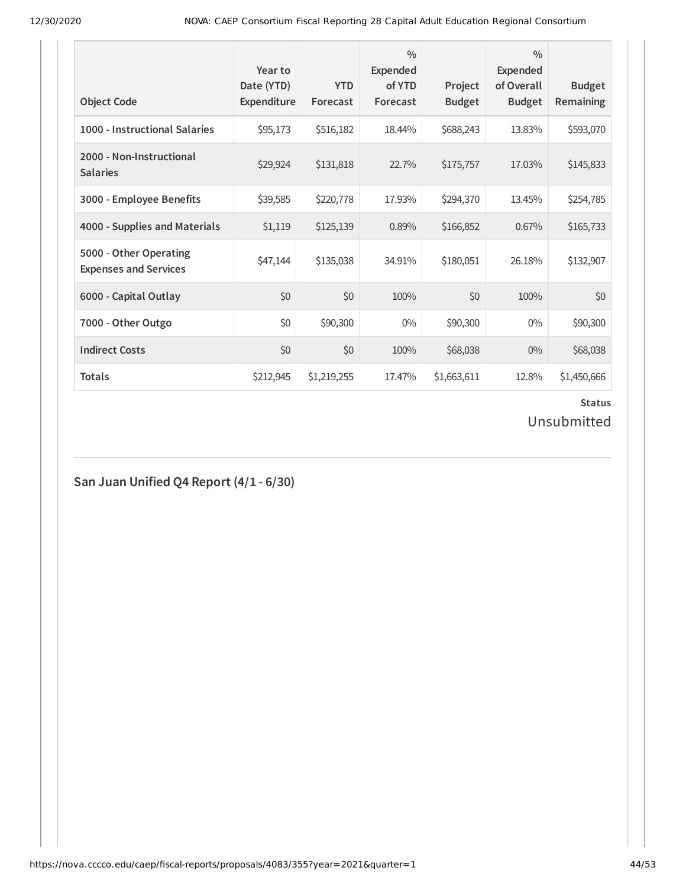| Object Code | Year to Date (YTD) Expenditure | YTD Forecast | % Expended of YTD Forecast | Project Budget | % Expended of Overall Budget | Budget Remaining |
|---|---|---|---|---|---|---|
| 1000 - Instructional Salaries | $95,173 | $516,182 | 18.44% | $688,243 | 13.83% | $593,070 |
| 2000 - Non-Instructional Salaries | $29,924 | $131,818 | 22.7% | $175,757 | 17.03% | $145,833 |
| 3000 - Employee Benefits | $39,585 | $220,778 | 17.93% | $294,370 | 13.45% | $254,785 |
| 4000 - Supplies and Materials | $1,119 | $125,139 | 0.89% | $166,852 | 0.67% | $165,733 |
| 5000 - Other Operating Expenses and Services | $47,144 | $135,038 | 34.91% | $180,051 | 26.18% | $132,907 |
| 6000 - Capital Outlay | $0 | $0 | 100% | $0 | 100% | $0 |
| 7000 - Other Outgo | $0 | $90,300 | 0% | $90,300 | 0% | $90,300 |
| Indirect Costs | $0 | $0 | 100% | $68,038 | 0% | $68,038 |
| **Totals** | $212,945 | $1,219,255 | 17.47% | $1,663,611 | 12.8% | $1,450,666 |

**Status**

Unsubmitted

## San Juan Unified Q4 Report (4/1 - 6/30)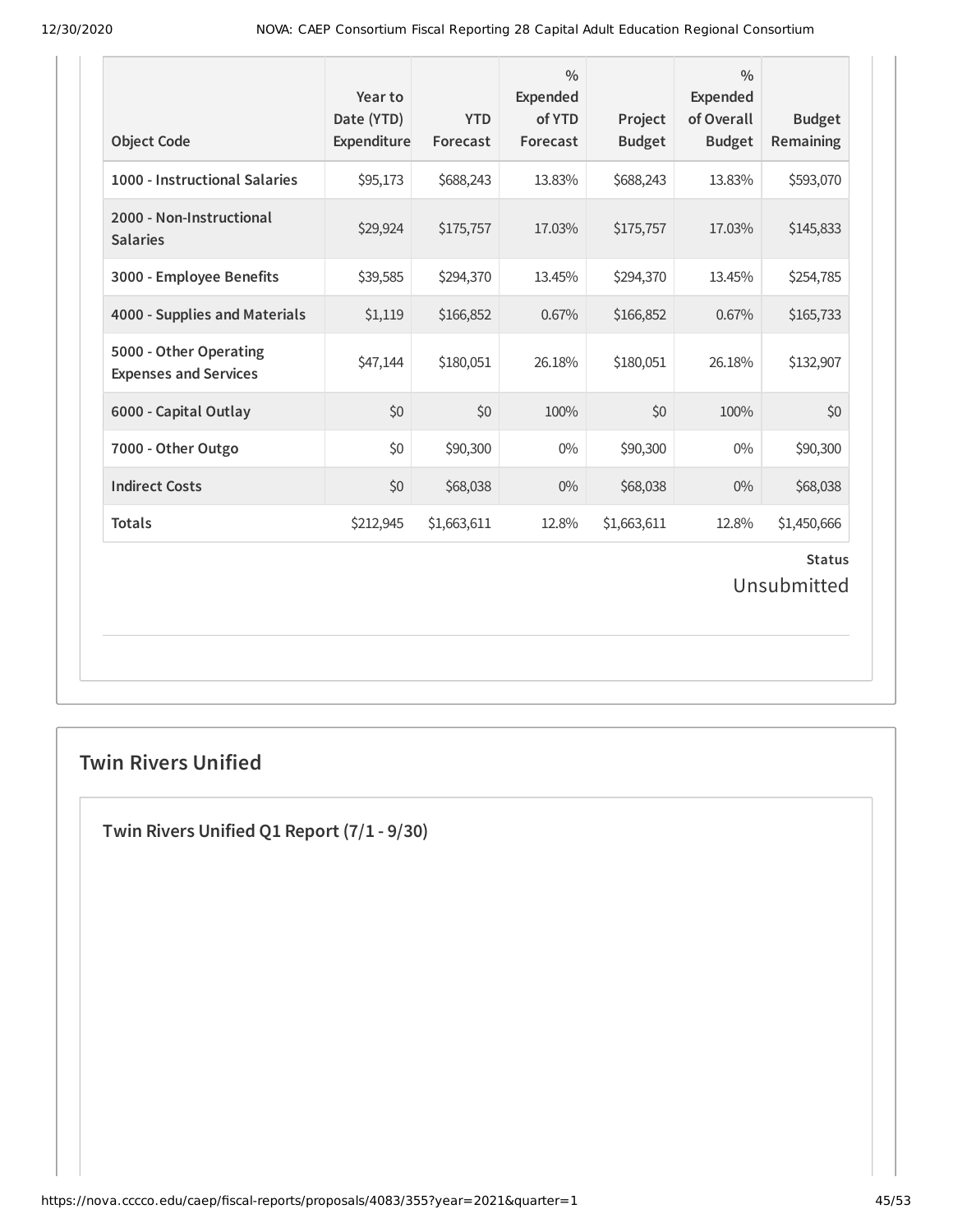| Object Code | Year to Date (YTD) Expenditure | YTD Forecast | % Expended of YTD Forecast | Project Budget | % Expended of Overall Budget | Budget Remaining |
|---|---|---|---|---|---|---|
| **1000 - Instructional Salaries** | $95,173 | $688,243 | 13.83% | $688,243 | 13.83% | $593,070 |
| **2000 - Non-Instructional Salaries** | $29,924 | $175,757 | 17.03% | $175,757 | 17.03% | $145,833 |
| **3000 - Employee Benefits** | $39,585 | $294,370 | 13.45% | $294,370 | 13.45% | $254,785 |
| **4000 - Supplies and Materials** | $1,119 | $166,852 | 0.67% | $166,852 | 0.67% | $165,733 |
| **5000 - Other Operating Expenses and Services** | $47,144 | $180,051 | 26.18% | $180,051 | 26.18% | $132,907 |
| **6000 - Capital Outlay** | $0 | $0 | 100% | $0 | 100% | $0 |
| **7000 - Other Outgo** | $0 | $90,300 | 0% | $90,300 | 0% | $90,300 |
| **Indirect Costs** | $0 | $68,038 | 0% | $68,038 | 0% | $68,038 |
| **Totals** | $212,945 | $1,663,611 | 12.8% | $1,663,611 | 12.8% | $1,450,666 |

**Status**

Unsubmitted

## Twin Rivers Unified

### Twin Rivers Unified Q1 Report (7/1 - 9/30)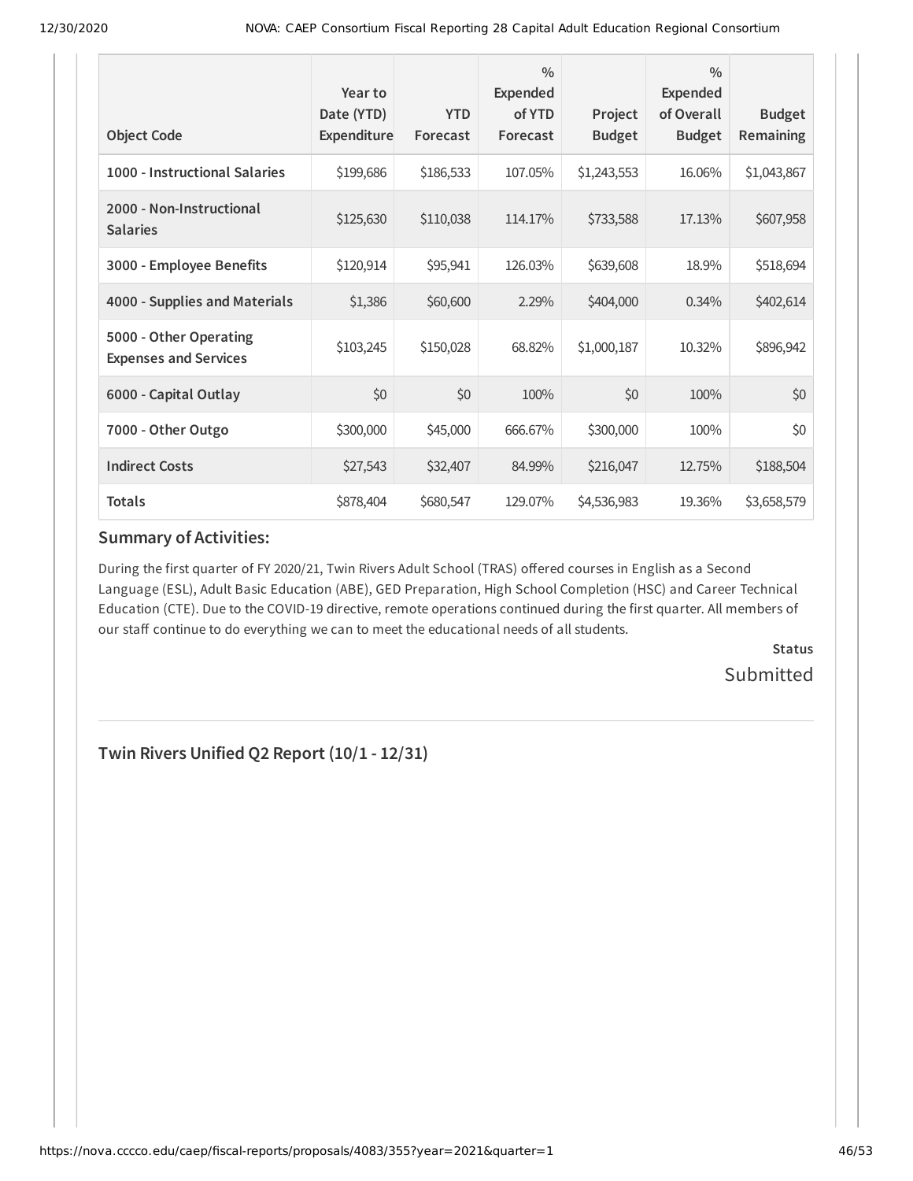| Object Code | Year to Date (YTD) Expenditure | YTD Forecast | % Expended of YTD Forecast | Project Budget | % Expended of Overall Budget | Budget Remaining |
|---|---|---|---|---|---|---|
| **1000 - Instructional Salaries** | $199,686 | $186,533 | 107.05% | $1,243,553 | 16.06% | $1,043,867 |
| **2000 - Non-Instructional Salaries** | $125,630 | $110,038 | 114.17% | $733,588 | 17.13% | $607,958 |
| **3000 - Employee Benefits** | $120,914 | $95,941 | 126.03% | $639,608 | 18.9% | $518,694 |
| **4000 - Supplies and Materials** | $1,386 | $60,600 | 2.29% | $404,000 | 0.34% | $402,614 |
| **5000 - Other Operating Expenses and Services** | $103,245 | $150,028 | 68.82% | $1,000,187 | 10.32% | $896,942 |
| **6000 - Capital Outlay** | $0 | $0 | 100% | $0 | 100% | $0 |
| **7000 - Other Outgo** | $300,000 | $45,000 | 666.67% | $300,000 | 100% | $0 |
| **Indirect Costs** | $27,543 | $32,407 | 84.99% | $216,047 | 12.75% | $188,504 |
| **Totals** | $878,404 | $680,547 | 129.07% | $4,536,983 | 19.36% | $3,658,579 |

### Summary of Activities:

During the first quarter of FY 2020/21, Twin Rivers Adult School (TRAS) offered courses in English as a Second Language (ESL), Adult Basic Education (ABE), GED Preparation, High School Completion (HSC) and Career Technical Education (CTE). Due to the COVID-19 directive, remote operations continued during the first quarter. All members of our staff continue to do everything we can to meet the educational needs of all students.

**Status**

Submitted

---

## Twin Rivers Unified Q2 Report (10/1 - 12/31)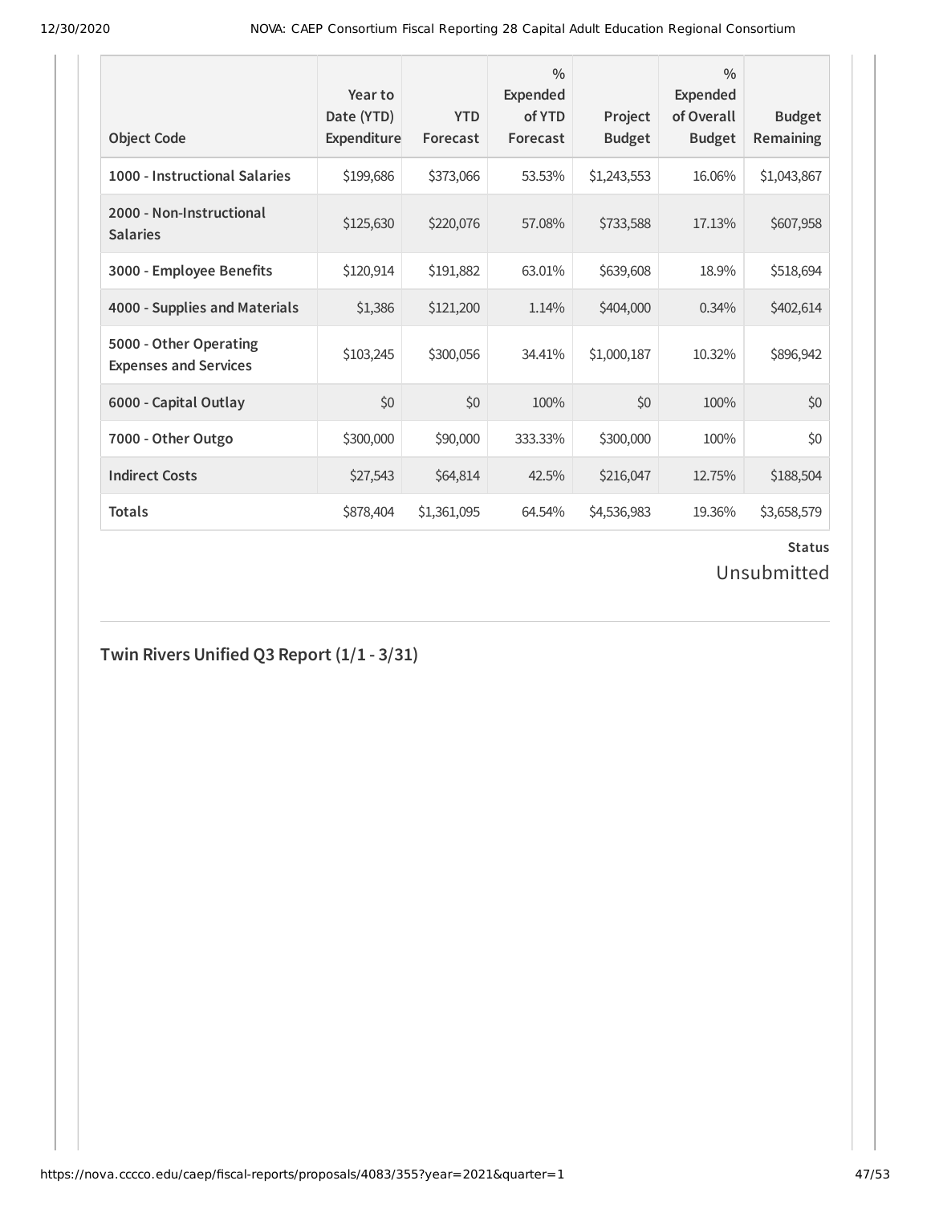| Object Code | Year to Date (YTD) Expenditure | YTD Forecast | % Expended of YTD Forecast | Project Budget | % Expended of Overall Budget | Budget Remaining |
|---|---|---|---|---|---|---|
| **1000 - Instructional Salaries** | $199,686 | $373,066 | 53.53% | $1,243,553 | 16.06% | $1,043,867 |
| **2000 - Non-Instructional Salaries** | $125,630 | $220,076 | 57.08% | $733,588 | 17.13% | $607,958 |
| **3000 - Employee Benefits** | $120,914 | $191,882 | 63.01% | $639,608 | 18.9% | $518,694 |
| **4000 - Supplies and Materials** | $1,386 | $121,200 | 1.14% | $404,000 | 0.34% | $402,614 |
| **5000 - Other Operating Expenses and Services** | $103,245 | $300,056 | 34.41% | $1,000,187 | 10.32% | $896,942 |
| **6000 - Capital Outlay** | $0 | $0 | 100% | $0 | 100% | $0 |
| **7000 - Other Outgo** | $300,000 | $90,000 | 333.33% | $300,000 | 100% | $0 |
| **Indirect Costs** | $27,543 | $64,814 | 42.5% | $216,047 | 12.75% | $188,504 |
| **Totals** | $878,404 | $1,361,095 | 64.54% | $4,536,983 | 19.36% | $3,658,579 |

**Status**

Unsubmitted

## Twin Rivers Unified Q3 Report (1/1 - 3/31)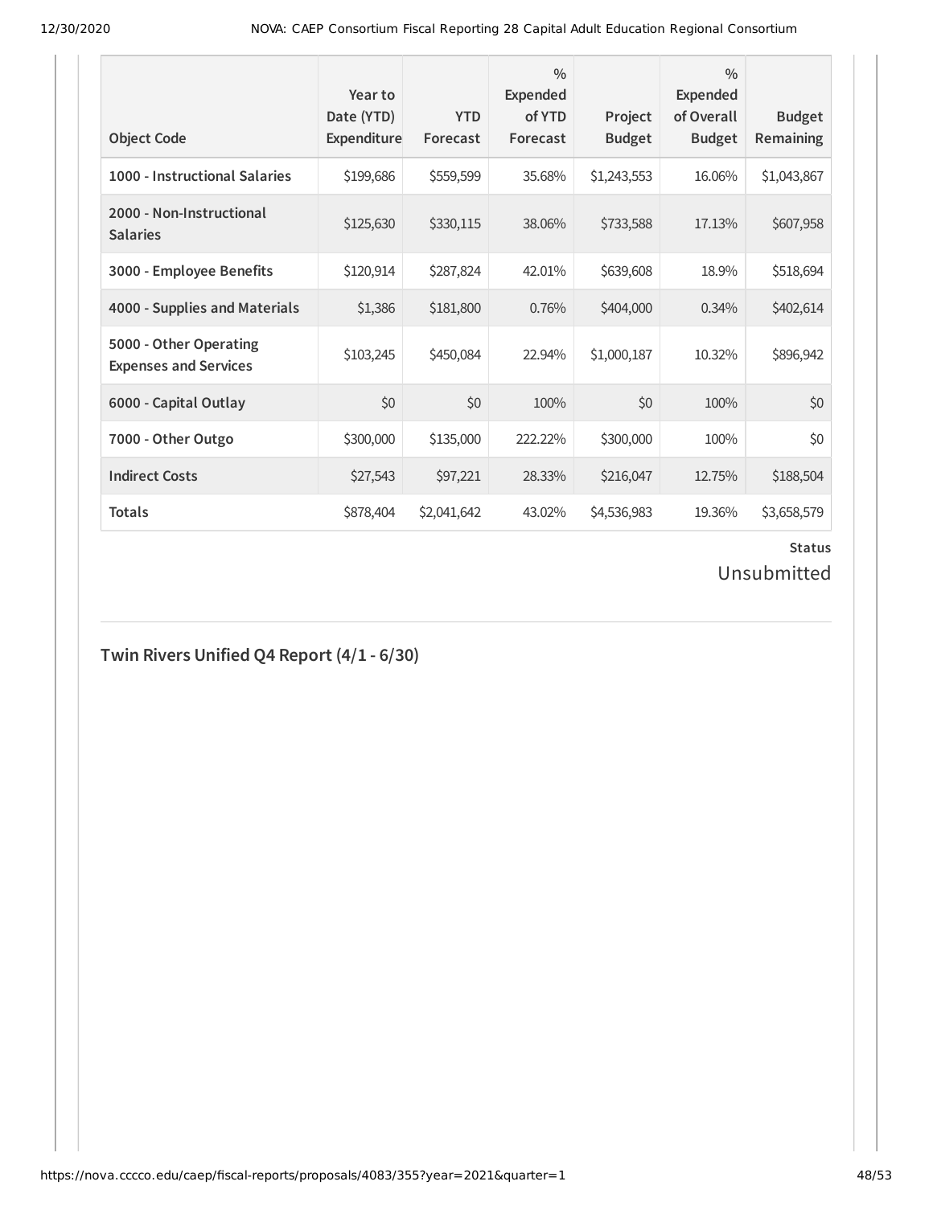| Object Code | Year to Date (YTD) Expenditure | YTD Forecast | % Expended of YTD Forecast | Project Budget | % Expended of Overall Budget | Budget Remaining |
|---|---|---|---|---|---|---|
| **1000 - Instructional Salaries** | $199,686 | $559,599 | 35.68% | $1,243,553 | 16.06% | $1,043,867 |
| **2000 - Non-Instructional Salaries** | $125,630 | $330,115 | 38.06% | $733,588 | 17.13% | $607,958 |
| **3000 - Employee Benefits** | $120,914 | $287,824 | 42.01% | $639,608 | 18.9% | $518,694 |
| **4000 - Supplies and Materials** | $1,386 | $181,800 | 0.76% | $404,000 | 0.34% | $402,614 |
| **5000 - Other Operating Expenses and Services** | $103,245 | $450,084 | 22.94% | $1,000,187 | 10.32% | $896,942 |
| **6000 - Capital Outlay** | $0 | $0 | 100% | $0 | 100% | $0 |
| **7000 - Other Outgo** | $300,000 | $135,000 | 222.22% | $300,000 | 100% | $0 |
| **Indirect Costs** | $27,543 | $97,221 | 28.33% | $216,047 | 12.75% | $188,504 |
| **Totals** | $878,404 | $2,041,642 | 43.02% | $4,536,983 | 19.36% | $3,658,579 |

**Status**

Unsubmitted

## Twin Rivers Unified Q4 Report (4/1 - 6/30)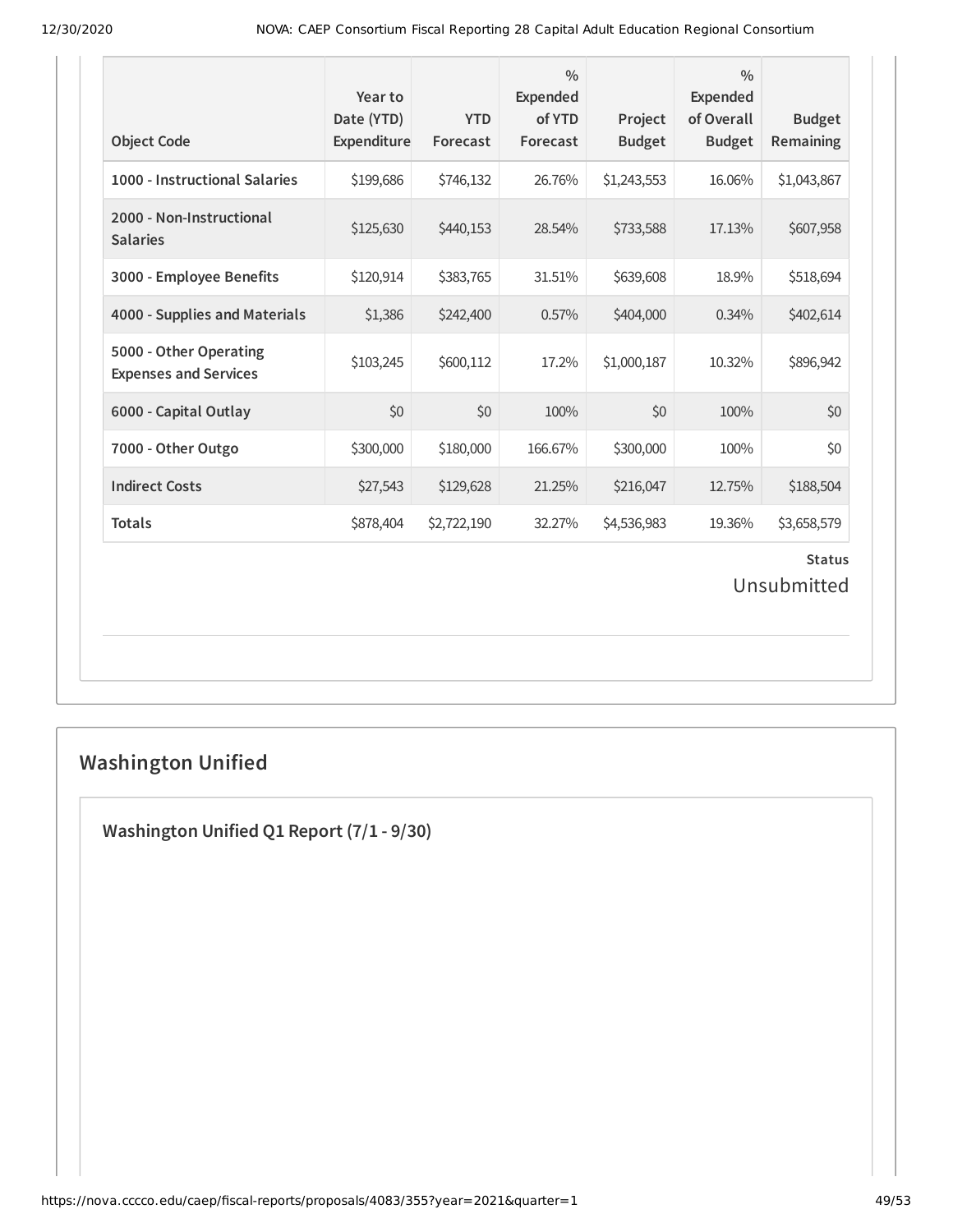| Object Code | Year to Date (YTD) Expenditure | YTD Forecast | % Expended of YTD Forecast | Project Budget | % Expended of Overall Budget | Budget Remaining |
|---|---|---|---|---|---|---|
| 1000 - Instructional Salaries | $199,686 | $746,132 | 26.76% | $1,243,553 | 16.06% | $1,043,867 |
| 2000 - Non-Instructional Salaries | $125,630 | $440,153 | 28.54% | $733,588 | 17.13% | $607,958 |
| 3000 - Employee Benefits | $120,914 | $383,765 | 31.51% | $639,608 | 18.9% | $518,694 |
| 4000 - Supplies and Materials | $1,386 | $242,400 | 0.57% | $404,000 | 0.34% | $402,614 |
| 5000 - Other Operating Expenses and Services | $103,245 | $600,112 | 17.2% | $1,000,187 | 10.32% | $896,942 |
| 6000 - Capital Outlay | $0 | $0 | 100% | $0 | 100% | $0 |
| 7000 - Other Outgo | $300,000 | $180,000 | 166.67% | $300,000 | 100% | $0 |
| Indirect Costs | $27,543 | $129,628 | 21.25% | $216,047 | 12.75% | $188,504 |
| Totals | $878,404 | $2,722,190 | 32.27% | $4,536,983 | 19.36% | $3,658,579 |

**Status**

Unsubmitted

## Washington Unified

### Washington Unified Q1 Report (7/1 - 9/30)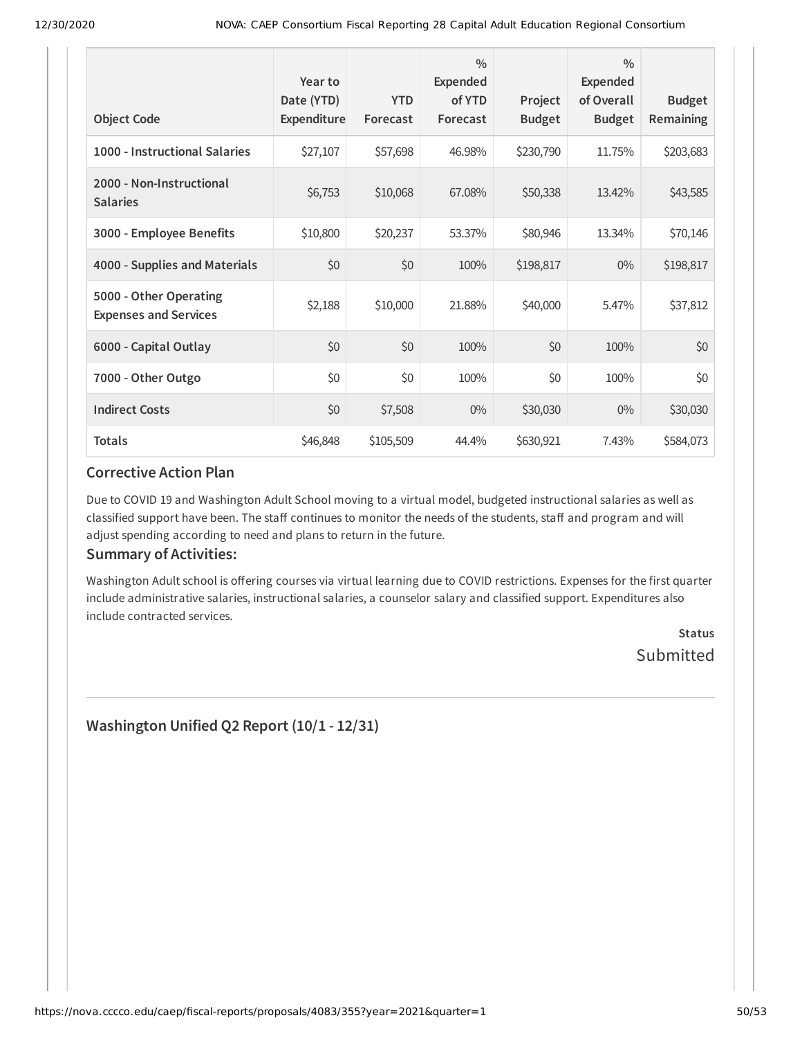| Object Code | Year to Date (YTD) Expenditure | YTD Forecast | % Expended of YTD Forecast | Project Budget | % Expended of Overall Budget | Budget Remaining |
|---|---|---|---|---|---|---|
| 1000 - Instructional Salaries | $27,107 | $57,698 | 46.98% | $230,790 | 11.75% | $203,683 |
| 2000 - Non-Instructional Salaries | $6,753 | $10,068 | 67.08% | $50,338 | 13.42% | $43,585 |
| 3000 - Employee Benefits | $10,800 | $20,237 | 53.37% | $80,946 | 13.34% | $70,146 |
| 4000 - Supplies and Materials | $0 | $0 | 100% | $198,817 | 0% | $198,817 |
| 5000 - Other Operating Expenses and Services | $2,188 | $10,000 | 21.88% | $40,000 | 5.47% | $37,812 |
| 6000 - Capital Outlay | $0 | $0 | 100% | $0 | 100% | $0 |
| 7000 - Other Outgo | $0 | $0 | 100% | $0 | 100% | $0 |
| Indirect Costs | $0 | $7,508 | 0% | $30,030 | 0% | $30,030 |
| Totals | $46,848 | $105,509 | 44.4% | $630,921 | 7.43% | $584,073 |

### Corrective Action Plan

Due to COVID 19 and Washington Adult School moving to a virtual model, budgeted instructional salaries as well as classified support have been. The staff continues to monitor the needs of the students, staff and program and will adjust spending according to need and plans to return in the future.

### Summary of Activities:

Washington Adult school is offering courses via virtual learning due to COVID restrictions. Expenses for the first quarter include administrative salaries, instructional salaries, a counselor salary and classified support. Expenditures also include contracted services.

**Status**
Submitted

## Washington Unified Q2 Report (10/1 - 12/31)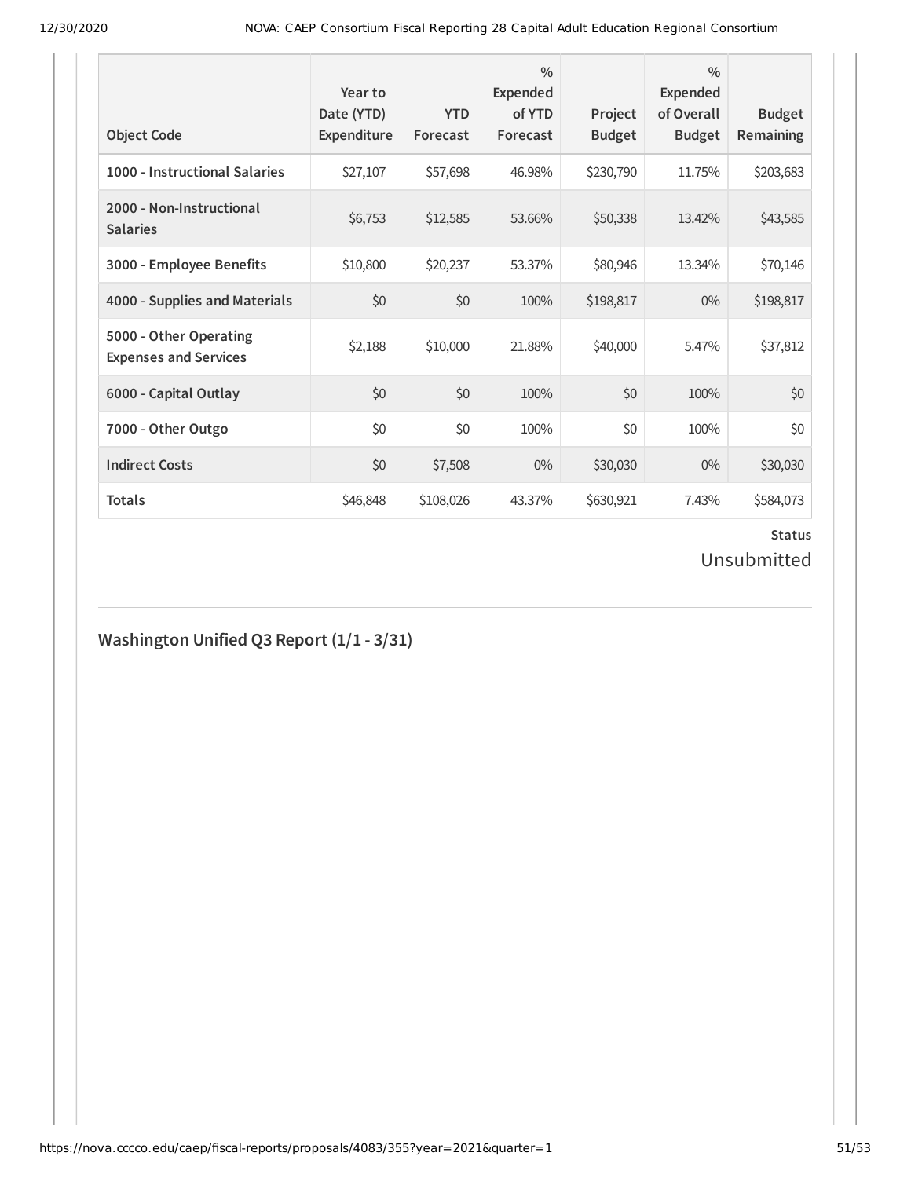| Object Code | Year to Date (YTD) Expenditure | YTD Forecast | % Expended of YTD Forecast | Project Budget | % Expended of Overall Budget | Budget Remaining |
|---|---|---|---|---|---|---|
| **1000 - Instructional Salaries** | $27,107 | $57,698 | 46.98% | $230,790 | 11.75% | $203,683 |
| **2000 - Non-Instructional Salaries** | $6,753 | $12,585 | 53.66% | $50,338 | 13.42% | $43,585 |
| **3000 - Employee Benefits** | $10,800 | $20,237 | 53.37% | $80,946 | 13.34% | $70,146 |
| **4000 - Supplies and Materials** | $0 | $0 | 100% | $198,817 | 0% | $198,817 |
| **5000 - Other Operating Expenses and Services** | $2,188 | $10,000 | 21.88% | $40,000 | 5.47% | $37,812 |
| **6000 - Capital Outlay** | $0 | $0 | 100% | $0 | 100% | $0 |
| **7000 - Other Outgo** | $0 | $0 | 100% | $0 | 100% | $0 |
| **Indirect Costs** | $0 | $7,508 | 0% | $30,030 | 0% | $30,030 |
| **Totals** | $46,848 | $108,026 | 43.37% | $630,921 | 7.43% | $584,073 |

**Status**

Unsubmitted

## Washington Unified Q3 Report (1/1 - 3/31)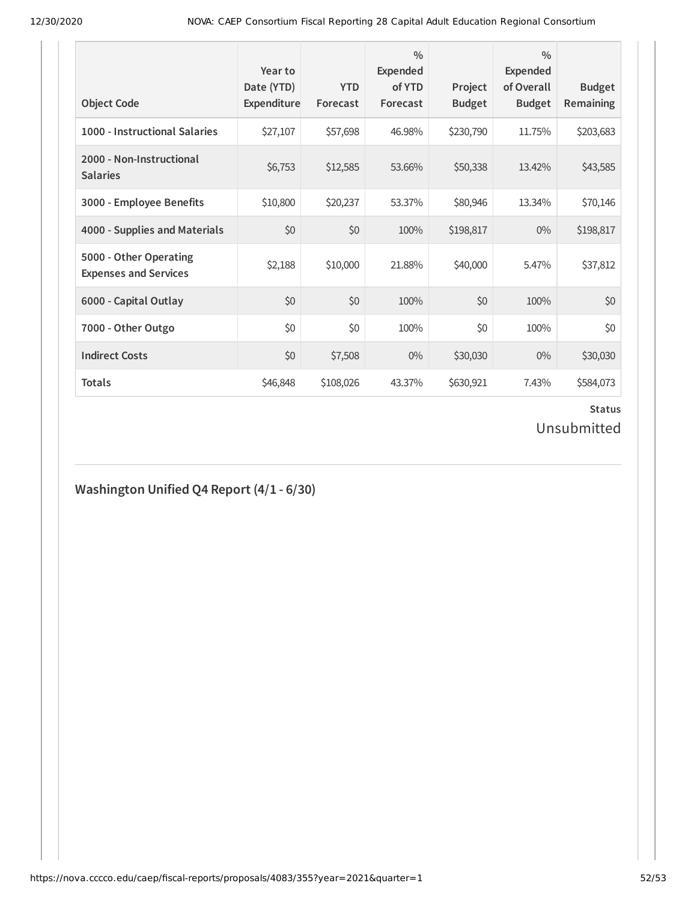| Object Code | Year to Date (YTD) Expenditure | YTD Forecast | % Expended of YTD Forecast | Project Budget | % Expended of Overall Budget | Budget Remaining |
|---|---|---|---|---|---|---|
| **1000 - Instructional Salaries** | $27,107 | $57,698 | 46.98% | $230,790 | 11.75% | $203,683 |
| **2000 - Non-Instructional Salaries** | $6,753 | $12,585 | 53.66% | $50,338 | 13.42% | $43,585 |
| **3000 - Employee Benefits** | $10,800 | $20,237 | 53.37% | $80,946 | 13.34% | $70,146 |
| **4000 - Supplies and Materials** | $0 | $0 | 100% | $198,817 | 0% | $198,817 |
| **5000 - Other Operating Expenses and Services** | $2,188 | $10,000 | 21.88% | $40,000 | 5.47% | $37,812 |
| **6000 - Capital Outlay** | $0 | $0 | 100% | $0 | 100% | $0 |
| **7000 - Other Outgo** | $0 | $0 | 100% | $0 | 100% | $0 |
| **Indirect Costs** | $0 | $7,508 | 0% | $30,030 | 0% | $30,030 |
| **Totals** | $46,848 | $108,026 | 43.37% | $630,921 | 7.43% | $584,073 |

**Status**

Unsubmitted

## Washington Unified Q4 Report (4/1 - 6/30)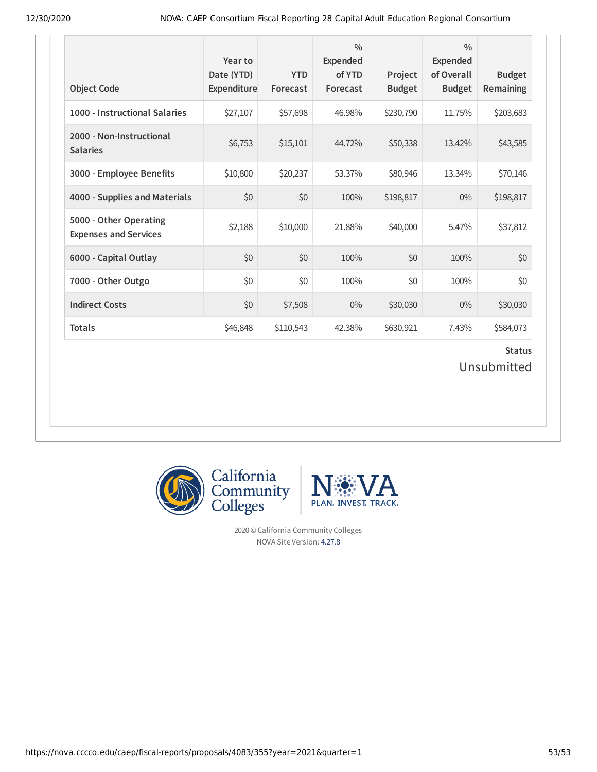| Object Code | Year to Date (YTD) Expenditure | YTD Forecast | % Expended of YTD Forecast | Project Budget | % Expended of Overall Budget | Budget Remaining |
|---|---|---|---|---|---|---|
| 1000 - Instructional Salaries | $27,107 | $57,698 | 46.98% | $230,790 | 11.75% | $203,683 |
| 2000 - Non-Instructional Salaries | $6,753 | $15,101 | 44.72% | $50,338 | 13.42% | $43,585 |
| 3000 - Employee Benefits | $10,800 | $20,237 | 53.37% | $80,946 | 13.34% | $70,146 |
| 4000 - Supplies and Materials | $0 | $0 | 100% | $198,817 | 0% | $198,817 |
| 5000 - Other Operating Expenses and Services | $2,188 | $10,000 | 21.88% | $40,000 | 5.47% | $37,812 |
| 6000 - Capital Outlay | $0 | $0 | 100% | $0 | 100% | $0 |
| 7000 - Other Outgo | $0 | $0 | 100% | $0 | 100% | $0 |
| Indirect Costs | $0 | $7,508 | 0% | $30,030 | 0% | $30,030 |
| Totals | $46,848 | $110,543 | 42.38% | $630,921 | 7.43% | $584,073 |

**Status**

Unsubmitted

2020 © California Community Colleges

NOVA Site Version: 4.27.8